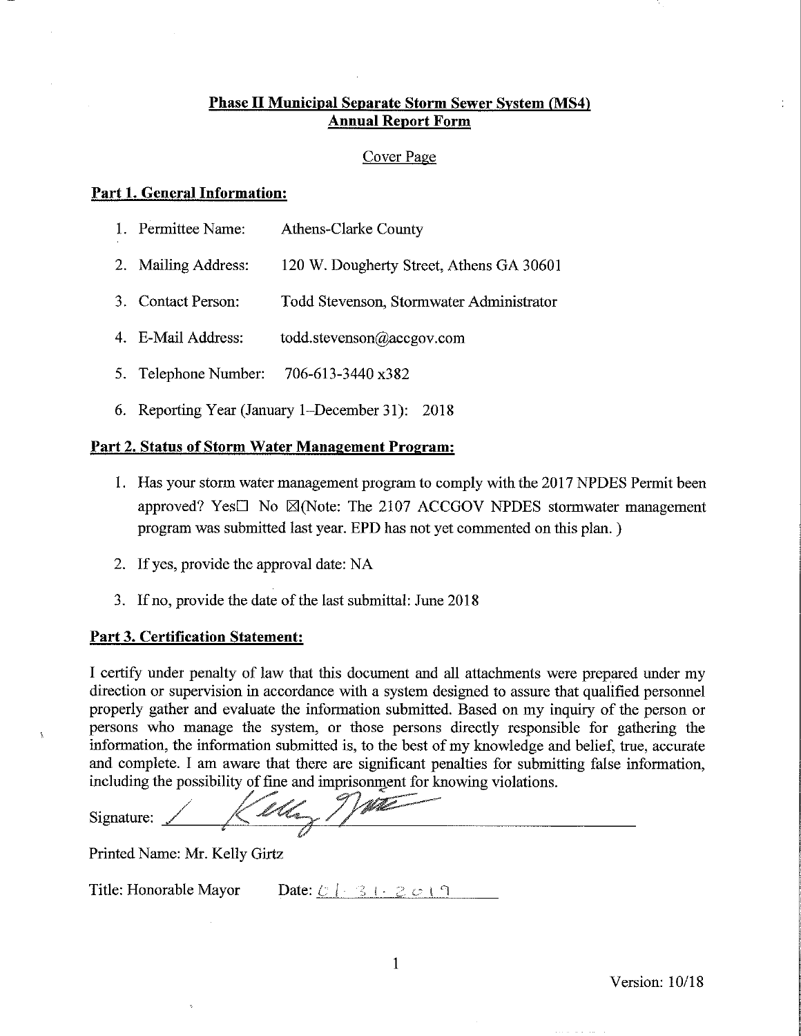# Phase II Municipal Separate Storm Sewer System (MS4) Annual Report Form

Cover Page

## Part 1. General Information:

1. Permittee Name: Athens-Clarke County
2. Mailing Address: 120 W. Dougherty Street, Athens GA 30601
3. Contact Person: Todd Stevenson, Stormwater Administrator
4. E-Mail Address: todd.stevenson@accgov.com
5. Telephone Number: 706-613-3440 x382
6. Reporting Year (January 1–December 31): 2018

## Part 2. Status of Storm Water Management Program:

1. Has your storm water management program to comply with the 2017 NPDES Permit been approved? Yes☐ No ☒(Note: The 2107 ACCGOV NPDES stormwater management program was submitted last year. EPD has not yet commented on this plan. )
2. If yes, provide the approval date: NA
3. If no, provide the date of the last submittal: June 2018

## Part 3. Certification Statement:

I certify under penalty of law that this document and all attachments were prepared under my direction or supervision in accordance with a system designed to assure that qualified personnel properly gather and evaluate the information submitted. Based on my inquiry of the person or persons who manage the system, or those persons directly responsible for gathering the information, the information submitted is, to the best of my knowledge and belief, true, accurate and complete. I am aware that there are significant penalties for submitting false information, including the possibility of fine and imprisonment for knowing violations.

Signature: Kelly Girtz

Printed Name: Mr. Kelly Girtz

Title: Honorable Mayor Date: 01-31-2019

Version: 10/18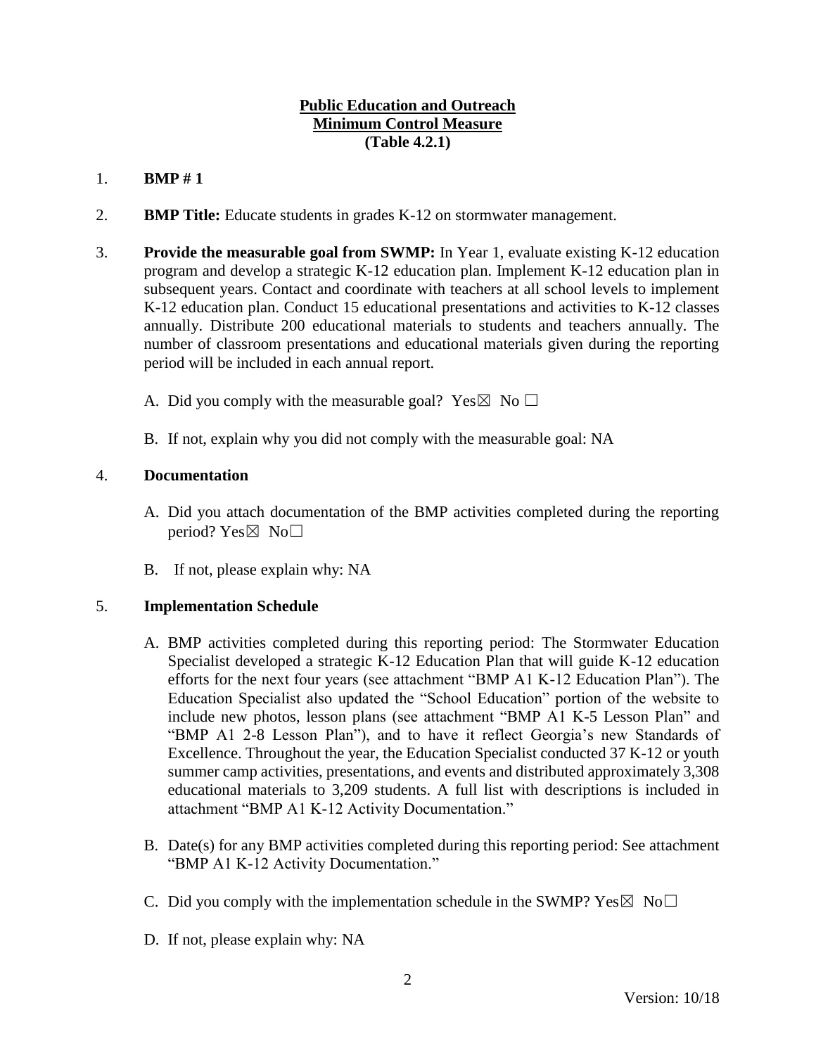**Public Education and Outreach**
**Minimum Control Measure**
**(Table 4.2.1)**

1. **BMP # 1**

2. **BMP Title:** Educate students in grades K-12 on stormwater management.

3. **Provide the measurable goal from SWMP:** In Year 1, evaluate existing K-12 education program and develop a strategic K-12 education plan. Implement K-12 education plan in subsequent years. Contact and coordinate with teachers at all school levels to implement K-12 education plan. Conduct 15 educational presentations and activities to K-12 classes annually. Distribute 200 educational materials to students and teachers annually. The number of classroom presentations and educational materials given during the reporting period will be included in each annual report.

   A. Did you comply with the measurable goal? Yes☒ No ☐

   B. If not, explain why you did not comply with the measurable goal: NA

4. **Documentation**

   A. Did you attach documentation of the BMP activities completed during the reporting period? Yes☒ No☐

   B. If not, please explain why: NA

5. **Implementation Schedule**

   A. BMP activities completed during this reporting period: The Stormwater Education Specialist developed a strategic K-12 Education Plan that will guide K-12 education efforts for the next four years (see attachment "BMP A1 K-12 Education Plan"). The Education Specialist also updated the "School Education" portion of the website to include new photos, lesson plans (see attachment "BMP A1 K-5 Lesson Plan" and "BMP A1 2-8 Lesson Plan"), and to have it reflect Georgia's new Standards of Excellence. Throughout the year, the Education Specialist conducted 37 K-12 or youth summer camp activities, presentations, and events and distributed approximately 3,308 educational materials to 3,209 students. A full list with descriptions is included in attachment "BMP A1 K-12 Activity Documentation."

   B. Date(s) for any BMP activities completed during this reporting period: See attachment "BMP A1 K-12 Activity Documentation."

   C. Did you comply with the implementation schedule in the SWMP? Yes☒ No☐

   D. If not, please explain why: NA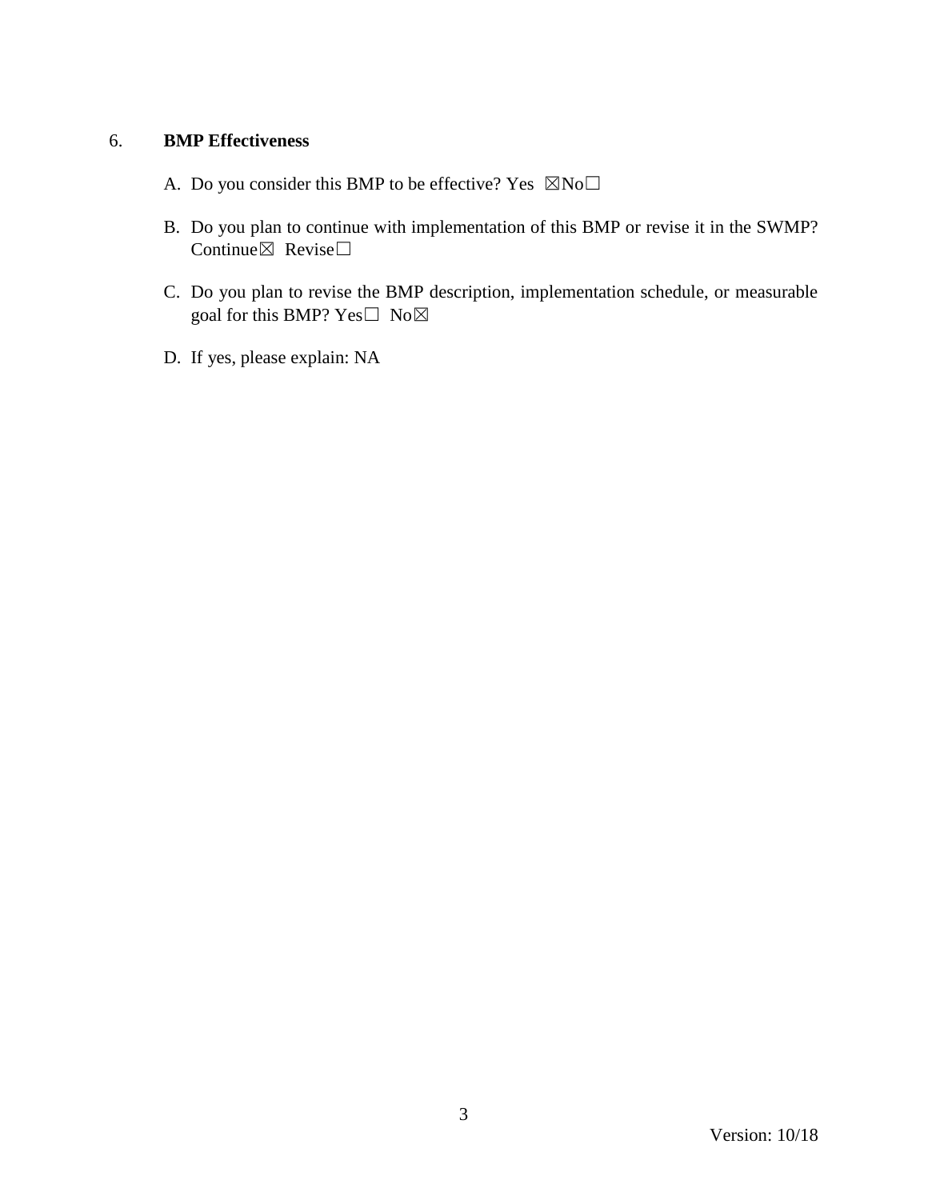6. **BMP Effectiveness**

A. Do you consider this BMP to be effective? Yes ☒No☐

B. Do you plan to continue with implementation of this BMP or revise it in the SWMP? Continue☒ Revise☐

C. Do you plan to revise the BMP description, implementation schedule, or measurable goal for this BMP? Yes☐ No☒

D. If yes, please explain: NA

Version: 10/18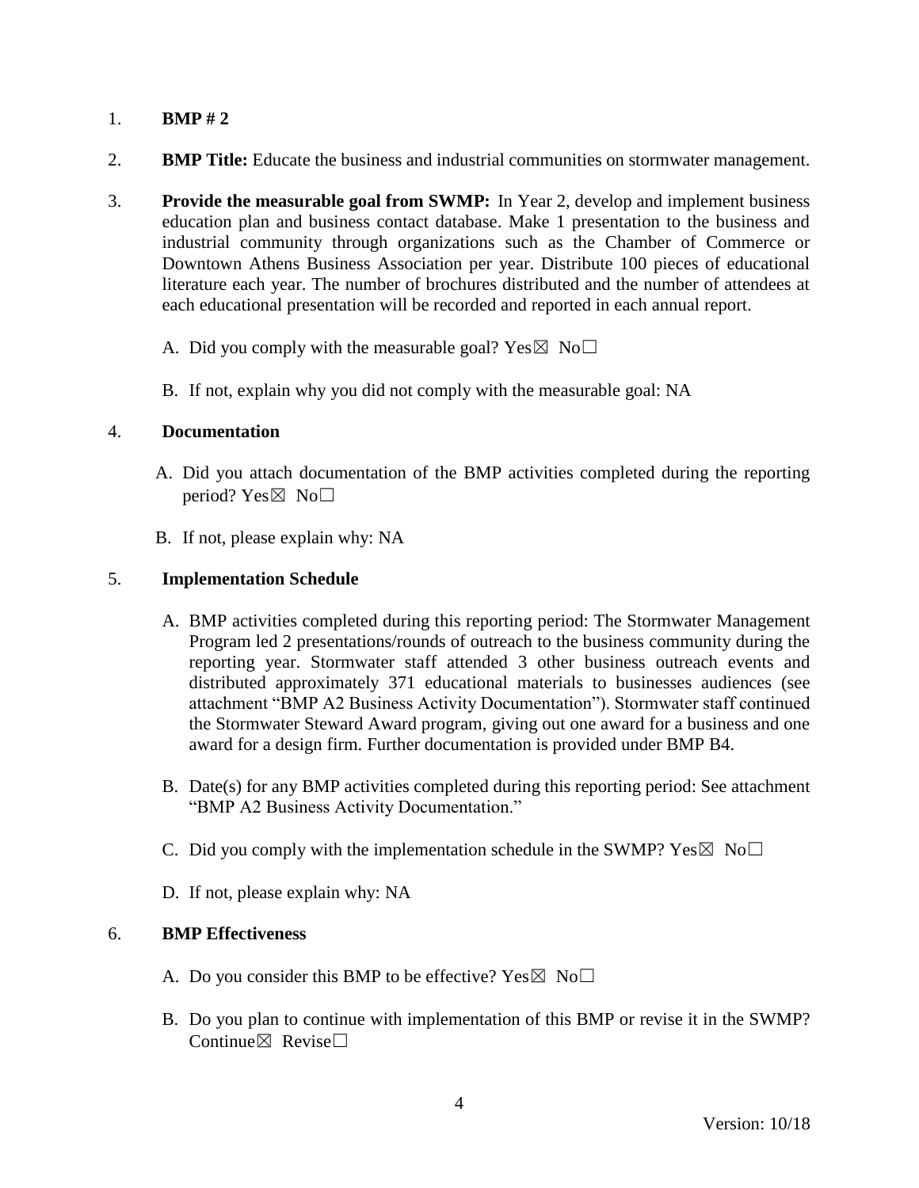1. **BMP # 2**

2. **BMP Title:** Educate the business and industrial communities on stormwater management.

3. **Provide the measurable goal from SWMP:** In Year 2, develop and implement business education plan and business contact database. Make 1 presentation to the business and industrial community through organizations such as the Chamber of Commerce or Downtown Athens Business Association per year. Distribute 100 pieces of educational literature each year. The number of brochures distributed and the number of attendees at each educational presentation will be recorded and reported in each annual report.

   A. Did you comply with the measurable goal? Yes☒ No☐

   B. If not, explain why you did not comply with the measurable goal: NA

4. **Documentation**

   A. Did you attach documentation of the BMP activities completed during the reporting period? Yes☒ No☐

   B. If not, please explain why: NA

5. **Implementation Schedule**

   A. BMP activities completed during this reporting period: The Stormwater Management Program led 2 presentations/rounds of outreach to the business community during the reporting year. Stormwater staff attended 3 other business outreach events and distributed approximately 371 educational materials to businesses audiences (see attachment "BMP A2 Business Activity Documentation"). Stormwater staff continued the Stormwater Steward Award program, giving out one award for a business and one award for a design firm. Further documentation is provided under BMP B4.

   B. Date(s) for any BMP activities completed during this reporting period: See attachment "BMP A2 Business Activity Documentation."

   C. Did you comply with the implementation schedule in the SWMP? Yes☒ No☐

   D. If not, please explain why: NA

6. **BMP Effectiveness**

   A. Do you consider this BMP to be effective? Yes☒ No☐

   B. Do you plan to continue with implementation of this BMP or revise it in the SWMP? Continue☒ Revise☐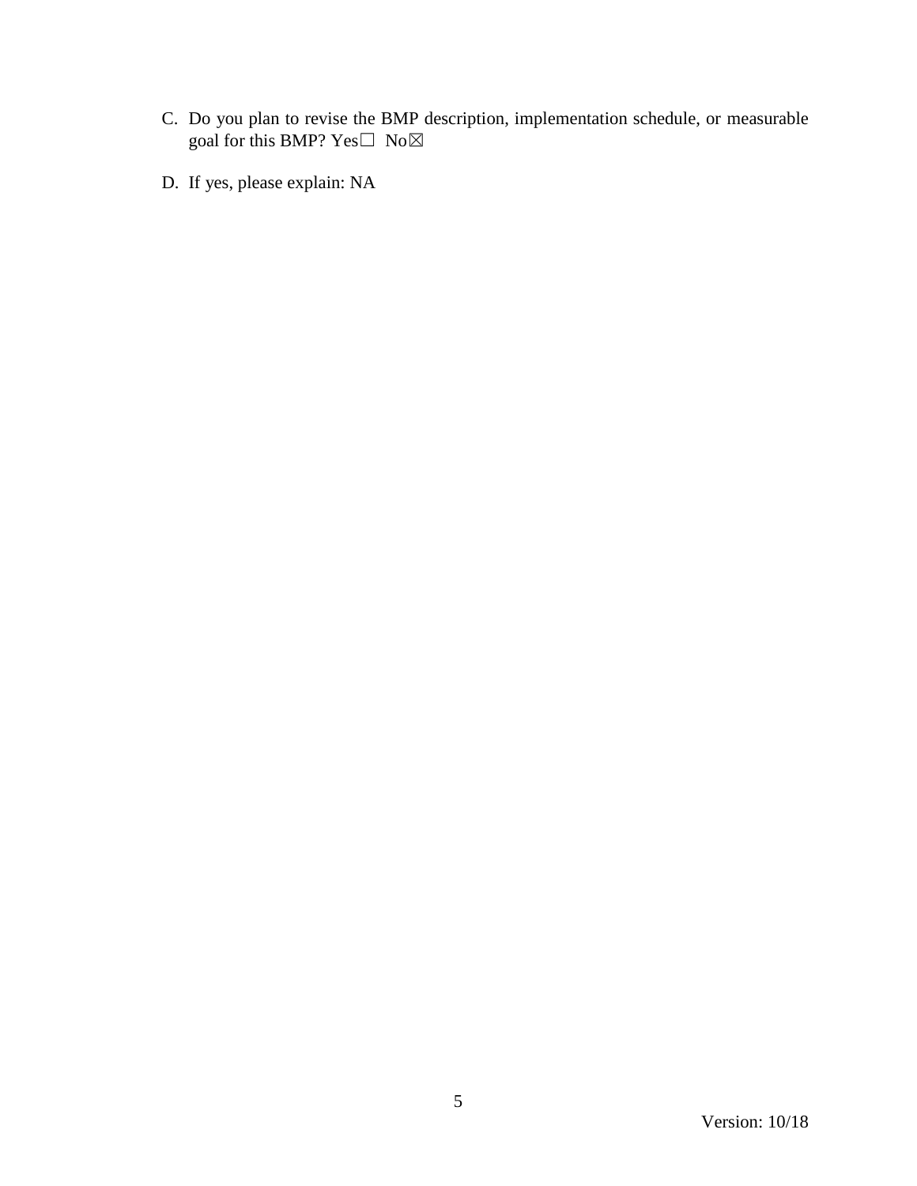C. Do you plan to revise the BMP description, implementation schedule, or measurable goal for this BMP? Yes☐ No☒

D. If yes, please explain: NA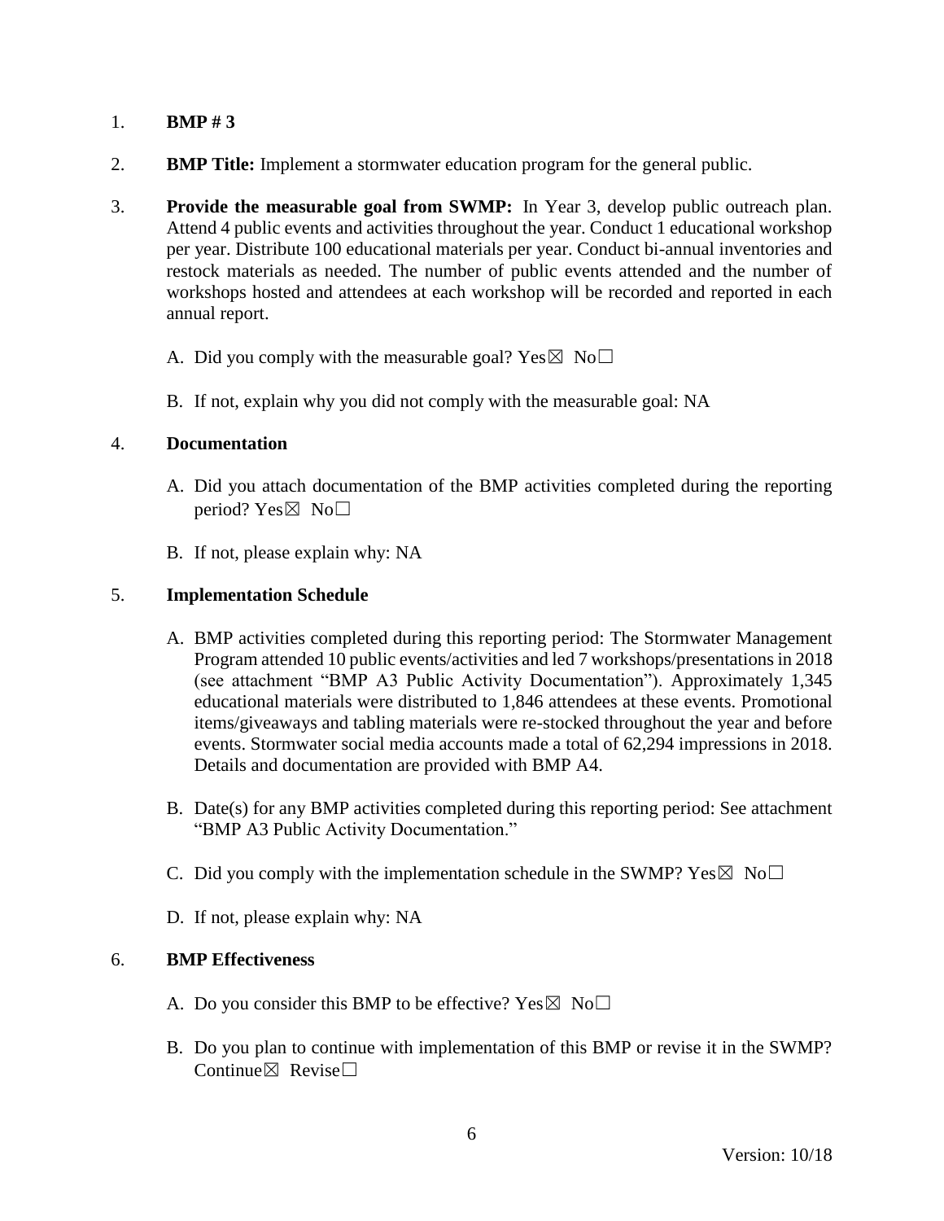1. **BMP # 3**

2. **BMP Title:** Implement a stormwater education program for the general public.

3. **Provide the measurable goal from SWMP:** In Year 3, develop public outreach plan. Attend 4 public events and activities throughout the year. Conduct 1 educational workshop per year. Distribute 100 educational materials per year. Conduct bi-annual inventories and restock materials as needed. The number of public events attended and the number of workshops hosted and attendees at each workshop will be recorded and reported in each annual report.

   A. Did you comply with the measurable goal? Yes☒ No☐

   B. If not, explain why you did not comply with the measurable goal: NA

4. **Documentation**

   A. Did you attach documentation of the BMP activities completed during the reporting period? Yes☒ No☐

   B. If not, please explain why: NA

5. **Implementation Schedule**

   A. BMP activities completed during this reporting period: The Stormwater Management Program attended 10 public events/activities and led 7 workshops/presentations in 2018 (see attachment "BMP A3 Public Activity Documentation"). Approximately 1,345 educational materials were distributed to 1,846 attendees at these events. Promotional items/giveaways and tabling materials were re-stocked throughout the year and before events. Stormwater social media accounts made a total of 62,294 impressions in 2018. Details and documentation are provided with BMP A4.

   B. Date(s) for any BMP activities completed during this reporting period: See attachment "BMP A3 Public Activity Documentation."

   C. Did you comply with the implementation schedule in the SWMP? Yes☒ No☐

   D. If not, please explain why: NA

6. **BMP Effectiveness**

   A. Do you consider this BMP to be effective? Yes☒ No☐

   B. Do you plan to continue with implementation of this BMP or revise it in the SWMP? Continue☒ Revise☐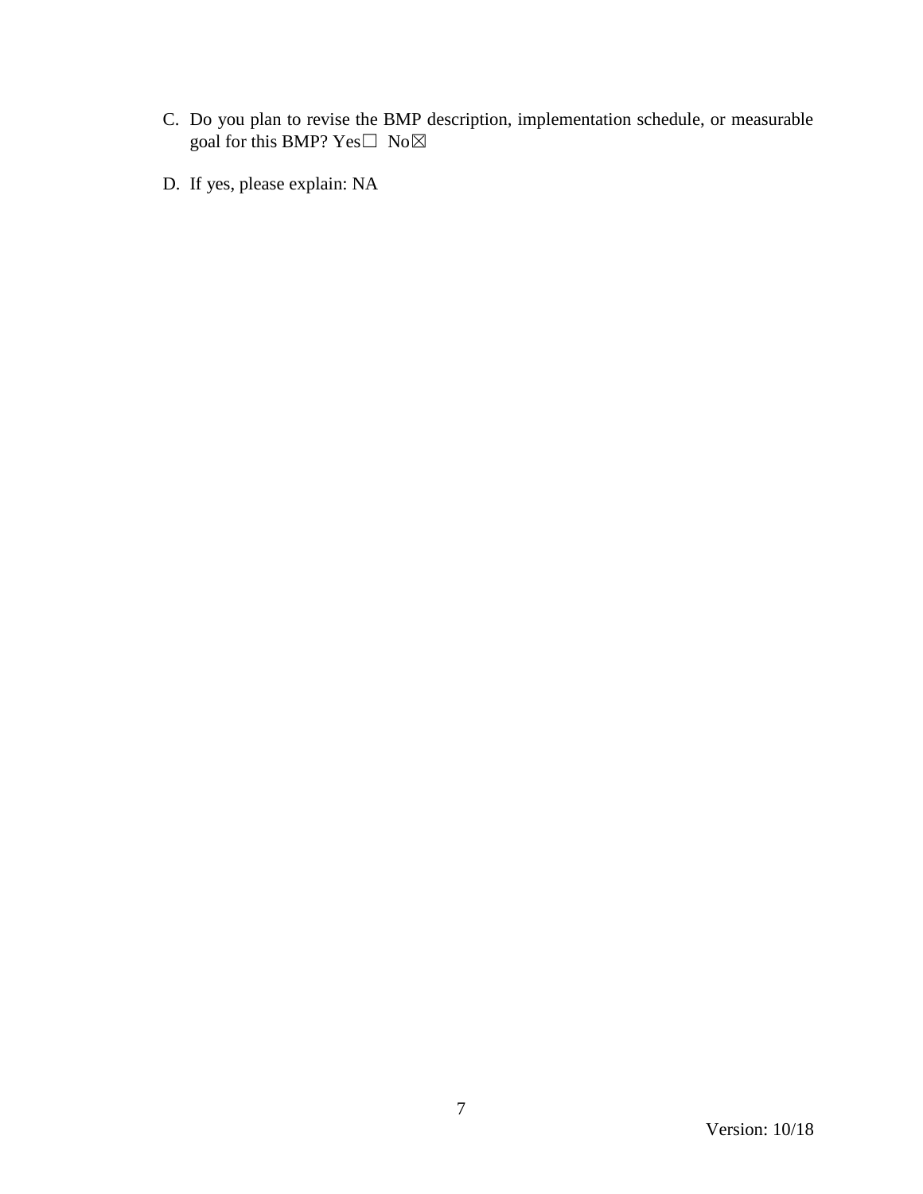C. Do you plan to revise the BMP description, implementation schedule, or measurable goal for this BMP? Yes☐ No☒

D. If yes, please explain: NA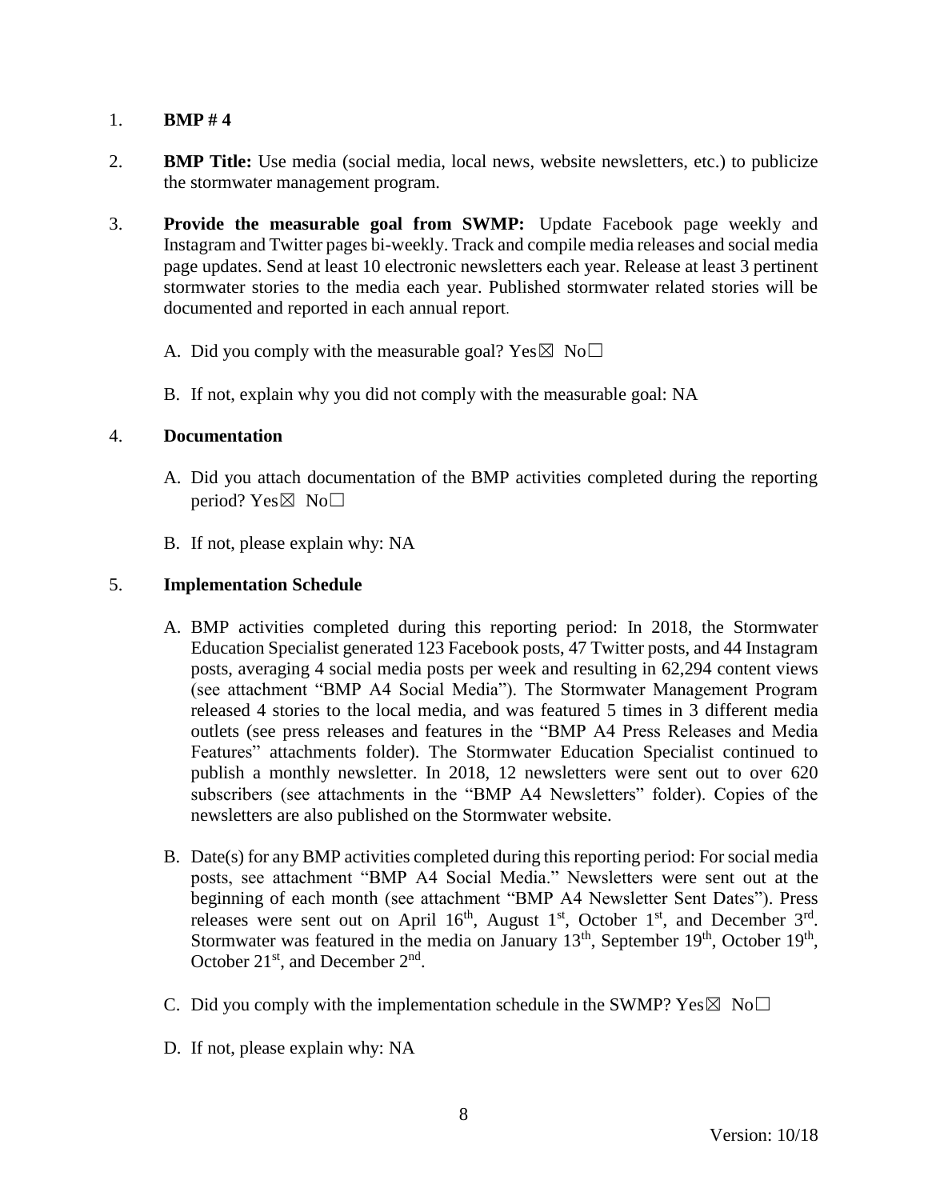1. **BMP # 4**

2. **BMP Title:** Use media (social media, local news, website newsletters, etc.) to publicize the stormwater management program.

3. **Provide the measurable goal from SWMP:** Update Facebook page weekly and Instagram and Twitter pages bi-weekly. Track and compile media releases and social media page updates. Send at least 10 electronic newsletters each year. Release at least 3 pertinent stormwater stories to the media each year. Published stormwater related stories will be documented and reported in each annual report.

   A. Did you comply with the measurable goal? Yes☒ No☐

   B. If not, explain why you did not comply with the measurable goal: NA

4. **Documentation**

   A. Did you attach documentation of the BMP activities completed during the reporting period? Yes☒ No☐

   B. If not, please explain why: NA

5. **Implementation Schedule**

   A. BMP activities completed during this reporting period: In 2018, the Stormwater Education Specialist generated 123 Facebook posts, 47 Twitter posts, and 44 Instagram posts, averaging 4 social media posts per week and resulting in 62,294 content views (see attachment "BMP A4 Social Media"). The Stormwater Management Program released 4 stories to the local media, and was featured 5 times in 3 different media outlets (see press releases and features in the "BMP A4 Press Releases and Media Features" attachments folder). The Stormwater Education Specialist continued to publish a monthly newsletter. In 2018, 12 newsletters were sent out to over 620 subscribers (see attachments in the "BMP A4 Newsletters" folder). Copies of the newsletters are also published on the Stormwater website.

   B. Date(s) for any BMP activities completed during this reporting period: For social media posts, see attachment "BMP A4 Social Media." Newsletters were sent out at the beginning of each month (see attachment "BMP A4 Newsletter Sent Dates"). Press releases were sent out on April 16th, August 1st, October 1st, and December 3rd. Stormwater was featured in the media on January 13th, September 19th, October 19th, October 21st, and December 2nd.

   C. Did you comply with the implementation schedule in the SWMP? Yes☒ No☐

   D. If not, please explain why: NA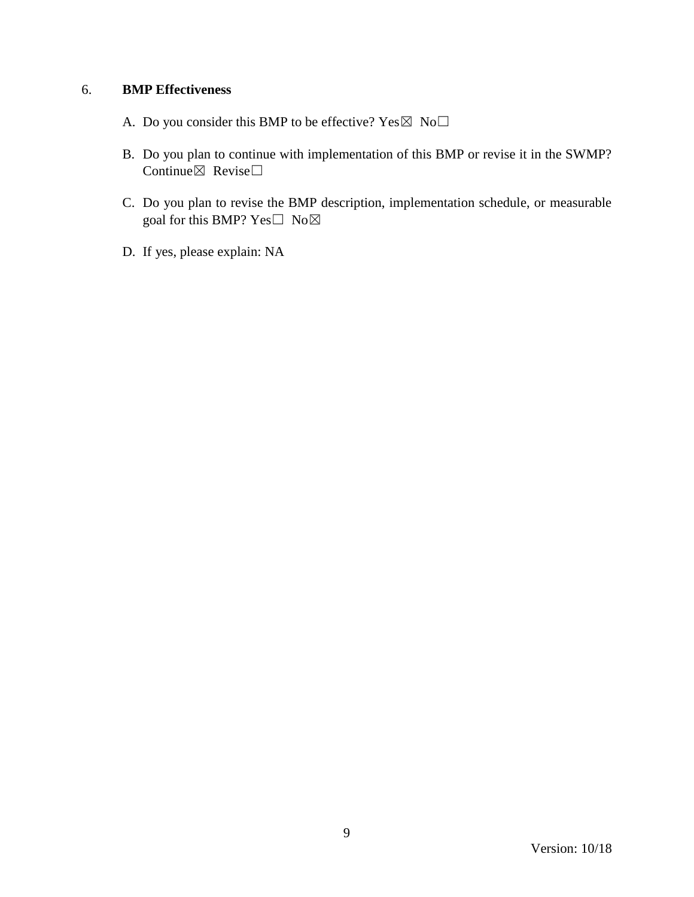6. **BMP Effectiveness**

A. Do you consider this BMP to be effective? Yes☒ No☐

B. Do you plan to continue with implementation of this BMP or revise it in the SWMP? Continue☒ Revise☐

C. Do you plan to revise the BMP description, implementation schedule, or measurable goal for this BMP? Yes☐ No☒

D. If yes, please explain: NA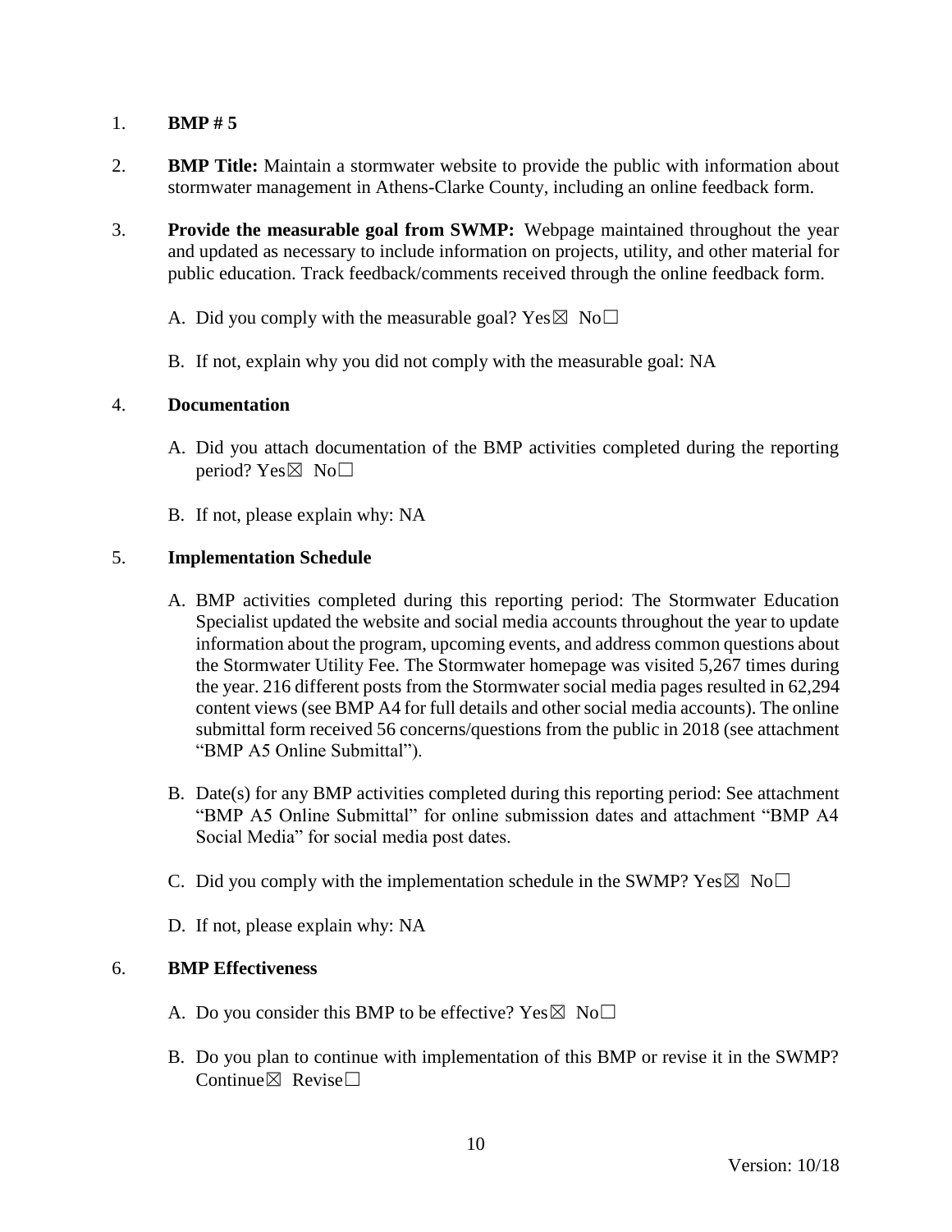1. **BMP # 5**

2. **BMP Title:** Maintain a stormwater website to provide the public with information about stormwater management in Athens-Clarke County, including an online feedback form.

3. **Provide the measurable goal from SWMP:** Webpage maintained throughout the year and updated as necessary to include information on projects, utility, and other material for public education. Track feedback/comments received through the online feedback form.

   A. Did you comply with the measurable goal? Yes☒ No☐

   B. If not, explain why you did not comply with the measurable goal: NA

4. **Documentation**

   A. Did you attach documentation of the BMP activities completed during the reporting period? Yes☒ No☐

   B. If not, please explain why: NA

5. **Implementation Schedule**

   A. BMP activities completed during this reporting period: The Stormwater Education Specialist updated the website and social media accounts throughout the year to update information about the program, upcoming events, and address common questions about the Stormwater Utility Fee. The Stormwater homepage was visited 5,267 times during the year. 216 different posts from the Stormwater social media pages resulted in 62,294 content views (see BMP A4 for full details and other social media accounts). The online submittal form received 56 concerns/questions from the public in 2018 (see attachment "BMP A5 Online Submittal").

   B. Date(s) for any BMP activities completed during this reporting period: See attachment "BMP A5 Online Submittal" for online submission dates and attachment "BMP A4 Social Media" for social media post dates.

   C. Did you comply with the implementation schedule in the SWMP? Yes☒ No☐

   D. If not, please explain why: NA

6. **BMP Effectiveness**

   A. Do you consider this BMP to be effective? Yes☒ No☐

   B. Do you plan to continue with implementation of this BMP or revise it in the SWMP? Continue☒ Revise☐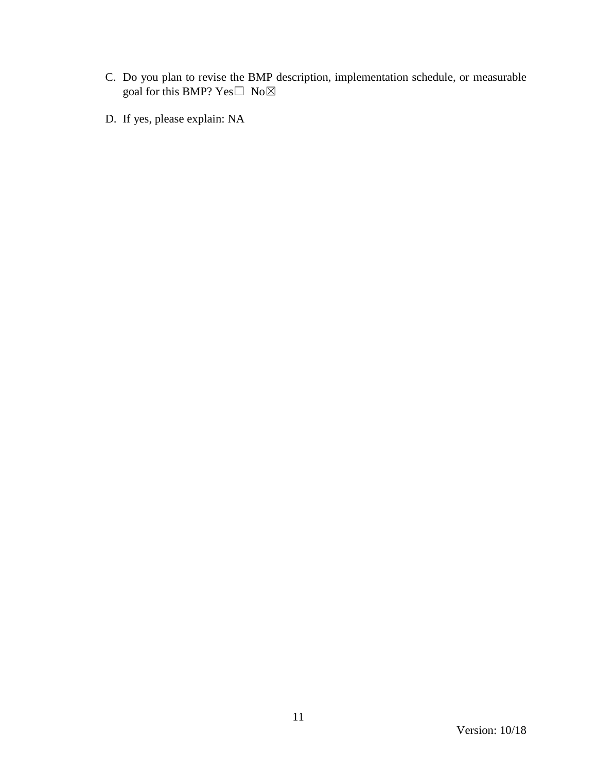C. Do you plan to revise the BMP description, implementation schedule, or measurable goal for this BMP? Yes☐ No☒

D. If yes, please explain: NA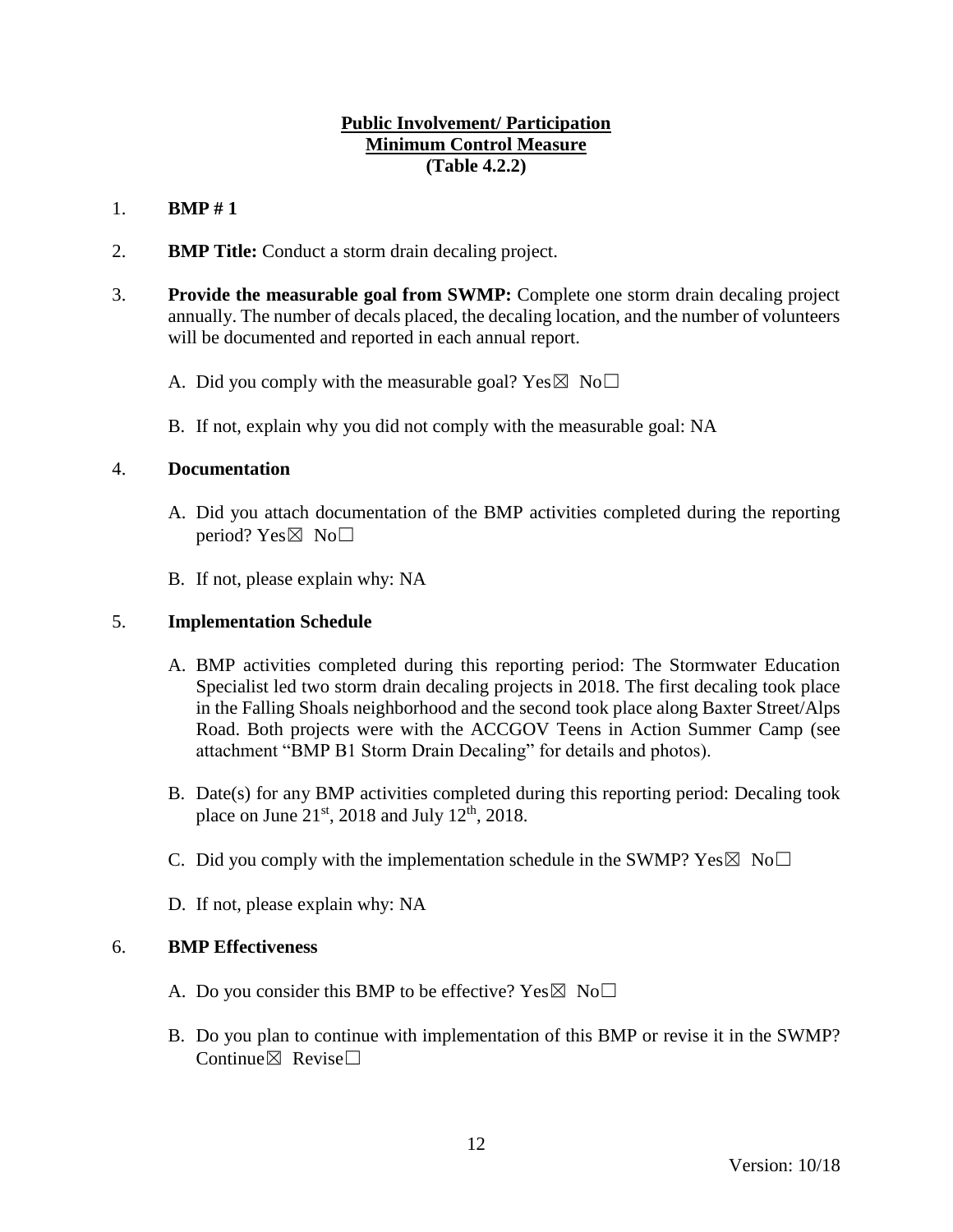**Public Involvement/ Participation**
**Minimum Control Measure**
**(Table 4.2.2)**

1. **BMP # 1**

2. **BMP Title:** Conduct a storm drain decaling project.

3. **Provide the measurable goal from SWMP:** Complete one storm drain decaling project annually. The number of decals placed, the decaling location, and the number of volunteers will be documented and reported in each annual report.

   A. Did you comply with the measurable goal? Yes☒ No☐

   B. If not, explain why you did not comply with the measurable goal: NA

4. **Documentation**

   A. Did you attach documentation of the BMP activities completed during the reporting period? Yes☒ No☐

   B. If not, please explain why: NA

5. **Implementation Schedule**

   A. BMP activities completed during this reporting period: The Stormwater Education Specialist led two storm drain decaling projects in 2018. The first decaling took place in the Falling Shoals neighborhood and the second took place along Baxter Street/Alps Road. Both projects were with the ACCGOV Teens in Action Summer Camp (see attachment "BMP B1 Storm Drain Decaling" for details and photos).

   B. Date(s) for any BMP activities completed during this reporting period: Decaling took place on June 21st, 2018 and July 12th, 2018.

   C. Did you comply with the implementation schedule in the SWMP? Yes☒ No☐

   D. If not, please explain why: NA

6. **BMP Effectiveness**

   A. Do you consider this BMP to be effective? Yes☒ No☐

   B. Do you plan to continue with implementation of this BMP or revise it in the SWMP? Continue☒ Revise☐

Version: 10/18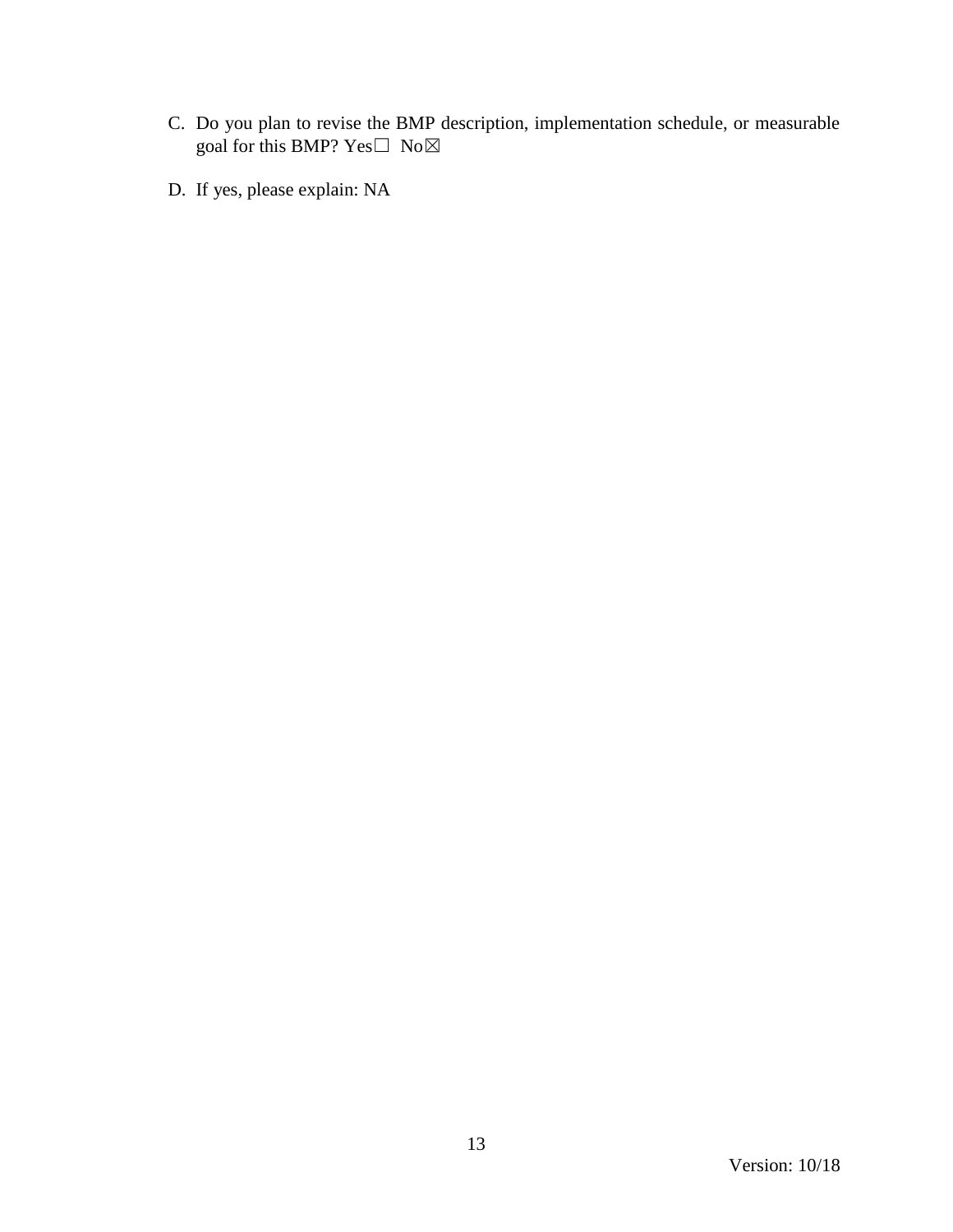C. Do you plan to revise the BMP description, implementation schedule, or measurable goal for this BMP? Yes☐ No☒

D. If yes, please explain: NA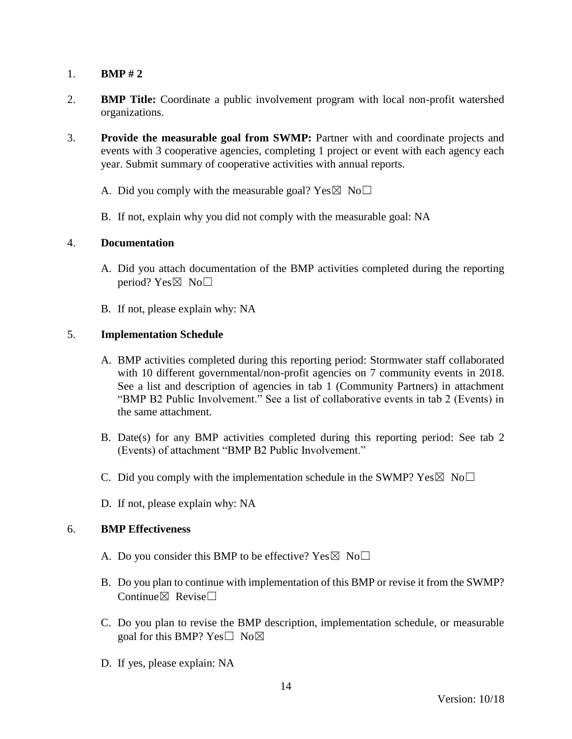1. **BMP # 2**

2. **BMP Title:** Coordinate a public involvement program with local non-profit watershed organizations.

3. **Provide the measurable goal from SWMP:** Partner with and coordinate projects and events with 3 cooperative agencies, completing 1 project or event with each agency each year. Submit summary of cooperative activities with annual reports.

   A. Did you comply with the measurable goal? Yes☒ No☐

   B. If not, explain why you did not comply with the measurable goal: NA

4. **Documentation**

   A. Did you attach documentation of the BMP activities completed during the reporting period? Yes☒ No☐

   B. If not, please explain why: NA

5. **Implementation Schedule**

   A. BMP activities completed during this reporting period: Stormwater staff collaborated with 10 different governmental/non-profit agencies on 7 community events in 2018. See a list and description of agencies in tab 1 (Community Partners) in attachment "BMP B2 Public Involvement." See a list of collaborative events in tab 2 (Events) in the same attachment.

   B. Date(s) for any BMP activities completed during this reporting period: See tab 2 (Events) of attachment "BMP B2 Public Involvement."

   C. Did you comply with the implementation schedule in the SWMP? Yes☒ No☐

   D. If not, please explain why: NA

6. **BMP Effectiveness**

   A. Do you consider this BMP to be effective? Yes☒ No☐

   B. Do you plan to continue with implementation of this BMP or revise it from the SWMP? Continue☒ Revise☐

   C. Do you plan to revise the BMP description, implementation schedule, or measurable goal for this BMP? Yes☐ No☒

   D. If yes, please explain: NA

Version: 10/18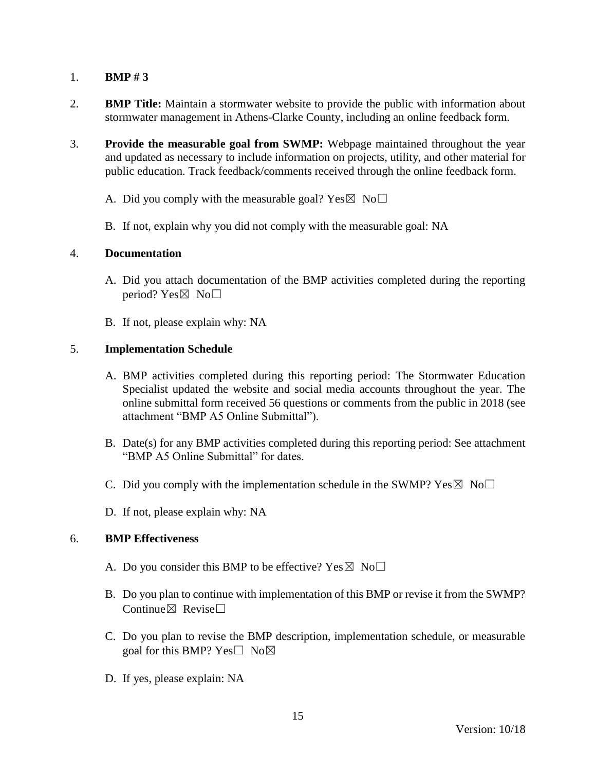1. **BMP # 3**

2. **BMP Title:** Maintain a stormwater website to provide the public with information about stormwater management in Athens-Clarke County, including an online feedback form.

3. **Provide the measurable goal from SWMP:** Webpage maintained throughout the year and updated as necessary to include information on projects, utility, and other material for public education. Track feedback/comments received through the online feedback form.

   A. Did you comply with the measurable goal? Yes☒ No☐

   B. If not, explain why you did not comply with the measurable goal: NA

4. **Documentation**

   A. Did you attach documentation of the BMP activities completed during the reporting period? Yes☒ No☐

   B. If not, please explain why: NA

5. **Implementation Schedule**

   A. BMP activities completed during this reporting period: The Stormwater Education Specialist updated the website and social media accounts throughout the year. The online submittal form received 56 questions or comments from the public in 2018 (see attachment "BMP A5 Online Submittal").

   B. Date(s) for any BMP activities completed during this reporting period: See attachment "BMP A5 Online Submittal" for dates.

   C. Did you comply with the implementation schedule in the SWMP? Yes☒ No☐

   D. If not, please explain why: NA

6. **BMP Effectiveness**

   A. Do you consider this BMP to be effective? Yes☒ No☐

   B. Do you plan to continue with implementation of this BMP or revise it from the SWMP? Continue☒ Revise☐

   C. Do you plan to revise the BMP description, implementation schedule, or measurable goal for this BMP? Yes☐ No☒

   D. If yes, please explain: NA

Version: 10/18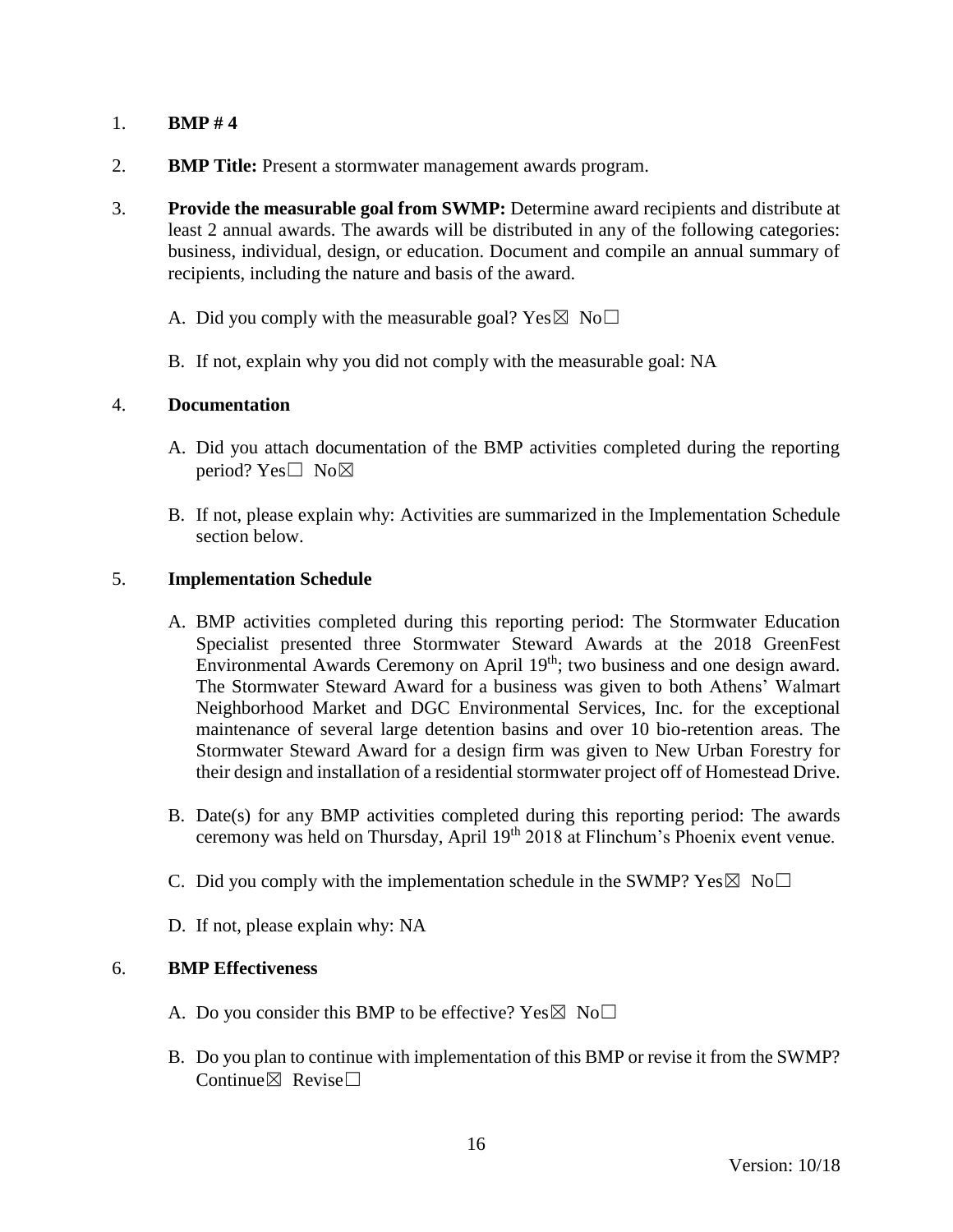1. **BMP # 4**

2. **BMP Title:** Present a stormwater management awards program.

3. **Provide the measurable goal from SWMP:** Determine award recipients and distribute at least 2 annual awards. The awards will be distributed in any of the following categories: business, individual, design, or education. Document and compile an annual summary of recipients, including the nature and basis of the award.

   A. Did you comply with the measurable goal? Yes☒ No☐

   B. If not, explain why you did not comply with the measurable goal: NA

4. **Documentation**

   A. Did you attach documentation of the BMP activities completed during the reporting period? Yes☐ No☒

   B. If not, please explain why: Activities are summarized in the Implementation Schedule section below.

5. **Implementation Schedule**

   A. BMP activities completed during this reporting period: The Stormwater Education Specialist presented three Stormwater Steward Awards at the 2018 GreenFest Environmental Awards Ceremony on April 19th; two business and one design award. The Stormwater Steward Award for a business was given to both Athens' Walmart Neighborhood Market and DGC Environmental Services, Inc. for the exceptional maintenance of several large detention basins and over 10 bio-retention areas. The Stormwater Steward Award for a design firm was given to New Urban Forestry for their design and installation of a residential stormwater project off of Homestead Drive.

   B. Date(s) for any BMP activities completed during this reporting period: The awards ceremony was held on Thursday, April 19th 2018 at Flinchum's Phoenix event venue.

   C. Did you comply with the implementation schedule in the SWMP? Yes☒ No☐

   D. If not, please explain why: NA

6. **BMP Effectiveness**

   A. Do you consider this BMP to be effective? Yes☒ No☐

   B. Do you plan to continue with implementation of this BMP or revise it from the SWMP? Continue☒ Revise☐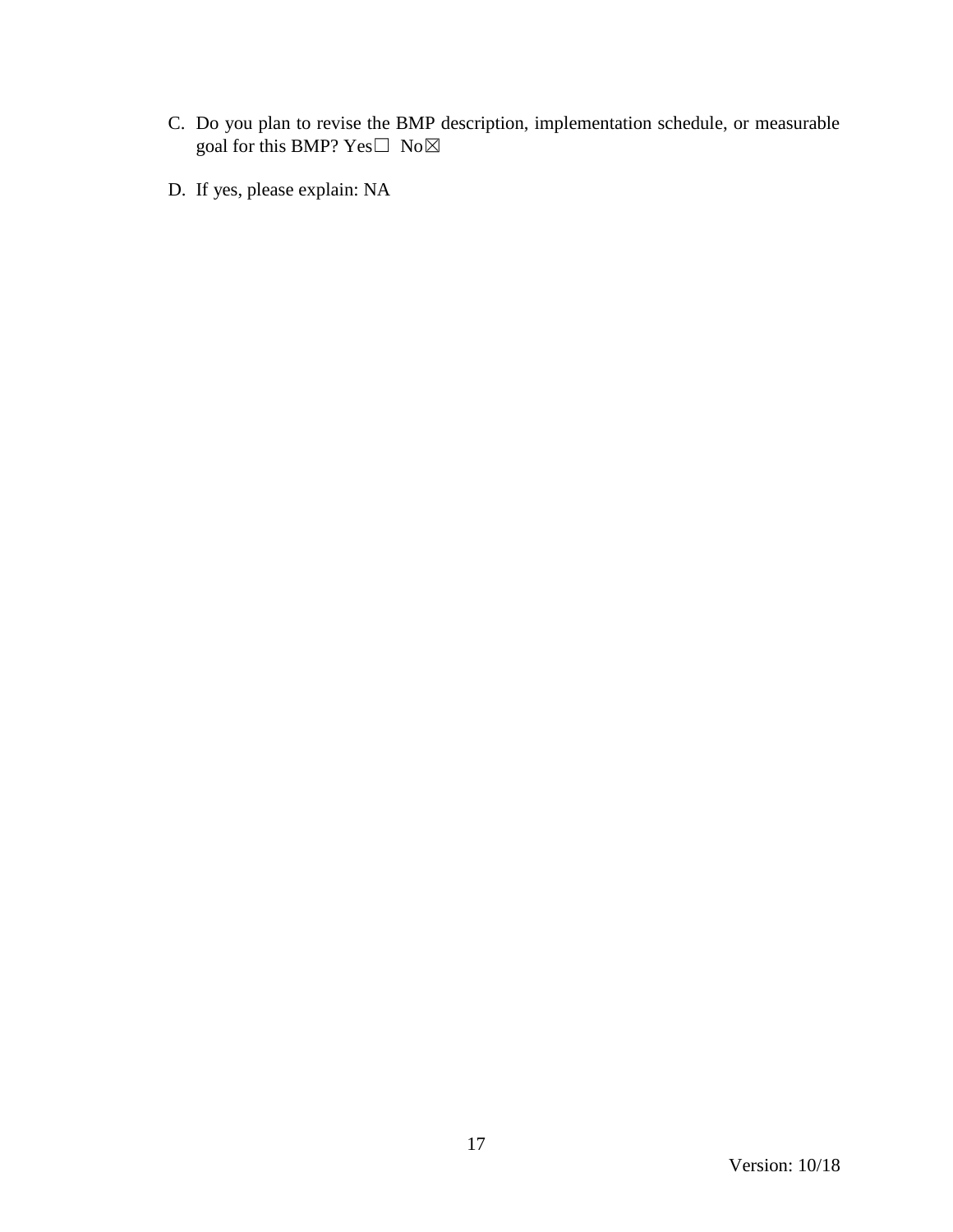C. Do you plan to revise the BMP description, implementation schedule, or measurable goal for this BMP? Yes☐ No☒

D. If yes, please explain: NA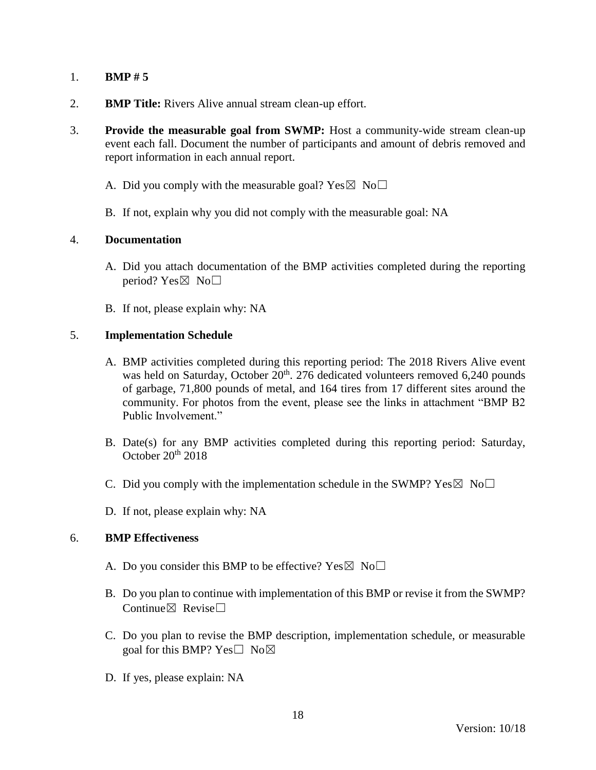1. **BMP # 5**

2. **BMP Title:** Rivers Alive annual stream clean-up effort.

3. **Provide the measurable goal from SWMP:** Host a community-wide stream clean-up event each fall. Document the number of participants and amount of debris removed and report information in each annual report.

   A. Did you comply with the measurable goal? Yes☒ No☐

   B. If not, explain why you did not comply with the measurable goal: NA

4. **Documentation**

   A. Did you attach documentation of the BMP activities completed during the reporting period? Yes☒ No☐

   B. If not, please explain why: NA

5. **Implementation Schedule**

   A. BMP activities completed during this reporting period: The 2018 Rivers Alive event was held on Saturday, October 20th. 276 dedicated volunteers removed 6,240 pounds of garbage, 71,800 pounds of metal, and 164 tires from 17 different sites around the community. For photos from the event, please see the links in attachment "BMP B2 Public Involvement."

   B. Date(s) for any BMP activities completed during this reporting period: Saturday, October 20th 2018

   C. Did you comply with the implementation schedule in the SWMP? Yes☒ No☐

   D. If not, please explain why: NA

6. **BMP Effectiveness**

   A. Do you consider this BMP to be effective? Yes☒ No☐

   B. Do you plan to continue with implementation of this BMP or revise it from the SWMP? Continue☒ Revise☐

   C. Do you plan to revise the BMP description, implementation schedule, or measurable goal for this BMP? Yes☐ No☒

   D. If yes, please explain: NA

Version: 10/18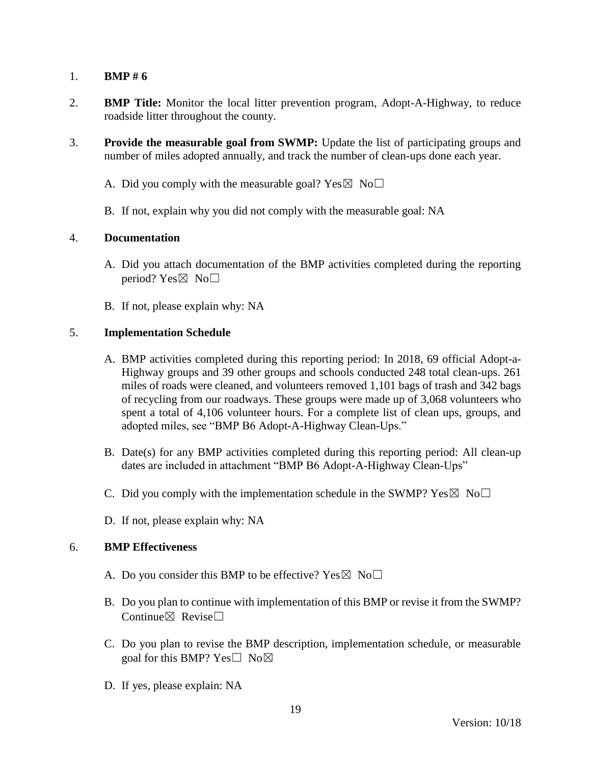1. **BMP # 6**

2. **BMP Title:** Monitor the local litter prevention program, Adopt-A-Highway, to reduce roadside litter throughout the county.

3. **Provide the measurable goal from SWMP:** Update the list of participating groups and number of miles adopted annually, and track the number of clean-ups done each year.

   A. Did you comply with the measurable goal? Yes☒ No☐

   B. If not, explain why you did not comply with the measurable goal: NA

4. **Documentation**

   A. Did you attach documentation of the BMP activities completed during the reporting period? Yes☒ No☐

   B. If not, please explain why: NA

5. **Implementation Schedule**

   A. BMP activities completed during this reporting period: In 2018, 69 official Adopt-a-Highway groups and 39 other groups and schools conducted 248 total clean-ups. 261 miles of roads were cleaned, and volunteers removed 1,101 bags of trash and 342 bags of recycling from our roadways. These groups were made up of 3,068 volunteers who spent a total of 4,106 volunteer hours. For a complete list of clean ups, groups, and adopted miles, see "BMP B6 Adopt-A-Highway Clean-Ups."

   B. Date(s) for any BMP activities completed during this reporting period: All clean-up dates are included in attachment "BMP B6 Adopt-A-Highway Clean-Ups"

   C. Did you comply with the implementation schedule in the SWMP? Yes☒ No☐

   D. If not, please explain why: NA

6. **BMP Effectiveness**

   A. Do you consider this BMP to be effective? Yes☒ No☐

   B. Do you plan to continue with implementation of this BMP or revise it from the SWMP? Continue☒ Revise☐

   C. Do you plan to revise the BMP description, implementation schedule, or measurable goal for this BMP? Yes☐ No☒

   D. If yes, please explain: NA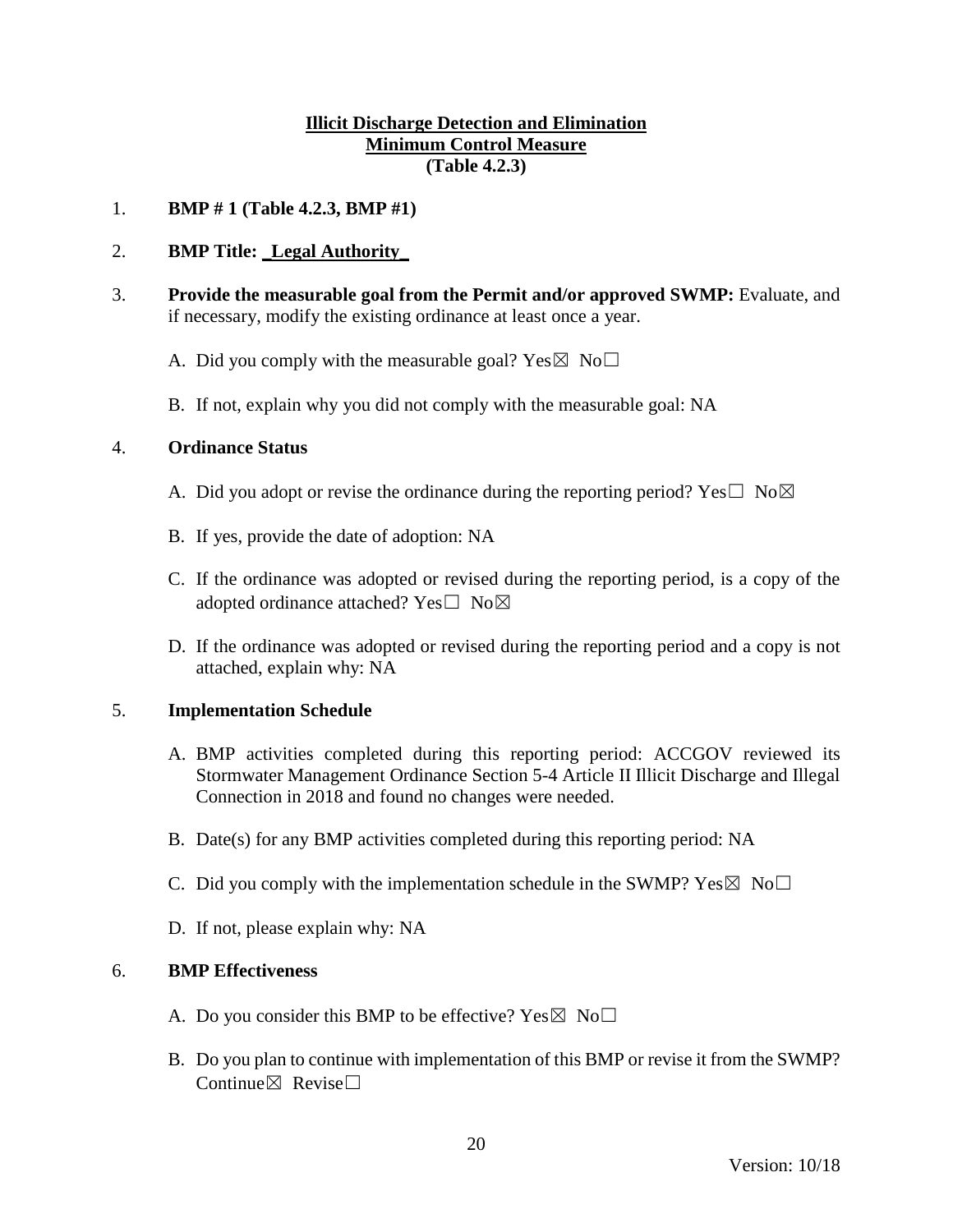**Illicit Discharge Detection and Elimination**
**Minimum Control Measure**
**(Table 4.2.3)**

1. **BMP # 1 (Table 4.2.3, BMP #1)**

2. **BMP Title: _Legal Authority_**

3. **Provide the measurable goal from the Permit and/or approved SWMP:** Evaluate, and if necessary, modify the existing ordinance at least once a year.

   A. Did you comply with the measurable goal? Yes☒ No☐

   B. If not, explain why you did not comply with the measurable goal: NA

4. **Ordinance Status**

   A. Did you adopt or revise the ordinance during the reporting period? Yes☐ No☒

   B. If yes, provide the date of adoption: NA

   C. If the ordinance was adopted or revised during the reporting period, is a copy of the adopted ordinance attached? Yes☐ No☒

   D. If the ordinance was adopted or revised during the reporting period and a copy is not attached, explain why: NA

5. **Implementation Schedule**

   A. BMP activities completed during this reporting period: ACCGOV reviewed its Stormwater Management Ordinance Section 5-4 Article II Illicit Discharge and Illegal Connection in 2018 and found no changes were needed.

   B. Date(s) for any BMP activities completed during this reporting period: NA

   C. Did you comply with the implementation schedule in the SWMP? Yes☒ No☐

   D. If not, please explain why: NA

6. **BMP Effectiveness**

   A. Do you consider this BMP to be effective? Yes☒ No☐

   B. Do you plan to continue with implementation of this BMP or revise it from the SWMP? Continue☒ Revise☐

Version: 10/18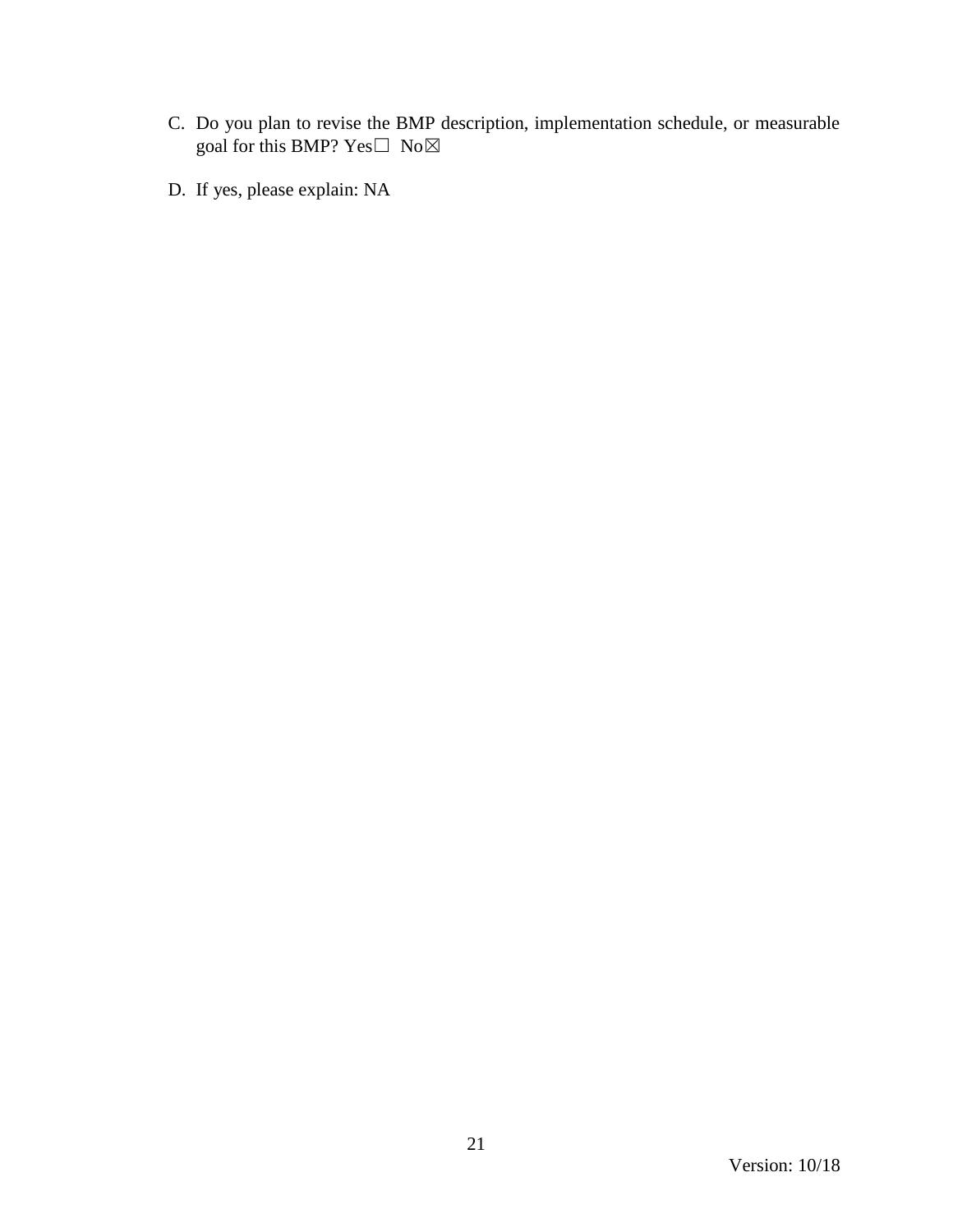C. Do you plan to revise the BMP description, implementation schedule, or measurable goal for this BMP? Yes☐ No☒

D. If yes, please explain: NA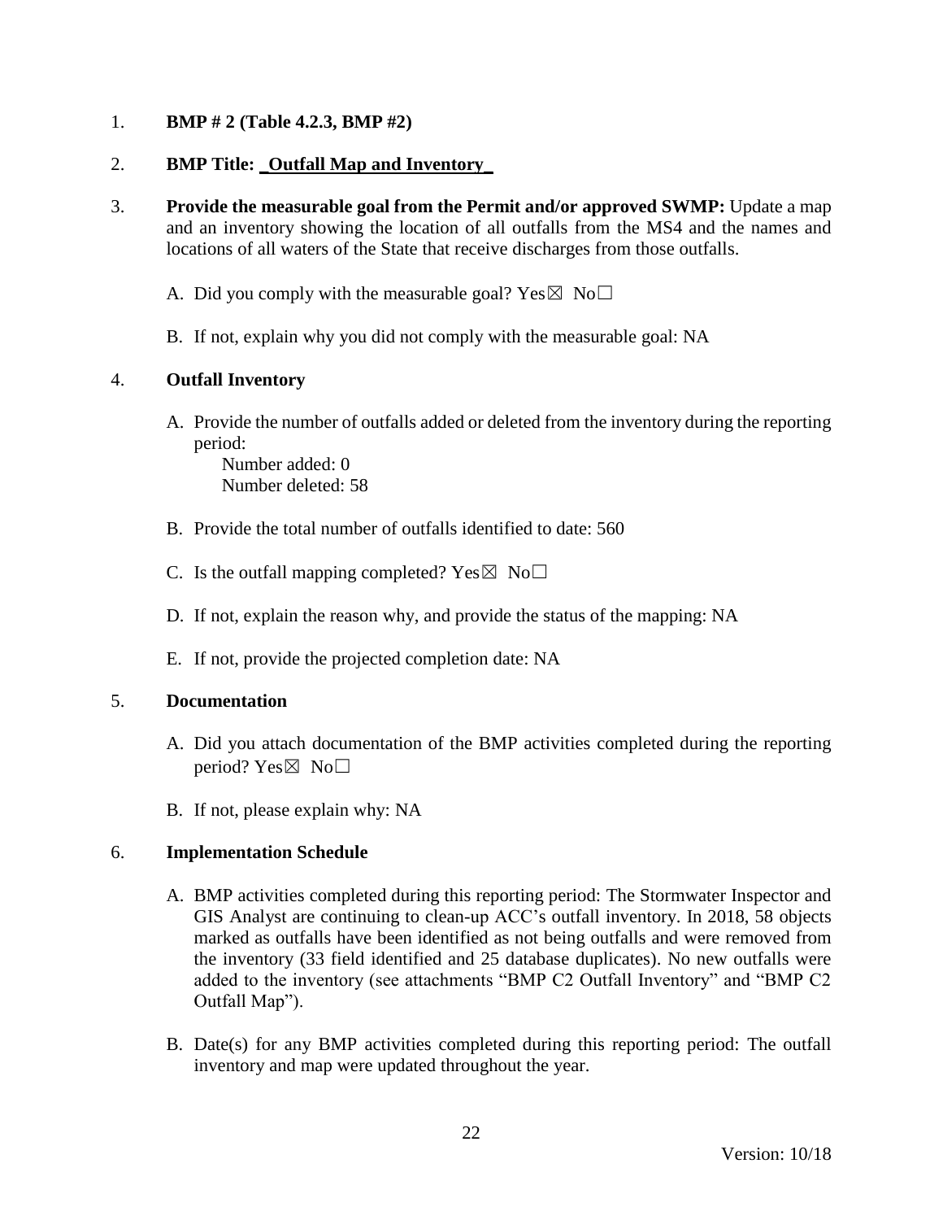1. **BMP # 2 (Table 4.2.3, BMP #2)**

2. **BMP Title: _Outfall Map and Inventory_**

3. **Provide the measurable goal from the Permit and/or approved SWMP:** Update a map and an inventory showing the location of all outfalls from the MS4 and the names and locations of all waters of the State that receive discharges from those outfalls.

   A. Did you comply with the measurable goal? Yes☒ No☐

   B. If not, explain why you did not comply with the measurable goal: NA

4. **Outfall Inventory**

   A. Provide the number of outfalls added or deleted from the inventory during the reporting period:
      Number added: 0
      Number deleted: 58

   B. Provide the total number of outfalls identified to date: 560

   C. Is the outfall mapping completed? Yes☒ No☐

   D. If not, explain the reason why, and provide the status of the mapping: NA

   E. If not, provide the projected completion date: NA

5. **Documentation**

   A. Did you attach documentation of the BMP activities completed during the reporting period? Yes☒ No☐

   B. If not, please explain why: NA

6. **Implementation Schedule**

   A. BMP activities completed during this reporting period: The Stormwater Inspector and GIS Analyst are continuing to clean-up ACC's outfall inventory. In 2018, 58 objects marked as outfalls have been identified as not being outfalls and were removed from the inventory (33 field identified and 25 database duplicates). No new outfalls were added to the inventory (see attachments "BMP C2 Outfall Inventory" and "BMP C2 Outfall Map").

   B. Date(s) for any BMP activities completed during this reporting period: The outfall inventory and map were updated throughout the year.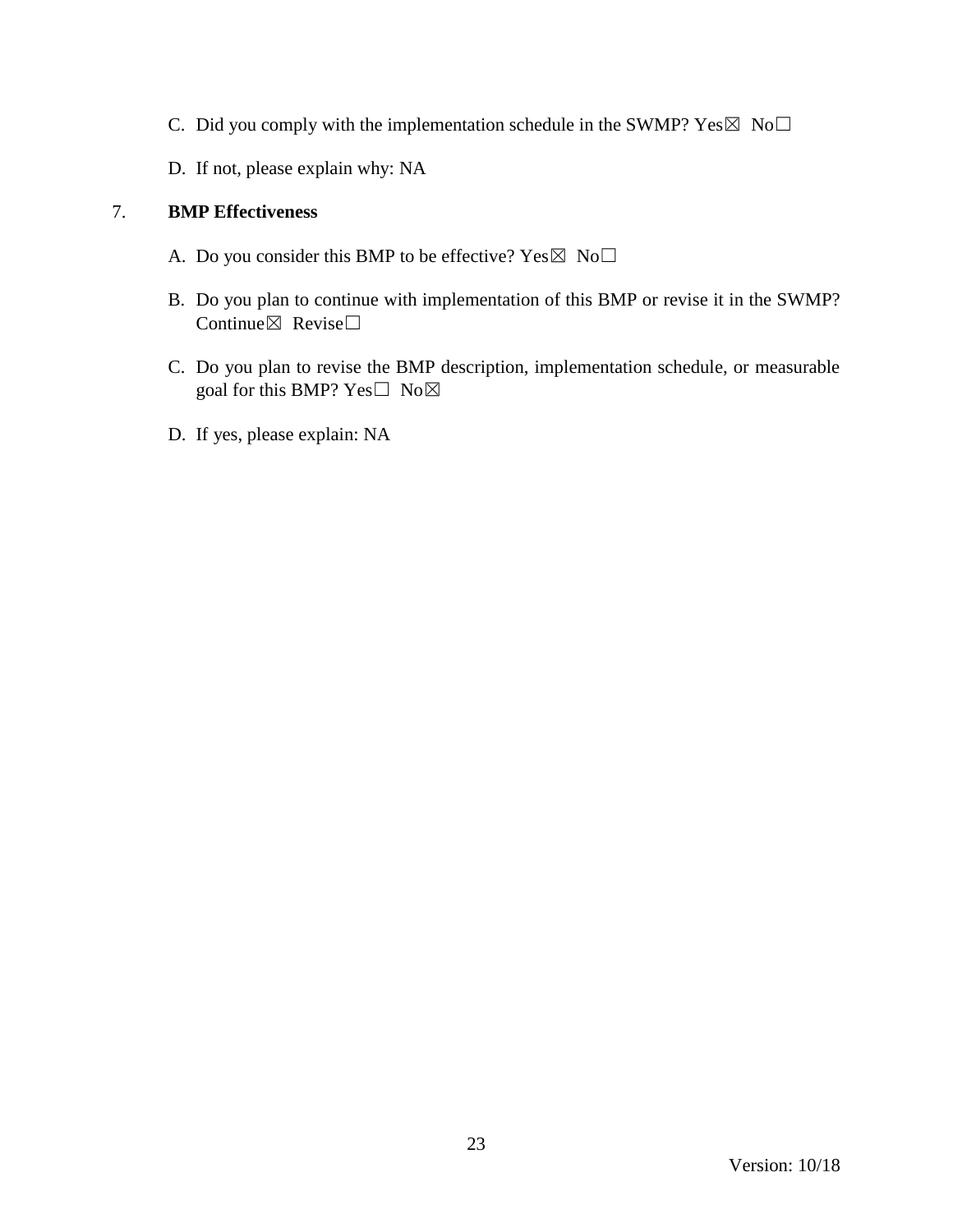C. Did you comply with the implementation schedule in the SWMP? Yes☒ No☐

D. If not, please explain why: NA

7. **BMP Effectiveness**

A. Do you consider this BMP to be effective? Yes☒ No☐

B. Do you plan to continue with implementation of this BMP or revise it in the SWMP? Continue☒ Revise☐

C. Do you plan to revise the BMP description, implementation schedule, or measurable goal for this BMP? Yes☐ No☒

D. If yes, please explain: NA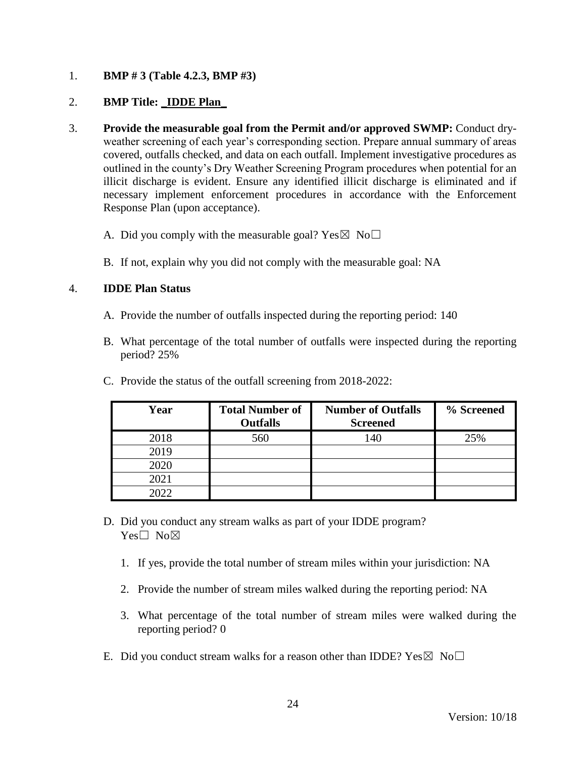1. **BMP # 3 (Table 4.2.3, BMP #3)**

2. **BMP Title: _IDDE Plan_**

3. **Provide the measurable goal from the Permit and/or approved SWMP:** Conduct dry-weather screening of each year's corresponding section. Prepare annual summary of areas covered, outfalls checked, and data on each outfall. Implement investigative procedures as outlined in the county's Dry Weather Screening Program procedures when potential for an illicit discharge is evident. Ensure any identified illicit discharge is eliminated and if necessary implement enforcement procedures in accordance with the Enforcement Response Plan (upon acceptance).

   A. Did you comply with the measurable goal? Yes☒ No☐

   B. If not, explain why you did not comply with the measurable goal: NA

4. **IDDE Plan Status**

   A. Provide the number of outfalls inspected during the reporting period: 140

   B. What percentage of the total number of outfalls were inspected during the reporting period? 25%

   C. Provide the status of the outfall screening from 2018-2022:

| Year | Total Number of Outfalls | Number of Outfalls Screened | % Screened |
|---|---|---|---|
| 2018 | 560 | 140 | 25% |
| 2019 | | | |
| 2020 | | | |
| 2021 | | | |
| 2022 | | | |

   D. Did you conduct any stream walks as part of your IDDE program? Yes☐ No☒

      1. If yes, provide the total number of stream miles within your jurisdiction: NA

      2. Provide the number of stream miles walked during the reporting period: NA

      3. What percentage of the total number of stream miles were walked during the reporting period? 0

   E. Did you conduct stream walks for a reason other than IDDE? Yes☒ No☐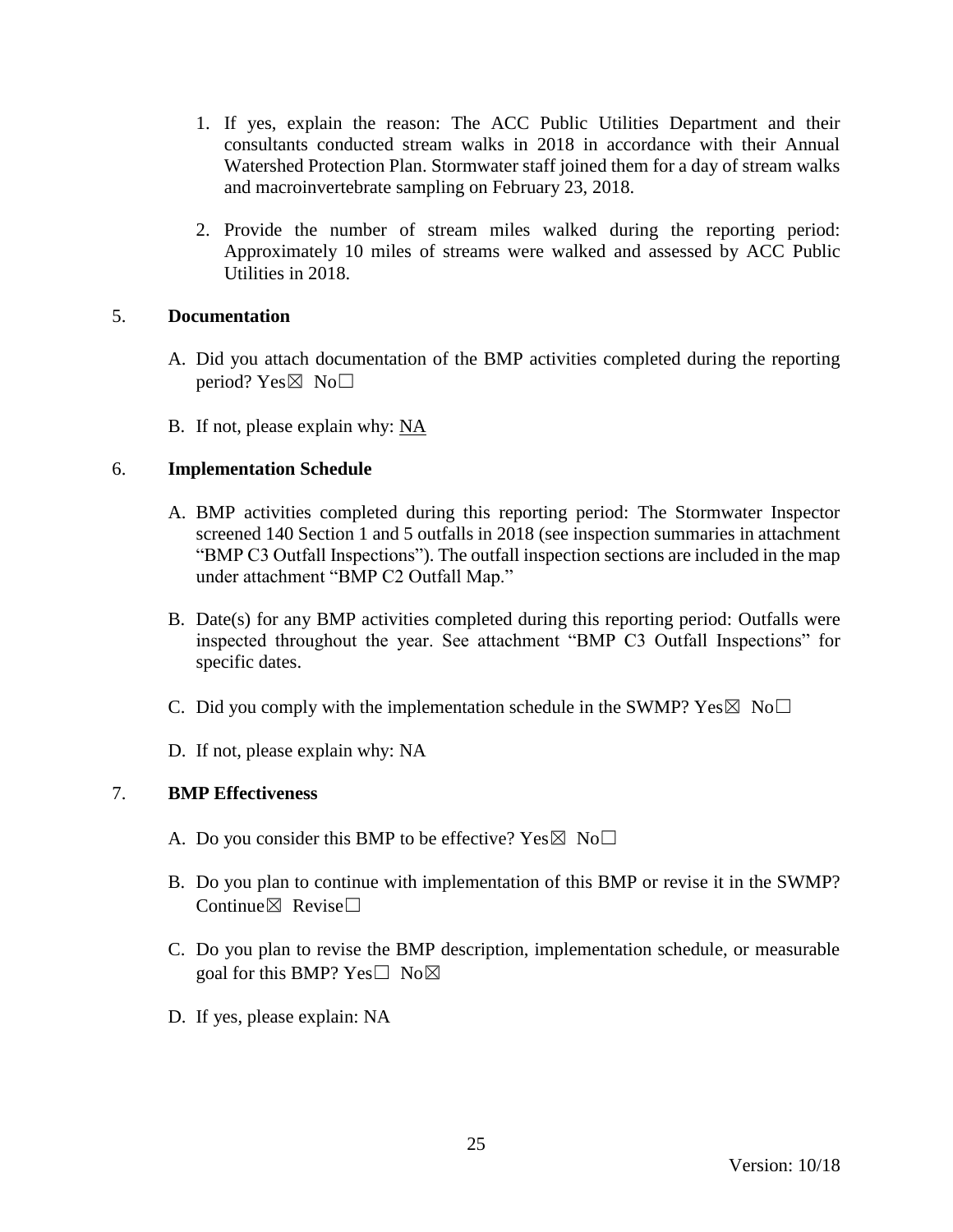1. If yes, explain the reason: The ACC Public Utilities Department and their consultants conducted stream walks in 2018 in accordance with their Annual Watershed Protection Plan. Stormwater staff joined them for a day of stream walks and macroinvertebrate sampling on February 23, 2018.

2. Provide the number of stream miles walked during the reporting period: Approximately 10 miles of streams were walked and assessed by ACC Public Utilities in 2018.

5. **Documentation**

   A. Did you attach documentation of the BMP activities completed during the reporting period? Yes☒ No☐

   B. If not, please explain why: NA

6. **Implementation Schedule**

   A. BMP activities completed during this reporting period: The Stormwater Inspector screened 140 Section 1 and 5 outfalls in 2018 (see inspection summaries in attachment "BMP C3 Outfall Inspections"). The outfall inspection sections are included in the map under attachment "BMP C2 Outfall Map."

   B. Date(s) for any BMP activities completed during this reporting period: Outfalls were inspected throughout the year. See attachment "BMP C3 Outfall Inspections" for specific dates.

   C. Did you comply with the implementation schedule in the SWMP? Yes☒ No☐

   D. If not, please explain why: NA

7. **BMP Effectiveness**

   A. Do you consider this BMP to be effective? Yes☒ No☐

   B. Do you plan to continue with implementation of this BMP or revise it in the SWMP? Continue☒ Revise☐

   C. Do you plan to revise the BMP description, implementation schedule, or measurable goal for this BMP? Yes☐ No☒

   D. If yes, please explain: NA

Version: 10/18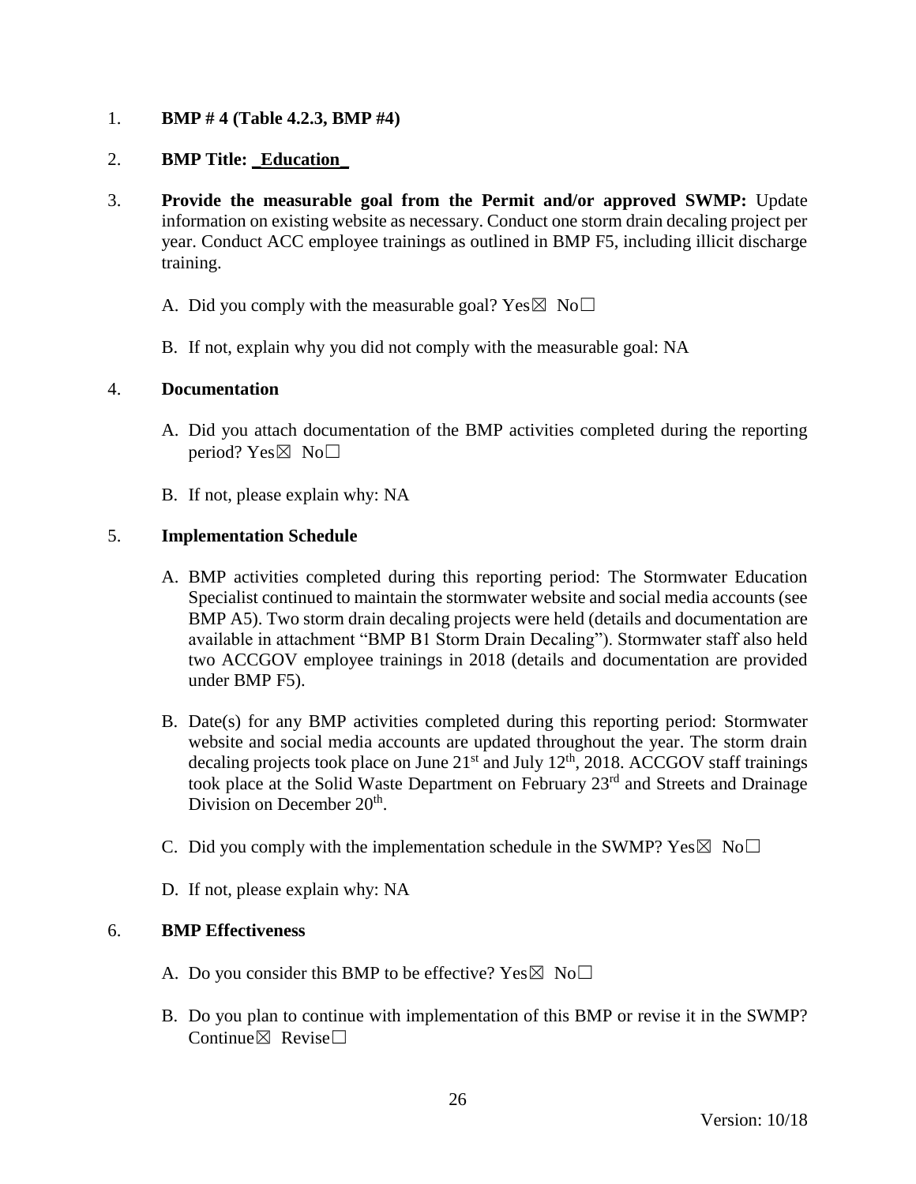1. **BMP # 4 (Table 4.2.3, BMP #4)**

2. **BMP Title: _Education_**

3. **Provide the measurable goal from the Permit and/or approved SWMP:** Update information on existing website as necessary. Conduct one storm drain decaling project per year. Conduct ACC employee trainings as outlined in BMP F5, including illicit discharge training.

   A. Did you comply with the measurable goal? Yes☒ No☐

   B. If not, explain why you did not comply with the measurable goal: NA

4. **Documentation**

   A. Did you attach documentation of the BMP activities completed during the reporting period? Yes☒ No☐

   B. If not, please explain why: NA

5. **Implementation Schedule**

   A. BMP activities completed during this reporting period: The Stormwater Education Specialist continued to maintain the stormwater website and social media accounts (see BMP A5). Two storm drain decaling projects were held (details and documentation are available in attachment "BMP B1 Storm Drain Decaling"). Stormwater staff also held two ACCGOV employee trainings in 2018 (details and documentation are provided under BMP F5).

   B. Date(s) for any BMP activities completed during this reporting period: Stormwater website and social media accounts are updated throughout the year. The storm drain decaling projects took place on June 21st and July 12th, 2018. ACCGOV staff trainings took place at the Solid Waste Department on February 23rd and Streets and Drainage Division on December 20th.

   C. Did you comply with the implementation schedule in the SWMP? Yes☒ No☐

   D. If not, please explain why: NA

6. **BMP Effectiveness**

   A. Do you consider this BMP to be effective? Yes☒ No☐

   B. Do you plan to continue with implementation of this BMP or revise it in the SWMP? Continue☒ Revise☐

Version: 10/18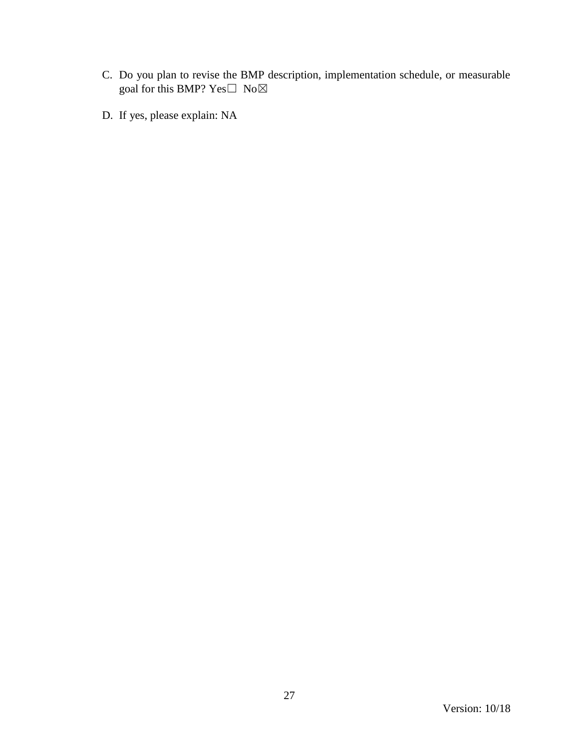C. Do you plan to revise the BMP description, implementation schedule, or measurable goal for this BMP? Yes☐ No☒

D. If yes, please explain: NA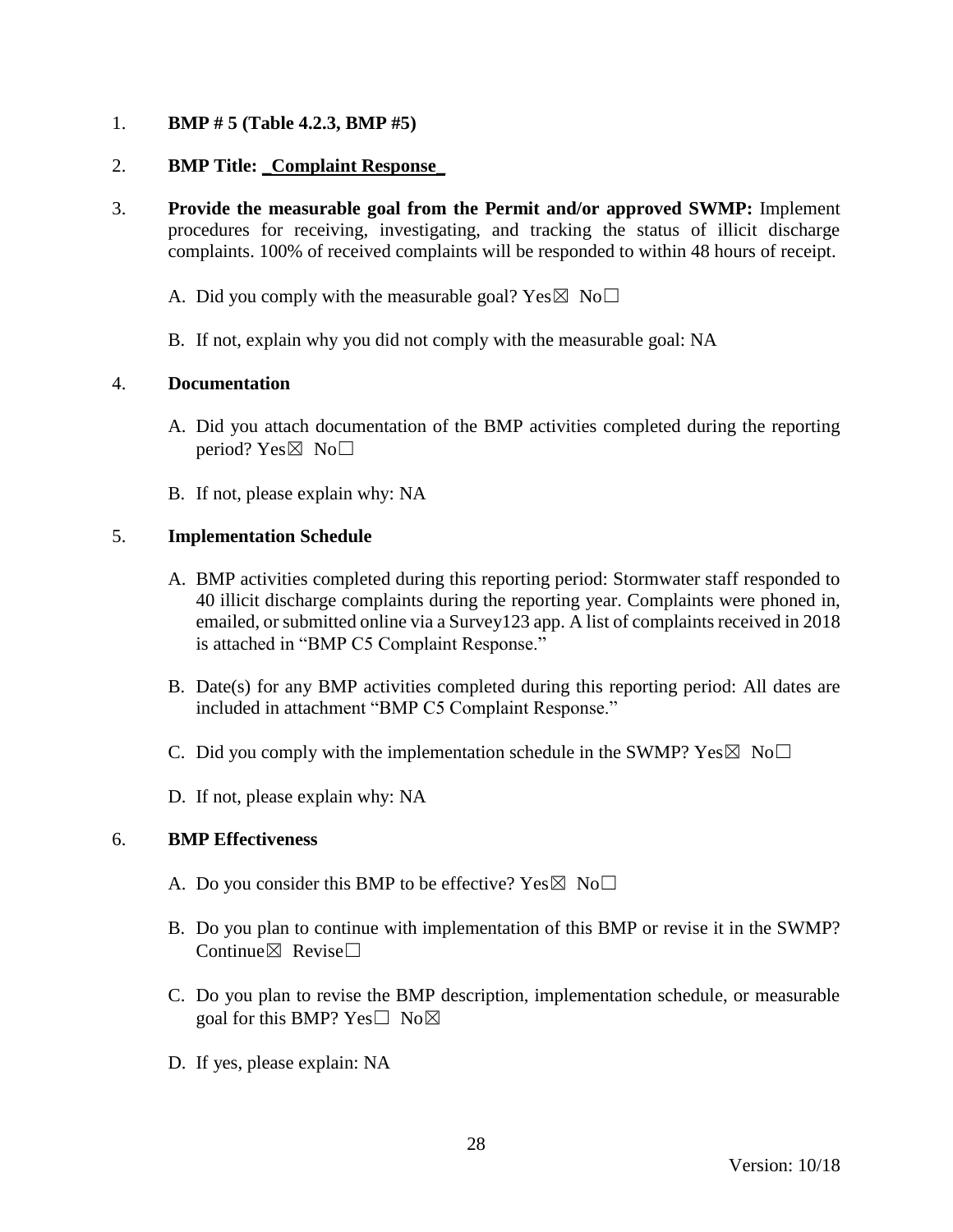1. **BMP # 5 (Table 4.2.3, BMP #5)**

2. **BMP Title: _Complaint Response_**

3. **Provide the measurable goal from the Permit and/or approved SWMP:** Implement procedures for receiving, investigating, and tracking the status of illicit discharge complaints. 100% of received complaints will be responded to within 48 hours of receipt.

   A. Did you comply with the measurable goal? Yes☒ No☐

   B. If not, explain why you did not comply with the measurable goal: NA

4. **Documentation**

   A. Did you attach documentation of the BMP activities completed during the reporting period? Yes☒ No☐

   B. If not, please explain why: NA

5. **Implementation Schedule**

   A. BMP activities completed during this reporting period: Stormwater staff responded to 40 illicit discharge complaints during the reporting year. Complaints were phoned in, emailed, or submitted online via a Survey123 app. A list of complaints received in 2018 is attached in "BMP C5 Complaint Response."

   B. Date(s) for any BMP activities completed during this reporting period: All dates are included in attachment "BMP C5 Complaint Response."

   C. Did you comply with the implementation schedule in the SWMP? Yes☒ No☐

   D. If not, please explain why: NA

6. **BMP Effectiveness**

   A. Do you consider this BMP to be effective? Yes☒ No☐

   B. Do you plan to continue with implementation of this BMP or revise it in the SWMP? Continue☒ Revise☐

   C. Do you plan to revise the BMP description, implementation schedule, or measurable goal for this BMP? Yes☐ No☒

   D. If yes, please explain: NA

Version: 10/18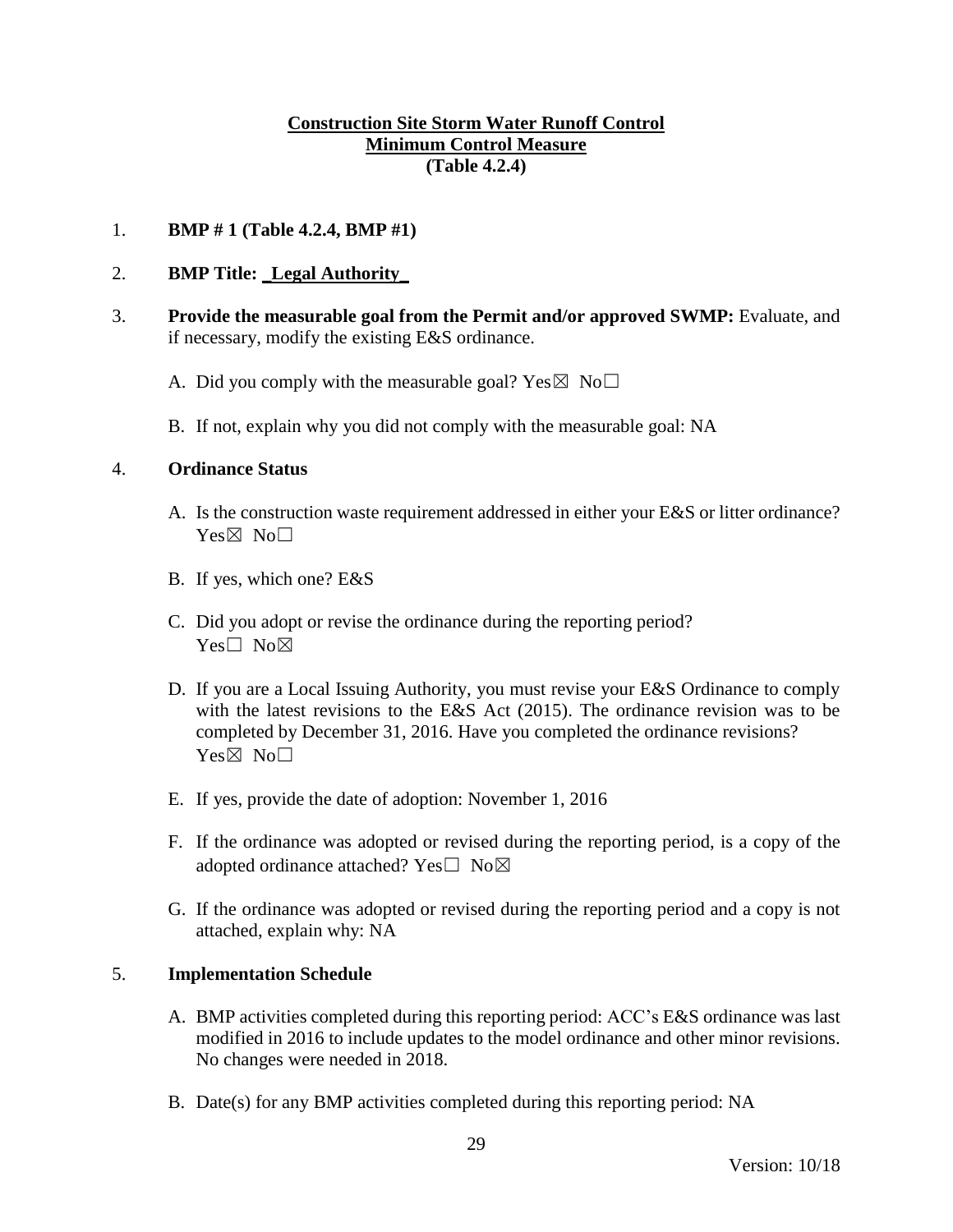**Construction Site Storm Water Runoff Control**
**Minimum Control Measure**
**(Table 4.2.4)**

1. **BMP # 1 (Table 4.2.4, BMP #1)**

2. **BMP Title: _Legal Authority_**

3. **Provide the measurable goal from the Permit and/or approved SWMP:** Evaluate, and if necessary, modify the existing E&S ordinance.

   A. Did you comply with the measurable goal? Yes☒ No☐

   B. If not, explain why you did not comply with the measurable goal: NA

4. **Ordinance Status**

   A. Is the construction waste requirement addressed in either your E&S or litter ordinance? Yes☒ No☐

   B. If yes, which one? E&S

   C. Did you adopt or revise the ordinance during the reporting period? Yes☐ No☒

   D. If you are a Local Issuing Authority, you must revise your E&S Ordinance to comply with the latest revisions to the E&S Act (2015). The ordinance revision was to be completed by December 31, 2016. Have you completed the ordinance revisions? Yes☒ No☐

   E. If yes, provide the date of adoption: November 1, 2016

   F. If the ordinance was adopted or revised during the reporting period, is a copy of the adopted ordinance attached? Yes☐ No☒

   G. If the ordinance was adopted or revised during the reporting period and a copy is not attached, explain why: NA

5. **Implementation Schedule**

   A. BMP activities completed during this reporting period: ACC's E&S ordinance was last modified in 2016 to include updates to the model ordinance and other minor revisions. No changes were needed in 2018.

   B. Date(s) for any BMP activities completed during this reporting period: NA

Version: 10/18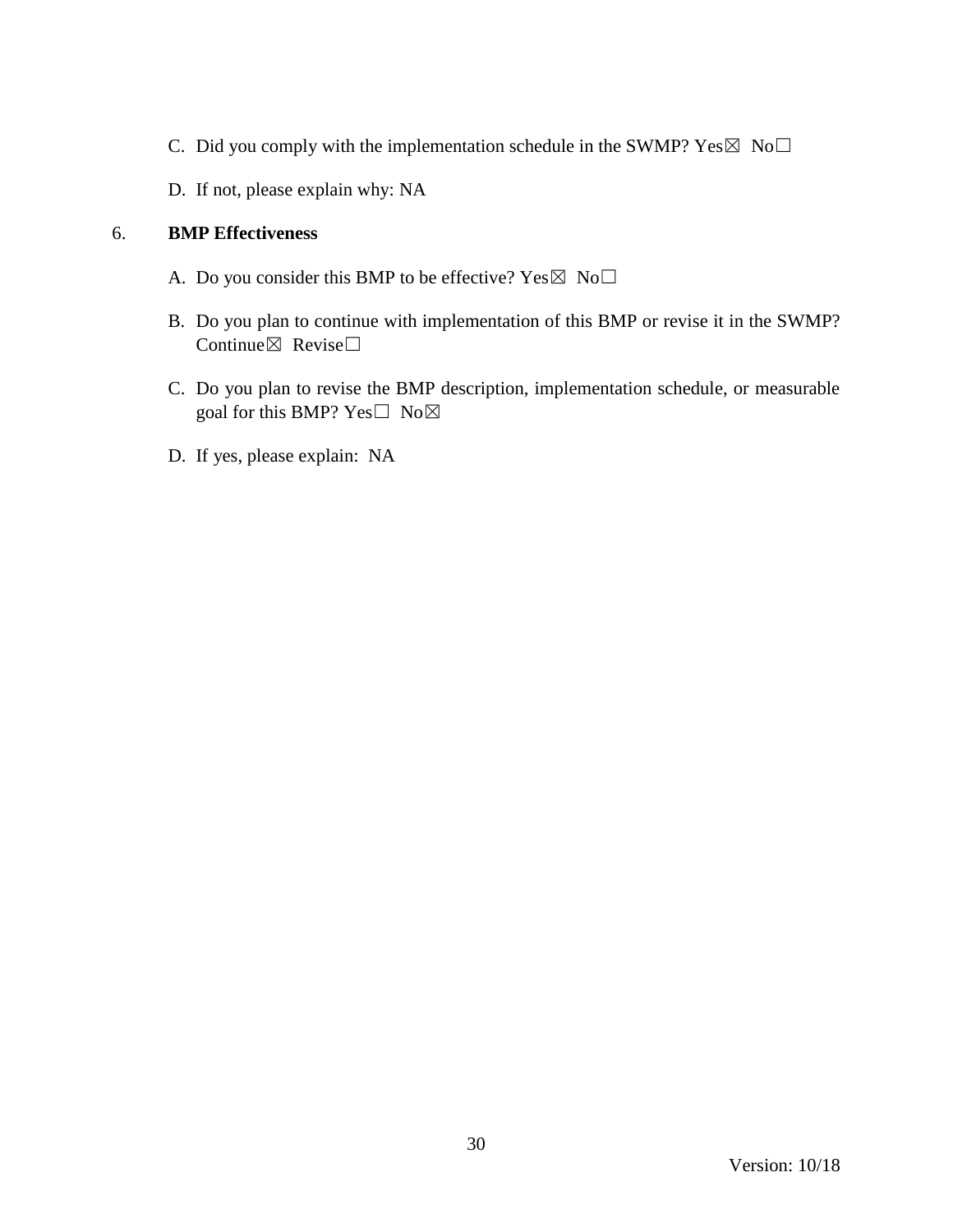C. Did you comply with the implementation schedule in the SWMP? Yes☒ No☐

D. If not, please explain why: NA

6. **BMP Effectiveness**

A. Do you consider this BMP to be effective? Yes☒ No☐

B. Do you plan to continue with implementation of this BMP or revise it in the SWMP? Continue☒ Revise☐

C. Do you plan to revise the BMP description, implementation schedule, or measurable goal for this BMP? Yes☐ No☒

D. If yes, please explain: NA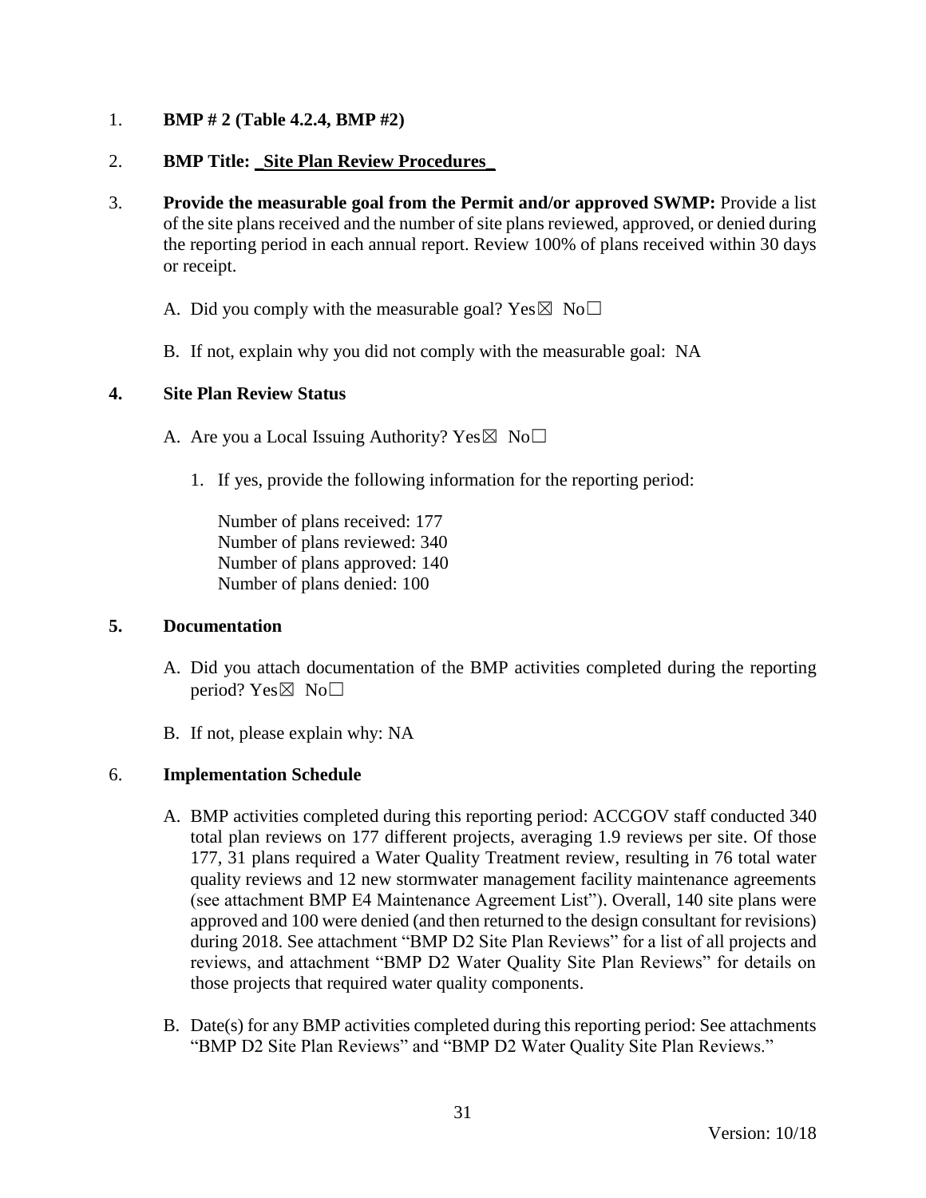1. **BMP # 2 (Table 4.2.4, BMP #2)**

2. **BMP Title: _Site Plan Review Procedures_**

3. **Provide the measurable goal from the Permit and/or approved SWMP:** Provide a list of the site plans received and the number of site plans reviewed, approved, or denied during the reporting period in each annual report. Review 100% of plans received within 30 days or receipt.

   A. Did you comply with the measurable goal? Yes☒ No☐

   B. If not, explain why you did not comply with the measurable goal: NA

4. **Site Plan Review Status**

   A. Are you a Local Issuing Authority? Yes☒ No☐

      1. If yes, provide the following information for the reporting period:

         Number of plans received: 177
         Number of plans reviewed: 340
         Number of plans approved: 140
         Number of plans denied: 100

5. **Documentation**

   A. Did you attach documentation of the BMP activities completed during the reporting period? Yes☒ No☐

   B. If not, please explain why: NA

6. **Implementation Schedule**

   A. BMP activities completed during this reporting period: ACCGOV staff conducted 340 total plan reviews on 177 different projects, averaging 1.9 reviews per site. Of those 177, 31 plans required a Water Quality Treatment review, resulting in 76 total water quality reviews and 12 new stormwater management facility maintenance agreements (see attachment BMP E4 Maintenance Agreement List"). Overall, 140 site plans were approved and 100 were denied (and then returned to the design consultant for revisions) during 2018. See attachment "BMP D2 Site Plan Reviews" for a list of all projects and reviews, and attachment "BMP D2 Water Quality Site Plan Reviews" for details on those projects that required water quality components.

   B. Date(s) for any BMP activities completed during this reporting period: See attachments "BMP D2 Site Plan Reviews" and "BMP D2 Water Quality Site Plan Reviews."

Version: 10/18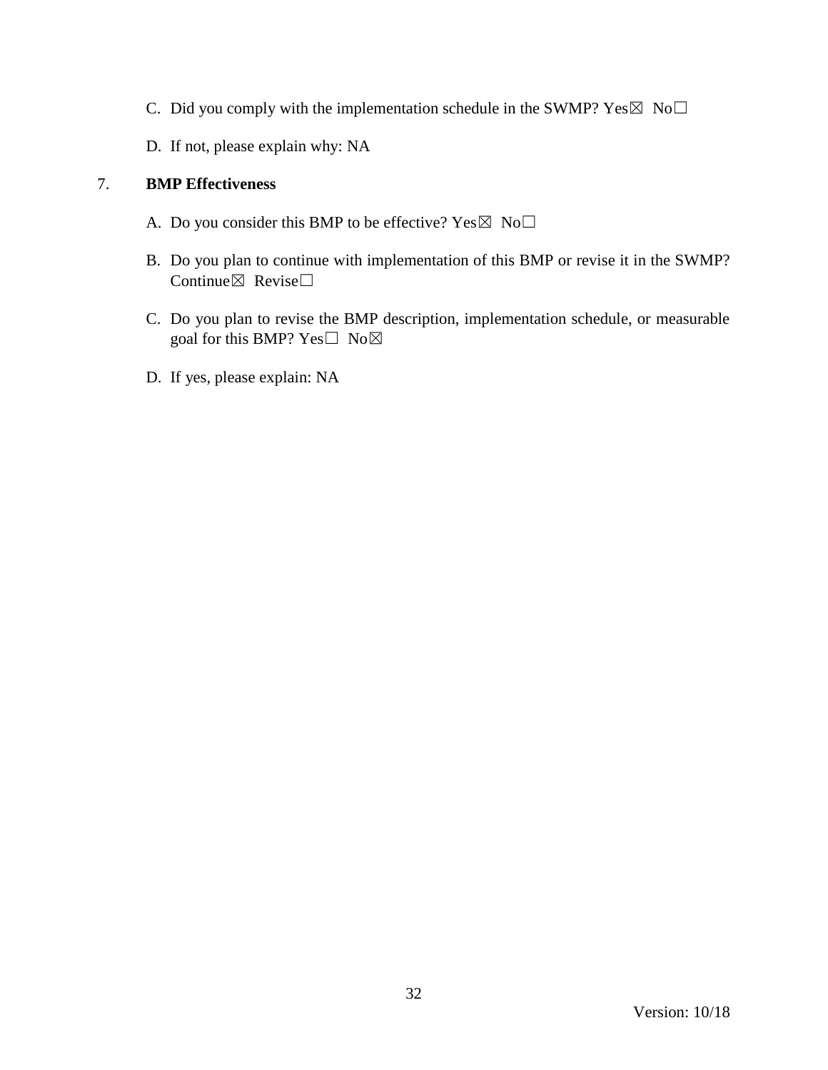C. Did you comply with the implementation schedule in the SWMP? Yes☒ No☐

D. If not, please explain why: NA

7. **BMP Effectiveness**

A. Do you consider this BMP to be effective? Yes☒ No☐

B. Do you plan to continue with implementation of this BMP or revise it in the SWMP? Continue☒ Revise☐

C. Do you plan to revise the BMP description, implementation schedule, or measurable goal for this BMP? Yes☐ No☒

D. If yes, please explain: NA

Version: 10/18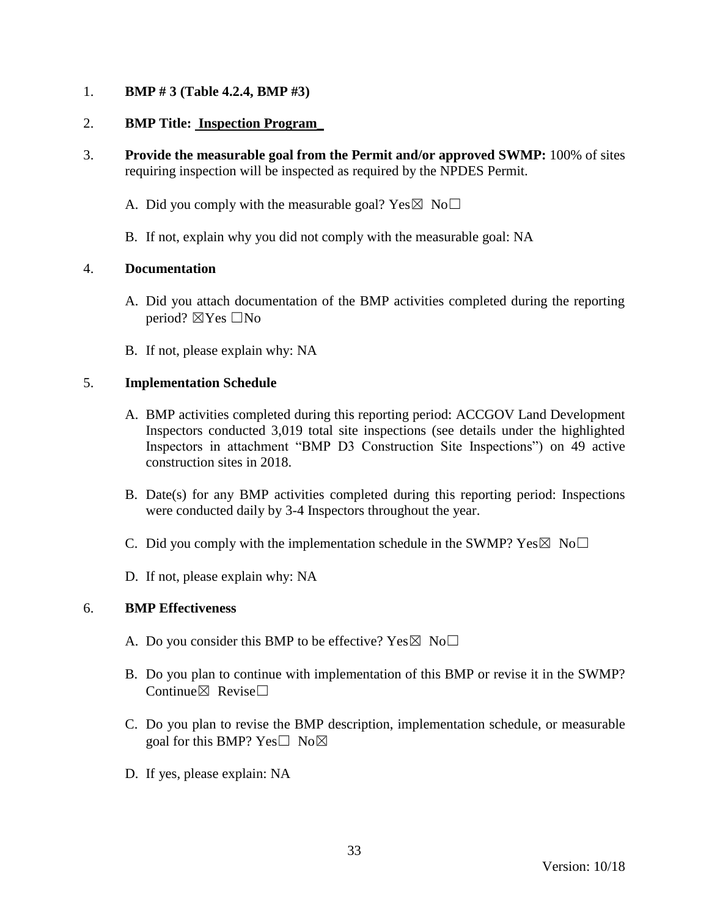1. **BMP # 3 (Table 4.2.4, BMP #3)**

2. **BMP Title: Inspection Program**

3. **Provide the measurable goal from the Permit and/or approved SWMP:** 100% of sites requiring inspection will be inspected as required by the NPDES Permit.

   A. Did you comply with the measurable goal? Yes☒ No☐

   B. If not, explain why you did not comply with the measurable goal: NA

4. **Documentation**

   A. Did you attach documentation of the BMP activities completed during the reporting period? ☒Yes ☐No

   B. If not, please explain why: NA

5. **Implementation Schedule**

   A. BMP activities completed during this reporting period: ACCGOV Land Development Inspectors conducted 3,019 total site inspections (see details under the highlighted Inspectors in attachment "BMP D3 Construction Site Inspections") on 49 active construction sites in 2018.

   B. Date(s) for any BMP activities completed during this reporting period: Inspections were conducted daily by 3-4 Inspectors throughout the year.

   C. Did you comply with the implementation schedule in the SWMP? Yes☒ No☐

   D. If not, please explain why: NA

6. **BMP Effectiveness**

   A. Do you consider this BMP to be effective? Yes☒ No☐

   B. Do you plan to continue with implementation of this BMP or revise it in the SWMP? Continue☒ Revise☐

   C. Do you plan to revise the BMP description, implementation schedule, or measurable goal for this BMP? Yes☐ No☒

   D. If yes, please explain: NA

Version: 10/18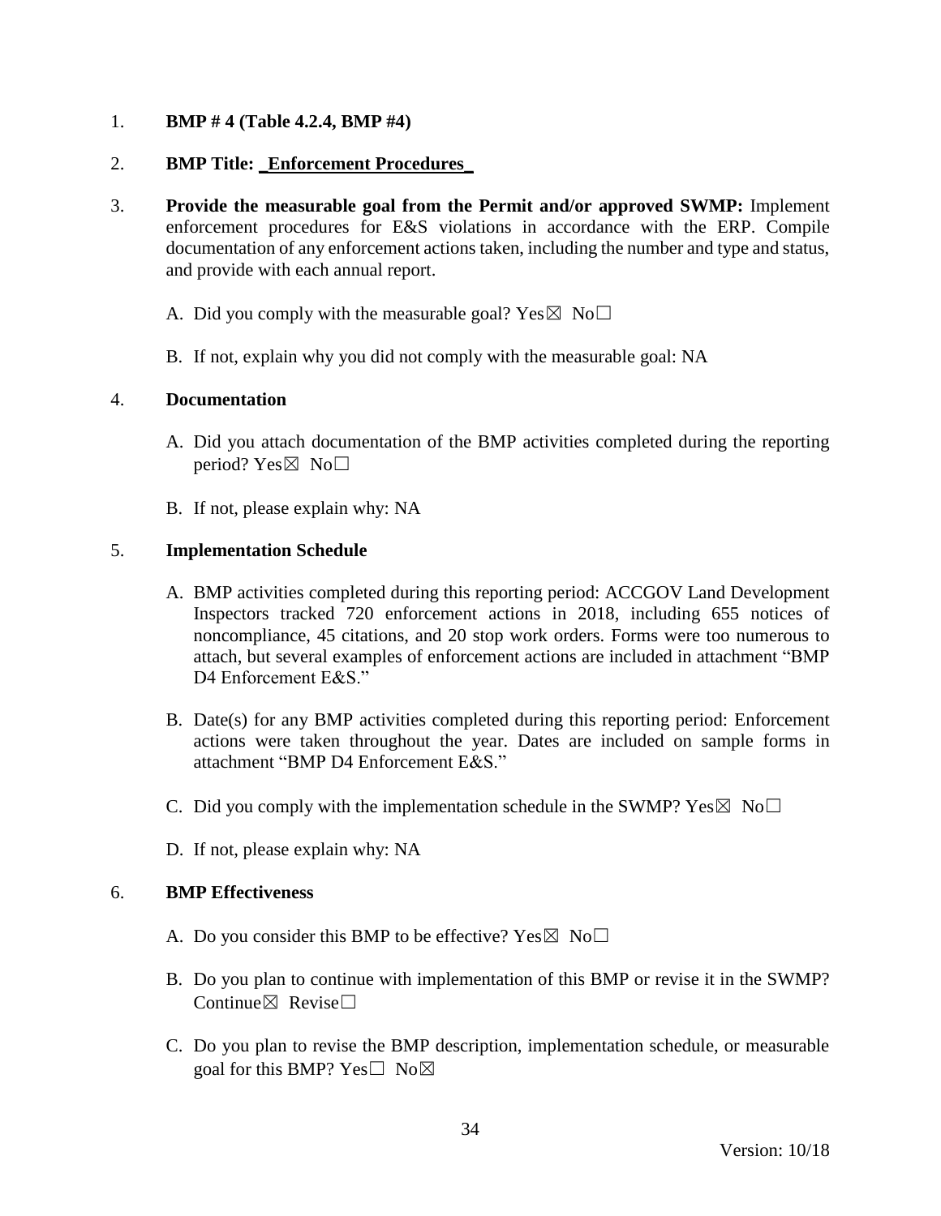1. **BMP # 4 (Table 4.2.4, BMP #4)**

2. **BMP Title: _Enforcement Procedures_**

3. **Provide the measurable goal from the Permit and/or approved SWMP:** Implement enforcement procedures for E&S violations in accordance with the ERP. Compile documentation of any enforcement actions taken, including the number and type and status, and provide with each annual report.

   A. Did you comply with the measurable goal? Yes☒ No☐

   B. If not, explain why you did not comply with the measurable goal: NA

4. **Documentation**

   A. Did you attach documentation of the BMP activities completed during the reporting period? Yes☒ No☐

   B. If not, please explain why: NA

5. **Implementation Schedule**

   A. BMP activities completed during this reporting period: ACCGOV Land Development Inspectors tracked 720 enforcement actions in 2018, including 655 notices of noncompliance, 45 citations, and 20 stop work orders. Forms were too numerous to attach, but several examples of enforcement actions are included in attachment "BMP D4 Enforcement E&S."

   B. Date(s) for any BMP activities completed during this reporting period: Enforcement actions were taken throughout the year. Dates are included on sample forms in attachment "BMP D4 Enforcement E&S."

   C. Did you comply with the implementation schedule in the SWMP? Yes☒ No☐

   D. If not, please explain why: NA

6. **BMP Effectiveness**

   A. Do you consider this BMP to be effective? Yes☒ No☐

   B. Do you plan to continue with implementation of this BMP or revise it in the SWMP? Continue☒ Revise☐

   C. Do you plan to revise the BMP description, implementation schedule, or measurable goal for this BMP? Yes☐ No☒

Version: 10/18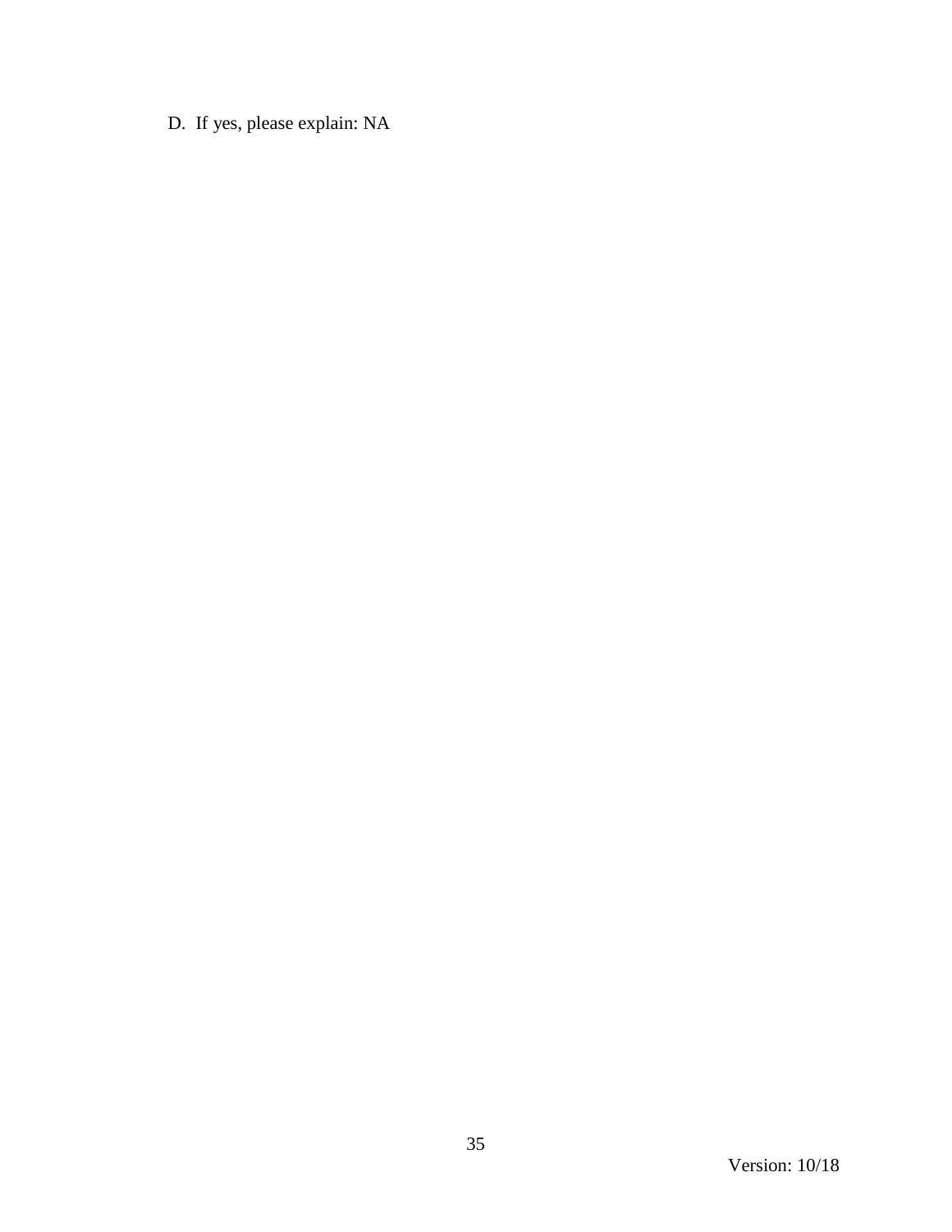D. If yes, please explain: NA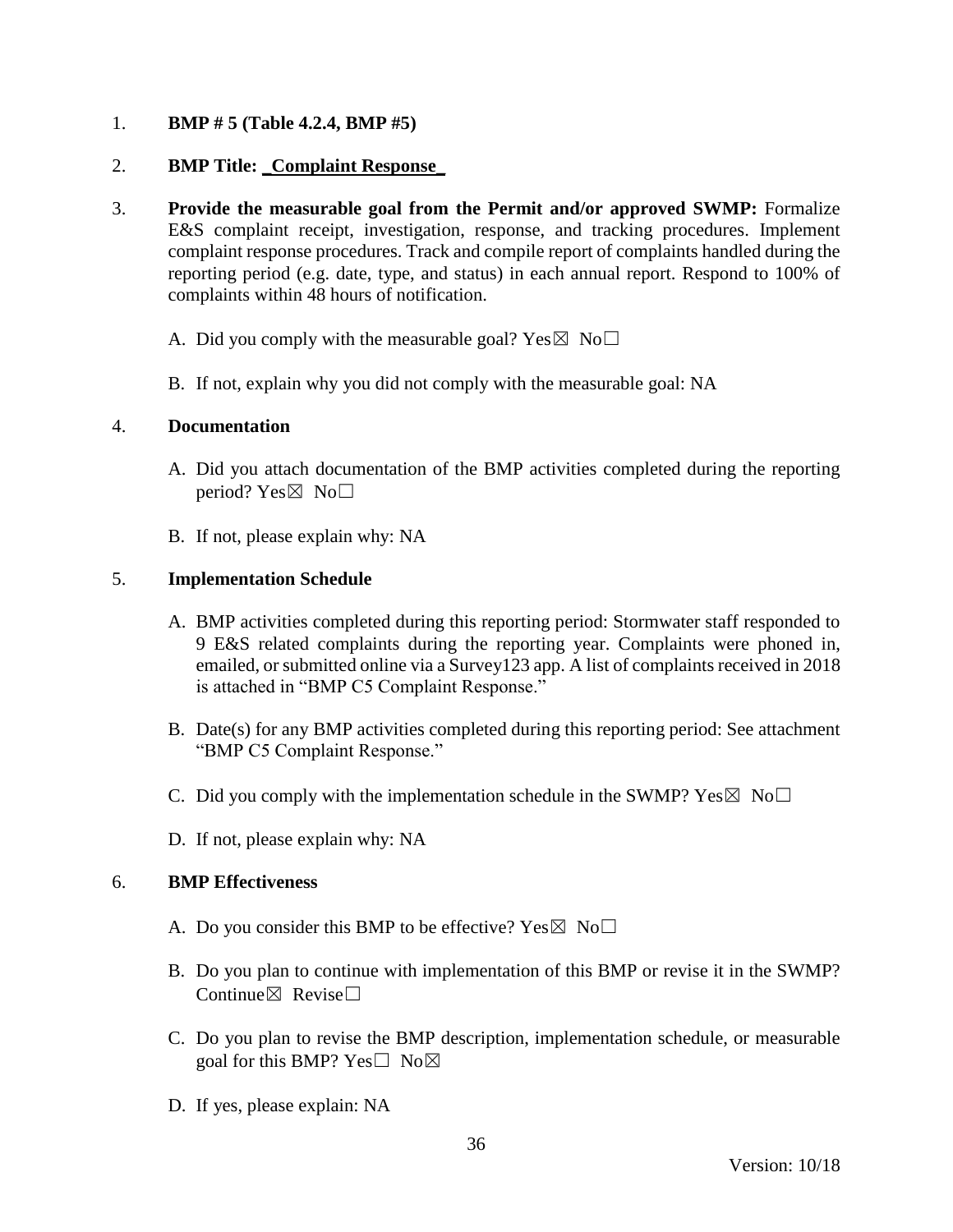1. **BMP # 5 (Table 4.2.4, BMP #5)**

2. **BMP Title: _Complaint Response_**

3. **Provide the measurable goal from the Permit and/or approved SWMP:** Formalize E&S complaint receipt, investigation, response, and tracking procedures. Implement complaint response procedures. Track and compile report of complaints handled during the reporting period (e.g. date, type, and status) in each annual report. Respond to 100% of complaints within 48 hours of notification.

   A. Did you comply with the measurable goal? Yes☒ No☐

   B. If not, explain why you did not comply with the measurable goal: NA

4. **Documentation**

   A. Did you attach documentation of the BMP activities completed during the reporting period? Yes☒ No☐

   B. If not, please explain why: NA

5. **Implementation Schedule**

   A. BMP activities completed during this reporting period: Stormwater staff responded to 9 E&S related complaints during the reporting year. Complaints were phoned in, emailed, or submitted online via a Survey123 app. A list of complaints received in 2018 is attached in "BMP C5 Complaint Response."

   B. Date(s) for any BMP activities completed during this reporting period: See attachment "BMP C5 Complaint Response."

   C. Did you comply with the implementation schedule in the SWMP? Yes☒ No☐

   D. If not, please explain why: NA

6. **BMP Effectiveness**

   A. Do you consider this BMP to be effective? Yes☒ No☐

   B. Do you plan to continue with implementation of this BMP or revise it in the SWMP? Continue☒ Revise☐

   C. Do you plan to revise the BMP description, implementation schedule, or measurable goal for this BMP? Yes☐ No☒

   D. If yes, please explain: NA

Version: 10/18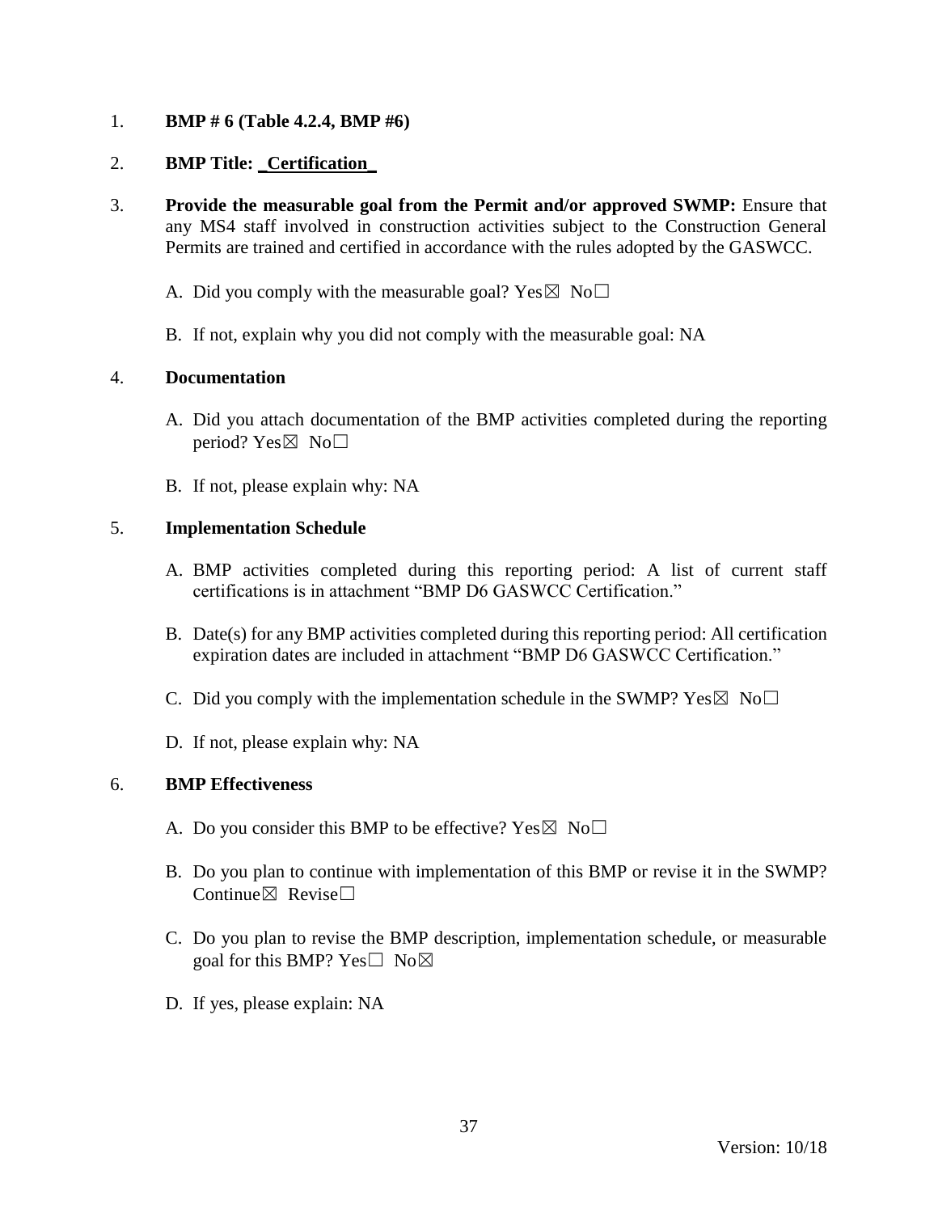1. **BMP # 6 (Table 4.2.4, BMP #6)**

2. **BMP Title: _Certification_**

3. **Provide the measurable goal from the Permit and/or approved SWMP:** Ensure that any MS4 staff involved in construction activities subject to the Construction General Permits are trained and certified in accordance with the rules adopted by the GASWCC.

   A. Did you comply with the measurable goal? Yes☒ No☐

   B. If not, explain why you did not comply with the measurable goal: NA

4. **Documentation**

   A. Did you attach documentation of the BMP activities completed during the reporting period? Yes☒ No☐

   B. If not, please explain why: NA

5. **Implementation Schedule**

   A. BMP activities completed during this reporting period: A list of current staff certifications is in attachment "BMP D6 GASWCC Certification."

   B. Date(s) for any BMP activities completed during this reporting period: All certification expiration dates are included in attachment "BMP D6 GASWCC Certification."

   C. Did you comply with the implementation schedule in the SWMP? Yes☒ No☐

   D. If not, please explain why: NA

6. **BMP Effectiveness**

   A. Do you consider this BMP to be effective? Yes☒ No☐

   B. Do you plan to continue with implementation of this BMP or revise it in the SWMP? Continue☒ Revise☐

   C. Do you plan to revise the BMP description, implementation schedule, or measurable goal for this BMP? Yes☐ No☒

   D. If yes, please explain: NA

Version: 10/18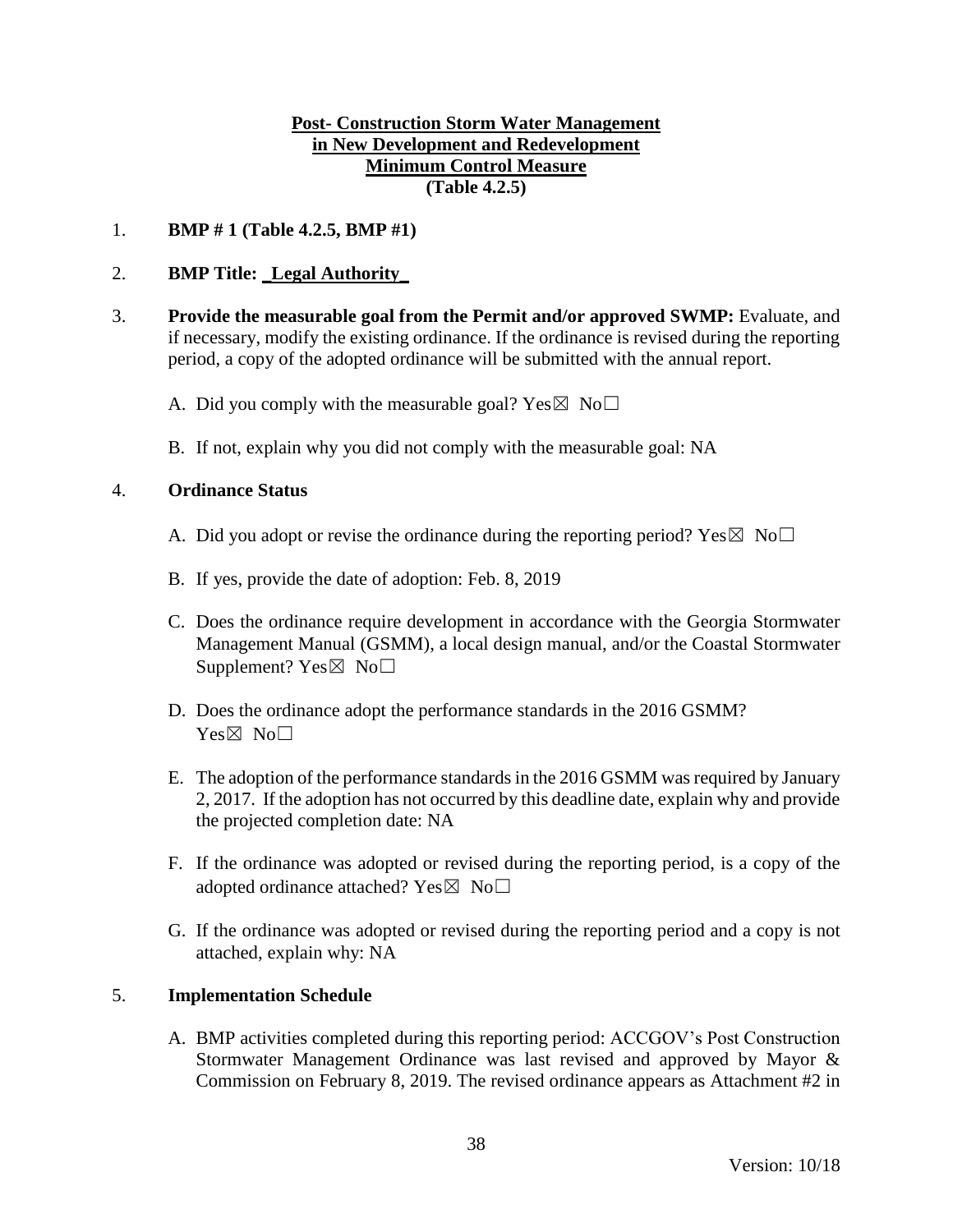**Post- Construction Storm Water Management**
**in New Development and Redevelopment**
**Minimum Control Measure**
**(Table 4.2.5)**

1. **BMP # 1 (Table 4.2.5, BMP #1)**

2. **BMP Title: _Legal Authority_**

3. **Provide the measurable goal from the Permit and/or approved SWMP:** Evaluate, and if necessary, modify the existing ordinance. If the ordinance is revised during the reporting period, a copy of the adopted ordinance will be submitted with the annual report.

   A. Did you comply with the measurable goal? Yes☒ No☐

   B. If not, explain why you did not comply with the measurable goal: NA

4. **Ordinance Status**

   A. Did you adopt or revise the ordinance during the reporting period? Yes☒ No☐

   B. If yes, provide the date of adoption: Feb. 8, 2019

   C. Does the ordinance require development in accordance with the Georgia Stormwater Management Manual (GSMM), a local design manual, and/or the Coastal Stormwater Supplement? Yes☒ No☐

   D. Does the ordinance adopt the performance standards in the 2016 GSMM? Yes☒ No☐

   E. The adoption of the performance standards in the 2016 GSMM was required by January 2, 2017. If the adoption has not occurred by this deadline date, explain why and provide the projected completion date: NA

   F. If the ordinance was adopted or revised during the reporting period, is a copy of the adopted ordinance attached? Yes☒ No☐

   G. If the ordinance was adopted or revised during the reporting period and a copy is not attached, explain why: NA

5. **Implementation Schedule**

   A. BMP activities completed during this reporting period: ACCGOV's Post Construction Stormwater Management Ordinance was last revised and approved by Mayor & Commission on February 8, 2019. The revised ordinance appears as Attachment #2 in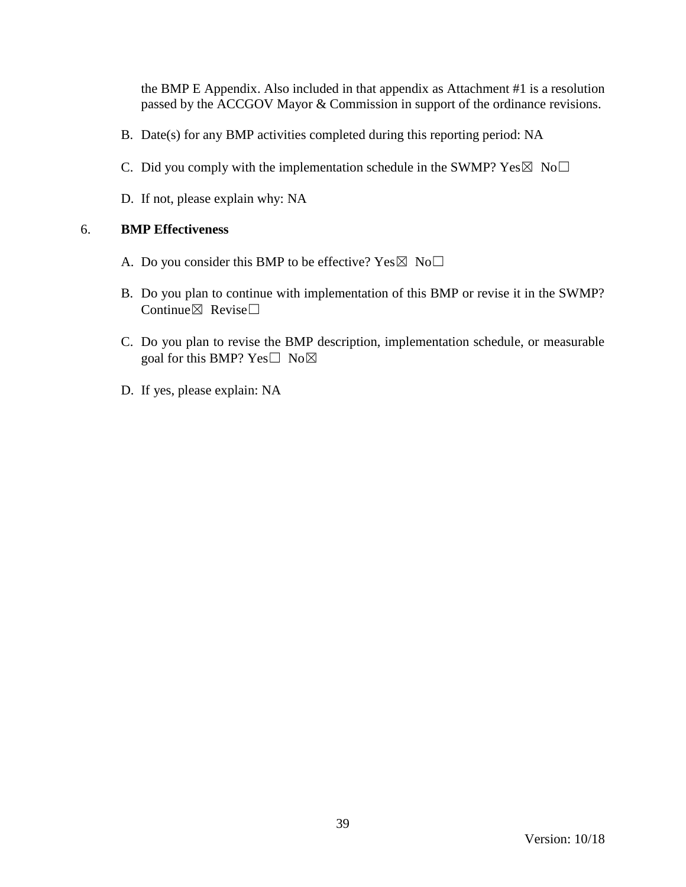the BMP E Appendix. Also included in that appendix as Attachment #1 is a resolution passed by the ACCGOV Mayor & Commission in support of the ordinance revisions.

B. Date(s) for any BMP activities completed during this reporting period: NA

C. Did you comply with the implementation schedule in the SWMP? Yes☒ No☐

D. If not, please explain why: NA

6. **BMP Effectiveness**

A. Do you consider this BMP to be effective? Yes☒ No☐

B. Do you plan to continue with implementation of this BMP or revise it in the SWMP? Continue☒ Revise☐

C. Do you plan to revise the BMP description, implementation schedule, or measurable goal for this BMP? Yes☐ No☒

D. If yes, please explain: NA

Version: 10/18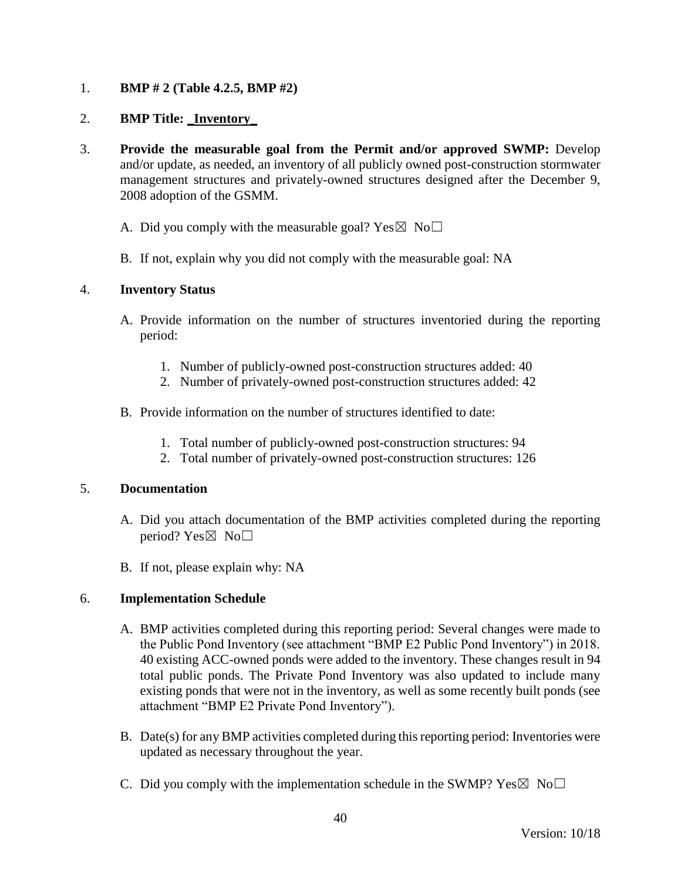1. **BMP # 2 (Table 4.2.5, BMP #2)**

2. **BMP Title: _Inventory_**

3. **Provide the measurable goal from the Permit and/or approved SWMP:** Develop and/or update, as needed, an inventory of all publicly owned post-construction stormwater management structures and privately-owned structures designed after the December 9, 2008 adoption of the GSMM.

   A. Did you comply with the measurable goal? Yes☒ No☐

   B. If not, explain why you did not comply with the measurable goal: NA

4. **Inventory Status**

   A. Provide information on the number of structures inventoried during the reporting period:

      1. Number of publicly-owned post-construction structures added: 40
      2. Number of privately-owned post-construction structures added: 42

   B. Provide information on the number of structures identified to date:

      1. Total number of publicly-owned post-construction structures: 94
      2. Total number of privately-owned post-construction structures: 126

5. **Documentation**

   A. Did you attach documentation of the BMP activities completed during the reporting period? Yes☒ No☐

   B. If not, please explain why: NA

6. **Implementation Schedule**

   A. BMP activities completed during this reporting period: Several changes were made to the Public Pond Inventory (see attachment "BMP E2 Public Pond Inventory") in 2018. 40 existing ACC-owned ponds were added to the inventory. These changes result in 94 total public ponds. The Private Pond Inventory was also updated to include many existing ponds that were not in the inventory, as well as some recently built ponds (see attachment "BMP E2 Private Pond Inventory").

   B. Date(s) for any BMP activities completed during this reporting period: Inventories were updated as necessary throughout the year.

   C. Did you comply with the implementation schedule in the SWMP? Yes☒ No☐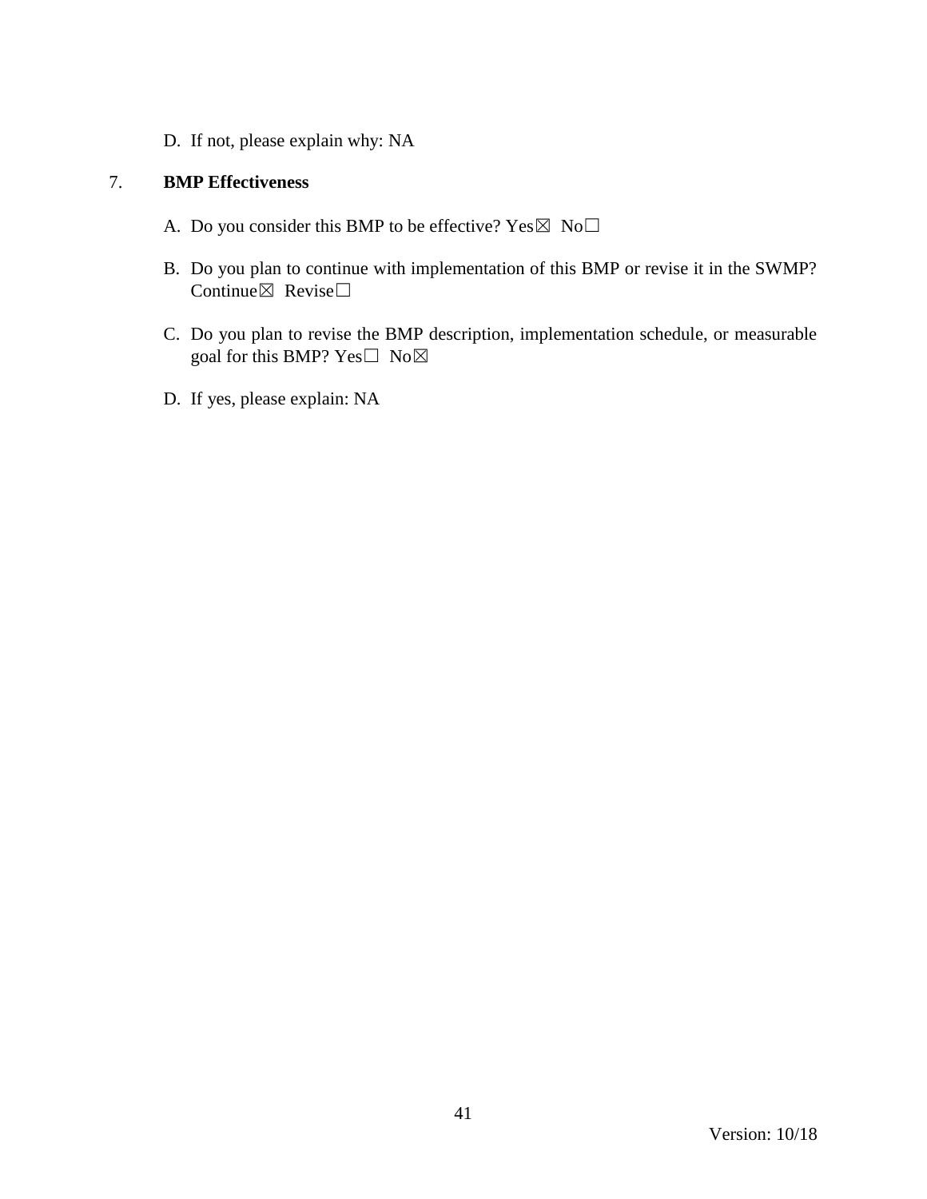D. If not, please explain why: NA

7. **BMP Effectiveness**

A. Do you consider this BMP to be effective? Yes☒ No☐

B. Do you plan to continue with implementation of this BMP or revise it in the SWMP? Continue☒ Revise☐

C. Do you plan to revise the BMP description, implementation schedule, or measurable goal for this BMP? Yes☐ No☒

D. If yes, please explain: NA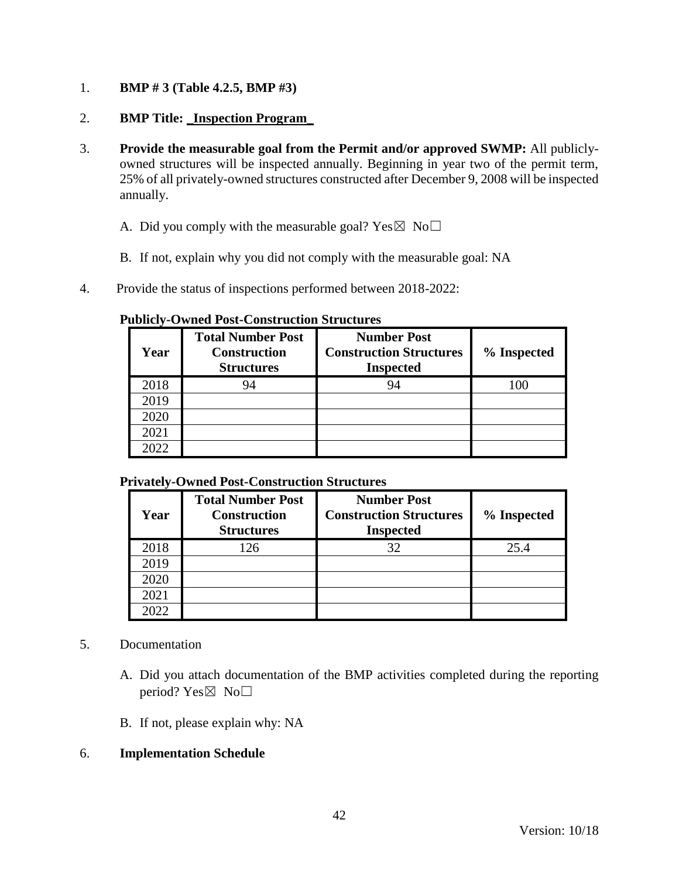1. **BMP # 3 (Table 4.2.5, BMP #3)**

2. **BMP Title: _Inspection Program_**

3. **Provide the measurable goal from the Permit and/or approved SWMP:** All publicly-owned structures will be inspected annually. Beginning in year two of the permit term, 25% of all privately-owned structures constructed after December 9, 2008 will be inspected annually.

   A. Did you comply with the measurable goal? Yes☒ No☐

   B. If not, explain why you did not comply with the measurable goal: NA

4. Provide the status of inspections performed between 2018-2022:

**Publicly-Owned Post-Construction Structures**

| Year | Total Number Post Construction Structures | Number Post Construction Structures Inspected | % Inspected |
|---|---|---|---|
| 2018 | 94 | 94 | 100 |
| 2019 | | | |
| 2020 | | | |
| 2021 | | | |
| 2022 | | | |

**Privately-Owned Post-Construction Structures**

| Year | Total Number Post Construction Structures | Number Post Construction Structures Inspected | % Inspected |
|---|---|---|---|
| 2018 | 126 | 32 | 25.4 |
| 2019 | | | |
| 2020 | | | |
| 2021 | | | |
| 2022 | | | |

5. Documentation

   A. Did you attach documentation of the BMP activities completed during the reporting period? Yes☒ No☐

   B. If not, please explain why: NA

6. **Implementation Schedule**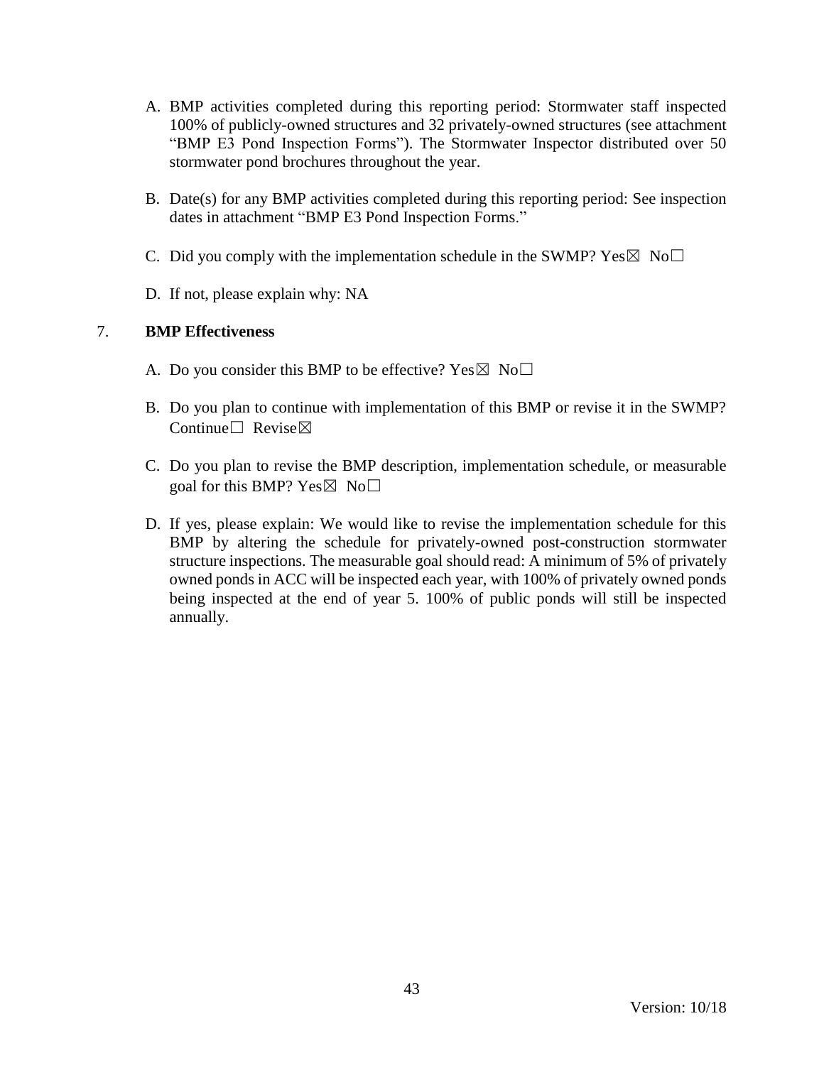A. BMP activities completed during this reporting period: Stormwater staff inspected 100% of publicly-owned structures and 32 privately-owned structures (see attachment “BMP E3 Pond Inspection Forms”). The Stormwater Inspector distributed over 50 stormwater pond brochures throughout the year.

B. Date(s) for any BMP activities completed during this reporting period: See inspection dates in attachment “BMP E3 Pond Inspection Forms.”

C. Did you comply with the implementation schedule in the SWMP? Yes☒ No☐

D. If not, please explain why: NA

7. **BMP Effectiveness**

A. Do you consider this BMP to be effective? Yes☒ No☐

B. Do you plan to continue with implementation of this BMP or revise it in the SWMP? Continue☐ Revise☒

C. Do you plan to revise the BMP description, implementation schedule, or measurable goal for this BMP? Yes☒ No☐

D. If yes, please explain: We would like to revise the implementation schedule for this BMP by altering the schedule for privately-owned post-construction stormwater structure inspections. The measurable goal should read: A minimum of 5% of privately owned ponds in ACC will be inspected each year, with 100% of privately owned ponds being inspected at the end of year 5. 100% of public ponds will still be inspected annually.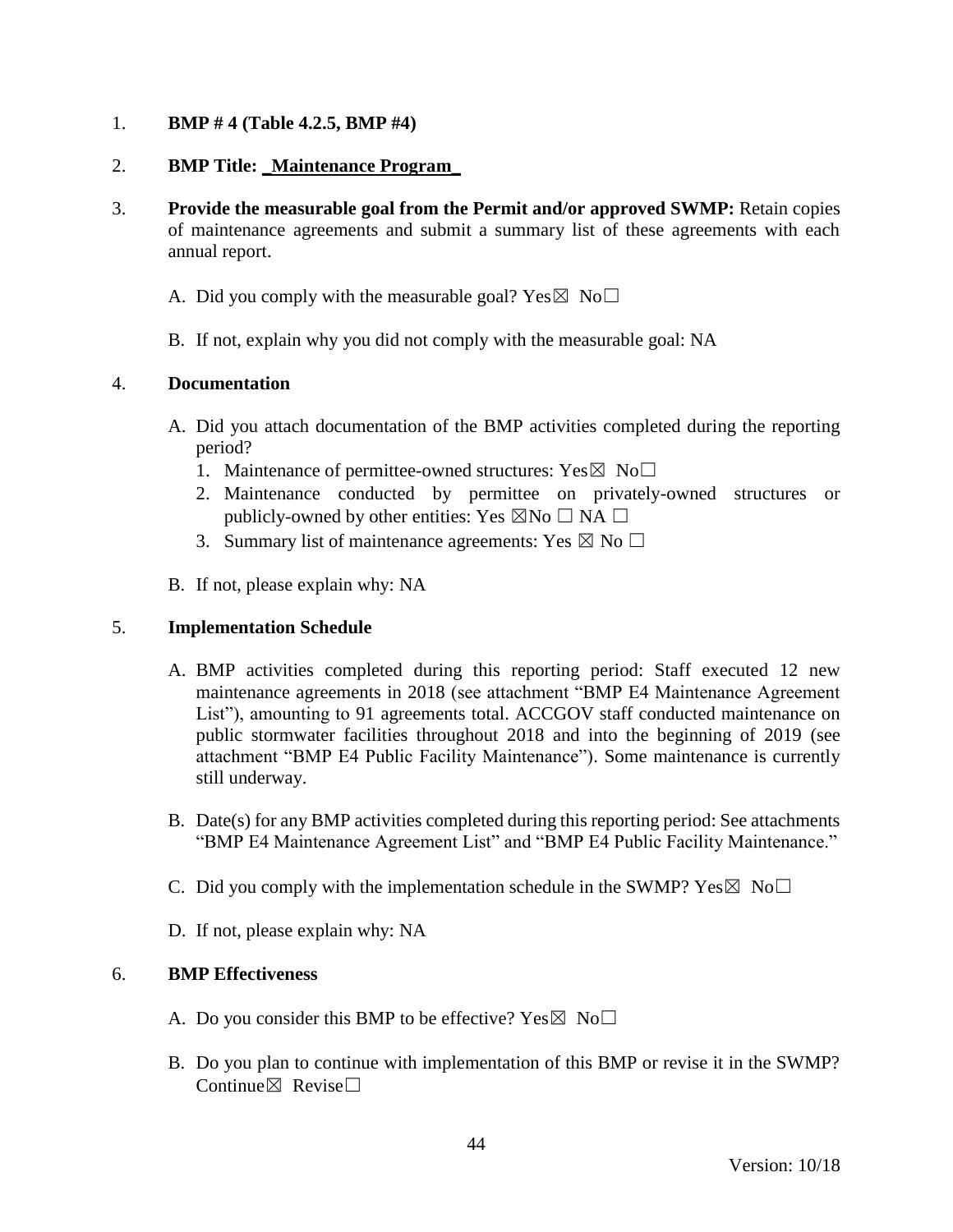1. **BMP # 4 (Table 4.2.5, BMP #4)**

2. **BMP Title: _Maintenance Program_**

3. **Provide the measurable goal from the Permit and/or approved SWMP:** Retain copies of maintenance agreements and submit a summary list of these agreements with each annual report.

   A. Did you comply with the measurable goal? Yes☒ No☐

   B. If not, explain why you did not comply with the measurable goal: NA

4. **Documentation**

   A. Did you attach documentation of the BMP activities completed during the reporting period?
      1. Maintenance of permittee-owned structures: Yes☒ No☐
      2. Maintenance conducted by permittee on privately-owned structures or publicly-owned by other entities: Yes ☒No ☐ NA ☐
      3. Summary list of maintenance agreements: Yes ☒ No ☐

   B. If not, please explain why: NA

5. **Implementation Schedule**

   A. BMP activities completed during this reporting period: Staff executed 12 new maintenance agreements in 2018 (see attachment "BMP E4 Maintenance Agreement List"), amounting to 91 agreements total. ACCGOV staff conducted maintenance on public stormwater facilities throughout 2018 and into the beginning of 2019 (see attachment "BMP E4 Public Facility Maintenance"). Some maintenance is currently still underway.

   B. Date(s) for any BMP activities completed during this reporting period: See attachments "BMP E4 Maintenance Agreement List" and "BMP E4 Public Facility Maintenance."

   C. Did you comply with the implementation schedule in the SWMP? Yes☒ No☐

   D. If not, please explain why: NA

6. **BMP Effectiveness**

   A. Do you consider this BMP to be effective? Yes☒ No☐

   B. Do you plan to continue with implementation of this BMP or revise it in the SWMP? Continue☒ Revise☐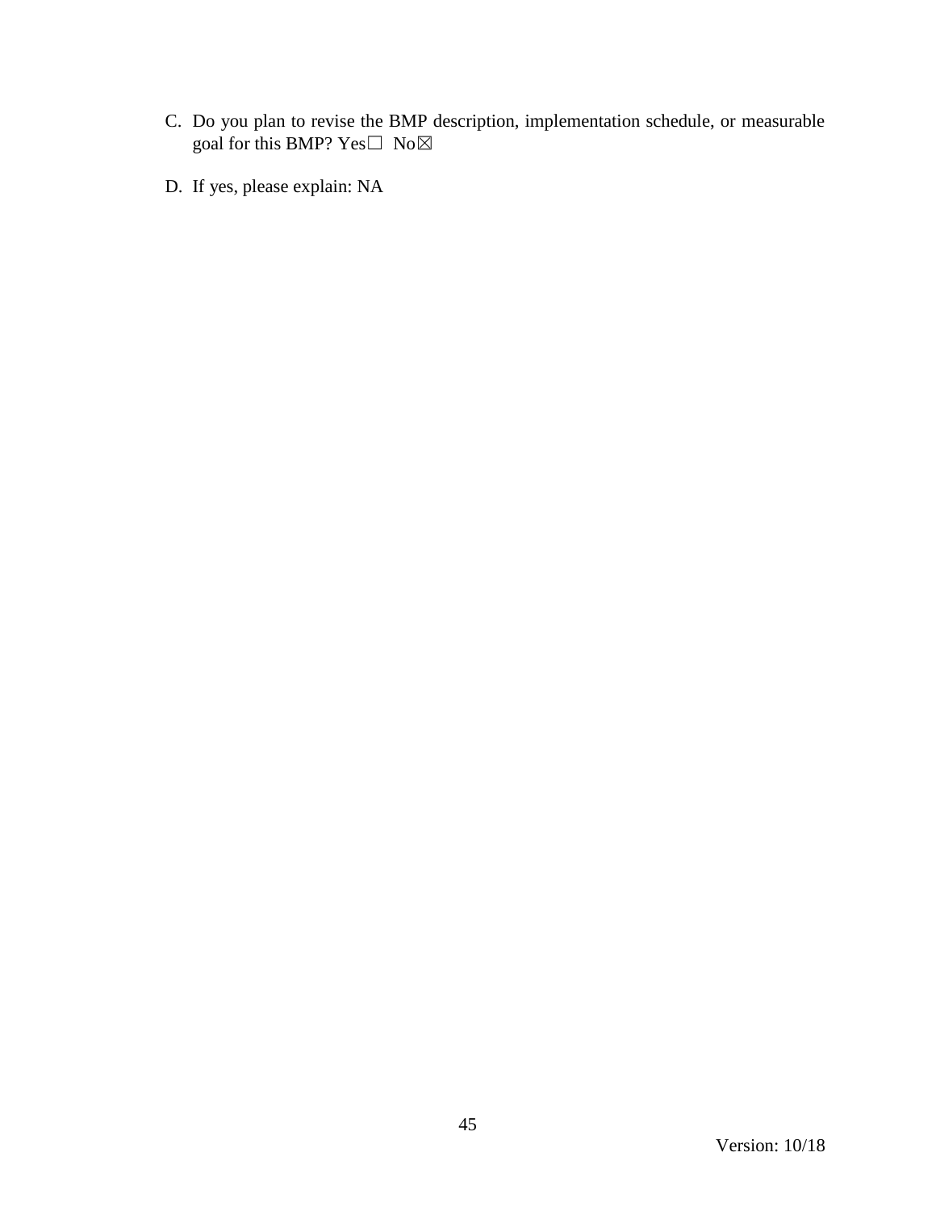C. Do you plan to revise the BMP description, implementation schedule, or measurable goal for this BMP? Yes☐ No☒

D. If yes, please explain: NA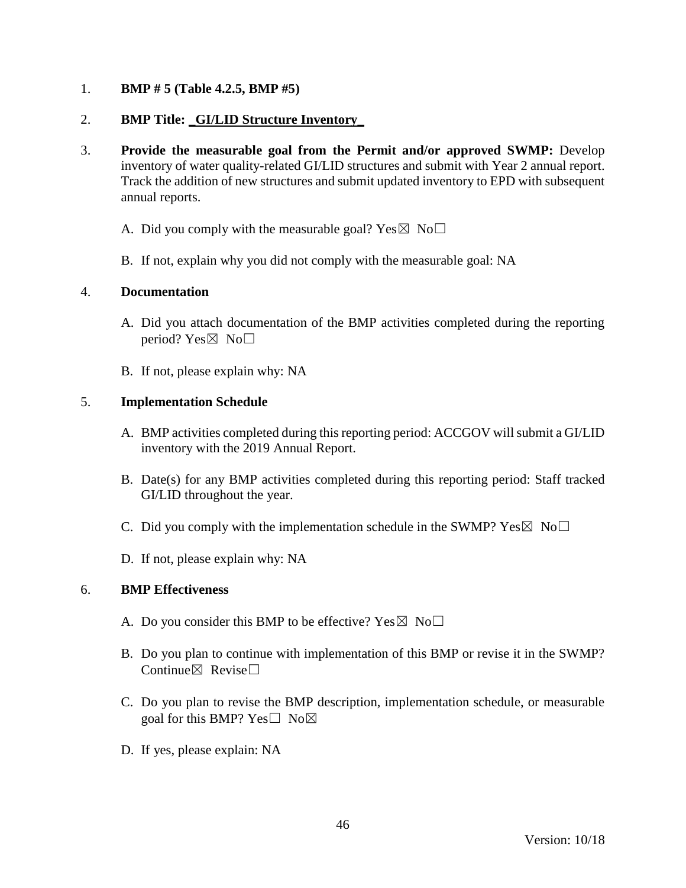1. **BMP # 5 (Table 4.2.5, BMP #5)**

2. **BMP Title: _GI/LID Structure Inventory_**

3. **Provide the measurable goal from the Permit and/or approved SWMP:** Develop inventory of water quality-related GI/LID structures and submit with Year 2 annual report. Track the addition of new structures and submit updated inventory to EPD with subsequent annual reports.

   A. Did you comply with the measurable goal? Yes☒ No☐

   B. If not, explain why you did not comply with the measurable goal: NA

4. **Documentation**

   A. Did you attach documentation of the BMP activities completed during the reporting period? Yes☒ No☐

   B. If not, please explain why: NA

5. **Implementation Schedule**

   A. BMP activities completed during this reporting period: ACCGOV will submit a GI/LID inventory with the 2019 Annual Report.

   B. Date(s) for any BMP activities completed during this reporting period: Staff tracked GI/LID throughout the year.

   C. Did you comply with the implementation schedule in the SWMP? Yes☒ No☐

   D. If not, please explain why: NA

6. **BMP Effectiveness**

   A. Do you consider this BMP to be effective? Yes☒ No☐

   B. Do you plan to continue with implementation of this BMP or revise it in the SWMP? Continue☒ Revise☐

   C. Do you plan to revise the BMP description, implementation schedule, or measurable goal for this BMP? Yes☐ No☒

   D. If yes, please explain: NA

Version: 10/18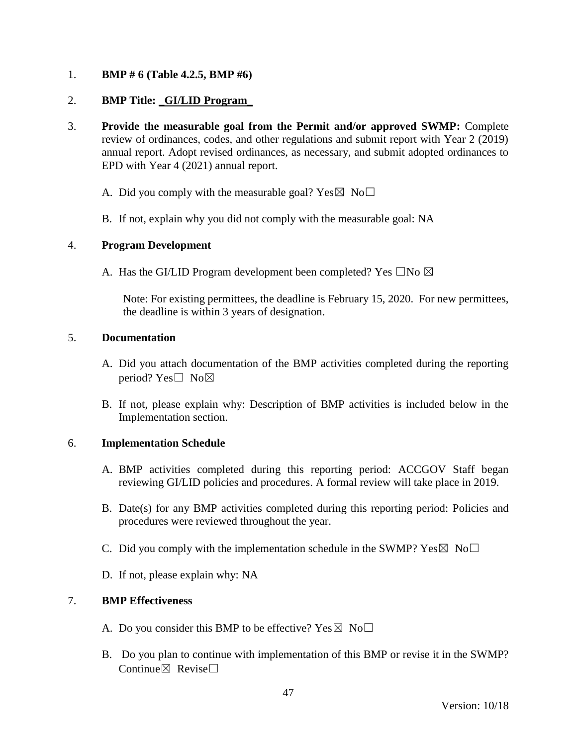1. **BMP # 6 (Table 4.2.5, BMP #6)**

2. **BMP Title: _GI/LID Program_**

3. **Provide the measurable goal from the Permit and/or approved SWMP:** Complete review of ordinances, codes, and other regulations and submit report with Year 2 (2019) annual report. Adopt revised ordinances, as necessary, and submit adopted ordinances to EPD with Year 4 (2021) annual report.

   A. Did you comply with the measurable goal? Yes☒ No☐

   B. If not, explain why you did not comply with the measurable goal: NA

4. **Program Development**

   A. Has the GI/LID Program development been completed? Yes ☐No ☒

      Note: For existing permittees, the deadline is February 15, 2020. For new permittees, the deadline is within 3 years of designation.

5. **Documentation**

   A. Did you attach documentation of the BMP activities completed during the reporting period? Yes☐ No☒

   B. If not, please explain why: Description of BMP activities is included below in the Implementation section.

6. **Implementation Schedule**

   A. BMP activities completed during this reporting period: ACCGOV Staff began reviewing GI/LID policies and procedures. A formal review will take place in 2019.

   B. Date(s) for any BMP activities completed during this reporting period: Policies and procedures were reviewed throughout the year.

   C. Did you comply with the implementation schedule in the SWMP? Yes☒ No☐

   D. If not, please explain why: NA

7. **BMP Effectiveness**

   A. Do you consider this BMP to be effective? Yes☒ No☐

   B. Do you plan to continue with implementation of this BMP or revise it in the SWMP? Continue☒ Revise☐

Version: 10/18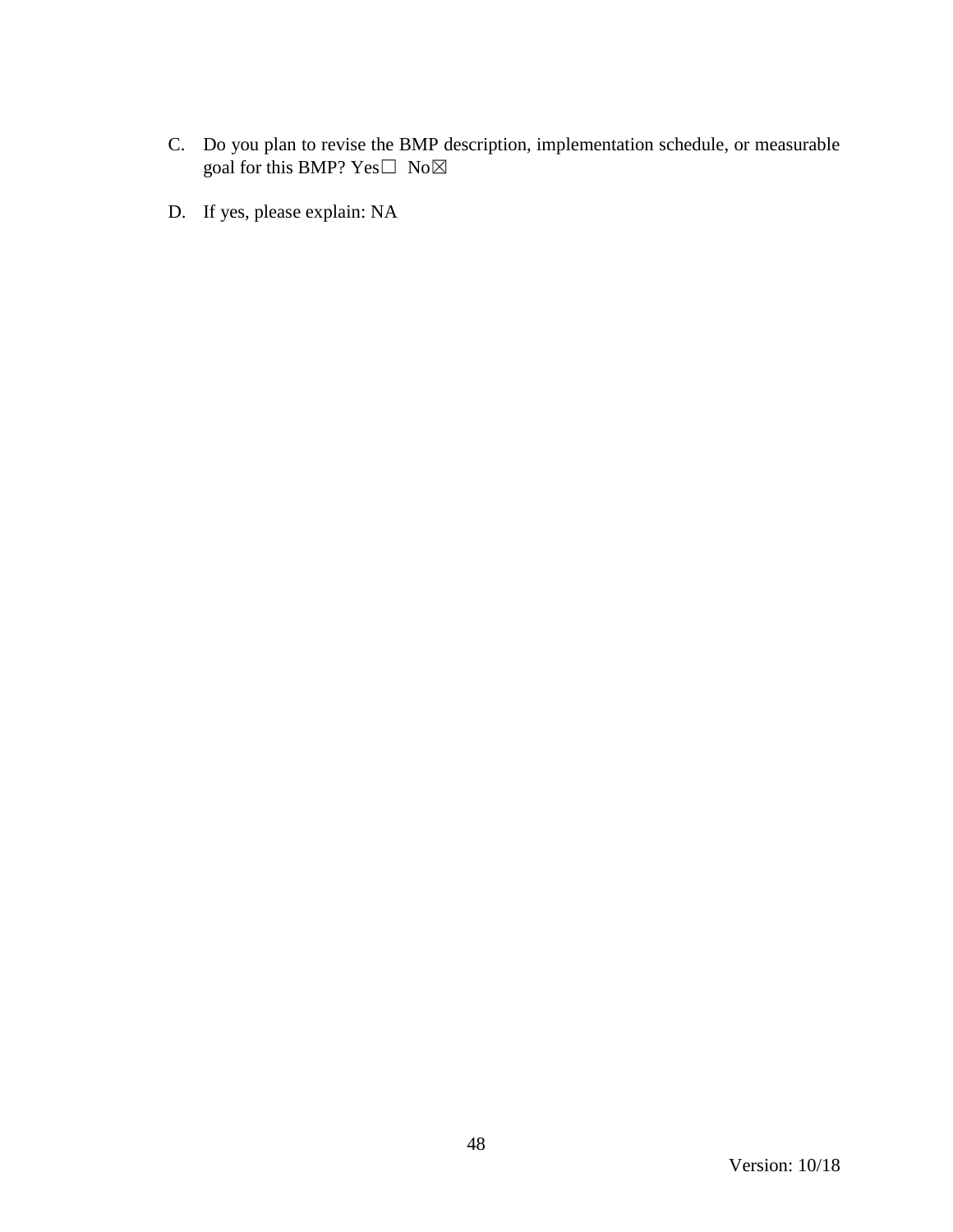C. Do you plan to revise the BMP description, implementation schedule, or measurable goal for this BMP? Yes☐ No☒

D. If yes, please explain: NA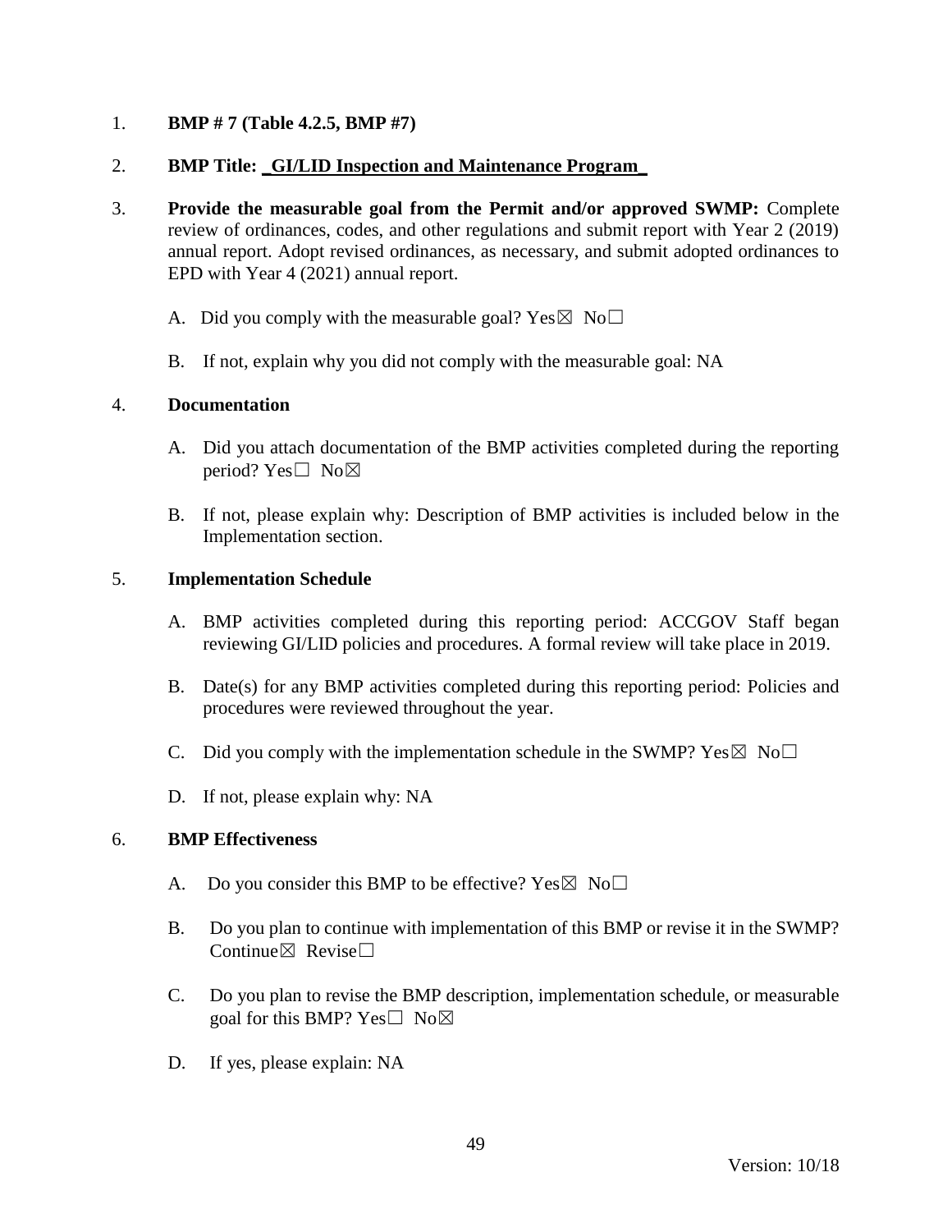1. **BMP # 7 (Table 4.2.5, BMP #7)**

2. **BMP Title: _GI/LID Inspection and Maintenance Program_**

3. **Provide the measurable goal from the Permit and/or approved SWMP:** Complete review of ordinances, codes, and other regulations and submit report with Year 2 (2019) annual report. Adopt revised ordinances, as necessary, and submit adopted ordinances to EPD with Year 4 (2021) annual report.

   A. Did you comply with the measurable goal? Yes☒ No☐

   B. If not, explain why you did not comply with the measurable goal: NA

4. **Documentation**

   A. Did you attach documentation of the BMP activities completed during the reporting period? Yes☐ No☒

   B. If not, please explain why: Description of BMP activities is included below in the Implementation section.

5. **Implementation Schedule**

   A. BMP activities completed during this reporting period: ACCGOV Staff began reviewing GI/LID policies and procedures. A formal review will take place in 2019.

   B. Date(s) for any BMP activities completed during this reporting period: Policies and procedures were reviewed throughout the year.

   C. Did you comply with the implementation schedule in the SWMP? Yes☒ No☐

   D. If not, please explain why: NA

6. **BMP Effectiveness**

   A. Do you consider this BMP to be effective? Yes☒ No☐

   B. Do you plan to continue with implementation of this BMP or revise it in the SWMP? Continue☒ Revise☐

   C. Do you plan to revise the BMP description, implementation schedule, or measurable goal for this BMP? Yes☐ No☒

   D. If yes, please explain: NA

Version: 10/18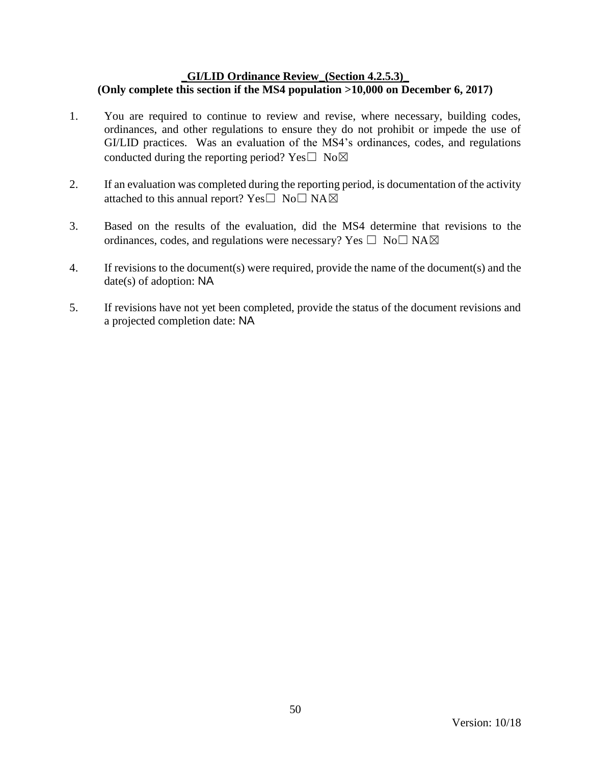## _GI/LID Ordinance Review_(Section 4.2.5.3)_

**(Only complete this section if the MS4 population >10,000 on December 6, 2017)**

1. You are required to continue to review and revise, where necessary, building codes, ordinances, and other regulations to ensure they do not prohibit or impede the use of GI/LID practices. Was an evaluation of the MS4's ordinances, codes, and regulations conducted during the reporting period? Yes☐ No☒

2. If an evaluation was completed during the reporting period, is documentation of the activity attached to this annual report? Yes☐ No☐ NA☒

3. Based on the results of the evaluation, did the MS4 determine that revisions to the ordinances, codes, and regulations were necessary? Yes ☐ No☐ NA☒

4. If revisions to the document(s) were required, provide the name of the document(s) and the date(s) of adoption: NA

5. If revisions have not yet been completed, provide the status of the document revisions and a projected completion date: NA

Version: 10/18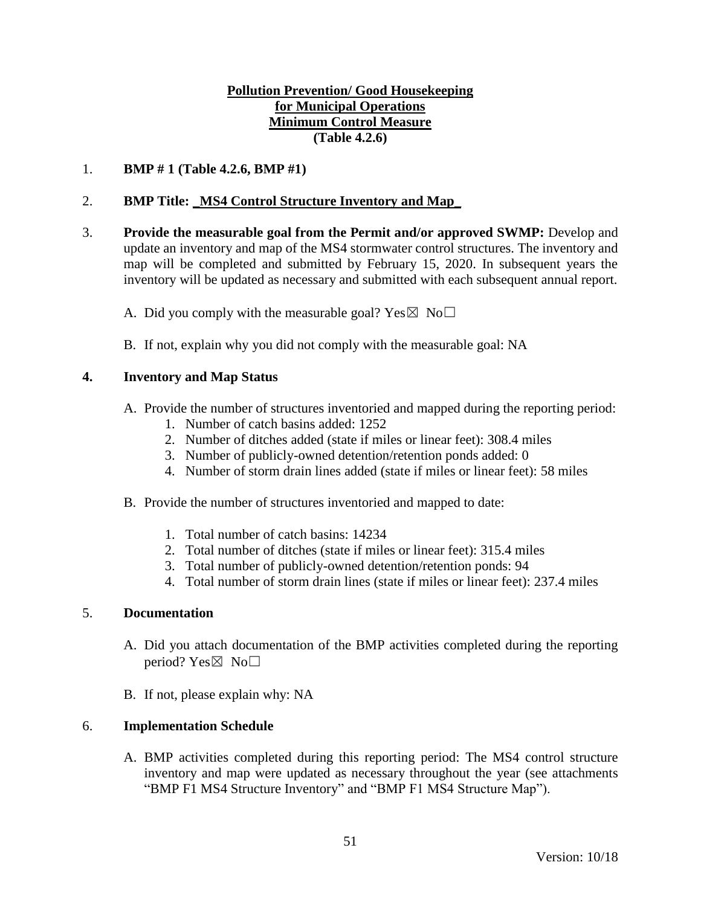**Pollution Prevention/ Good Housekeeping**
**for Municipal Operations**
**Minimum Control Measure**
**(Table 4.2.6)**

1. **BMP # 1 (Table 4.2.6, BMP #1)**

2. **BMP Title: _MS4 Control Structure Inventory and Map_**

3. **Provide the measurable goal from the Permit and/or approved SWMP:** Develop and update an inventory and map of the MS4 stormwater control structures. The inventory and map will be completed and submitted by February 15, 2020. In subsequent years the inventory will be updated as necessary and submitted with each subsequent annual report.

   A. Did you comply with the measurable goal? Yes☒ No☐

   B. If not, explain why you did not comply with the measurable goal: NA

4. **Inventory and Map Status**

   A. Provide the number of structures inventoried and mapped during the reporting period:
      1. Number of catch basins added: 1252
      2. Number of ditches added (state if miles or linear feet): 308.4 miles
      3. Number of publicly-owned detention/retention ponds added: 0
      4. Number of storm drain lines added (state if miles or linear feet): 58 miles

   B. Provide the number of structures inventoried and mapped to date:
      1. Total number of catch basins: 14234
      2. Total number of ditches (state if miles or linear feet): 315.4 miles
      3. Total number of publicly-owned detention/retention ponds: 94
      4. Total number of storm drain lines (state if miles or linear feet): 237.4 miles

5. **Documentation**

   A. Did you attach documentation of the BMP activities completed during the reporting period? Yes☒ No☐

   B. If not, please explain why: NA

6. **Implementation Schedule**

   A. BMP activities completed during this reporting period: The MS4 control structure inventory and map were updated as necessary throughout the year (see attachments "BMP F1 MS4 Structure Inventory" and "BMP F1 MS4 Structure Map").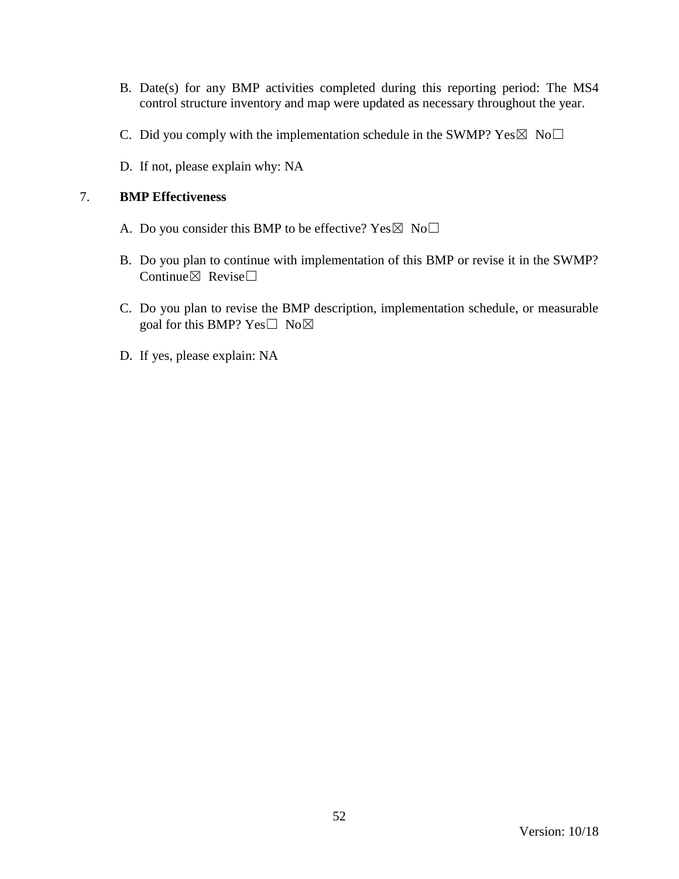B. Date(s) for any BMP activities completed during this reporting period: The MS4 control structure inventory and map were updated as necessary throughout the year.

C. Did you comply with the implementation schedule in the SWMP? Yes☒ No☐

D. If not, please explain why: NA

7. **BMP Effectiveness**

A. Do you consider this BMP to be effective? Yes☒ No☐

B. Do you plan to continue with implementation of this BMP or revise it in the SWMP? Continue☒ Revise☐

C. Do you plan to revise the BMP description, implementation schedule, or measurable goal for this BMP? Yes☐ No☒

D. If yes, please explain: NA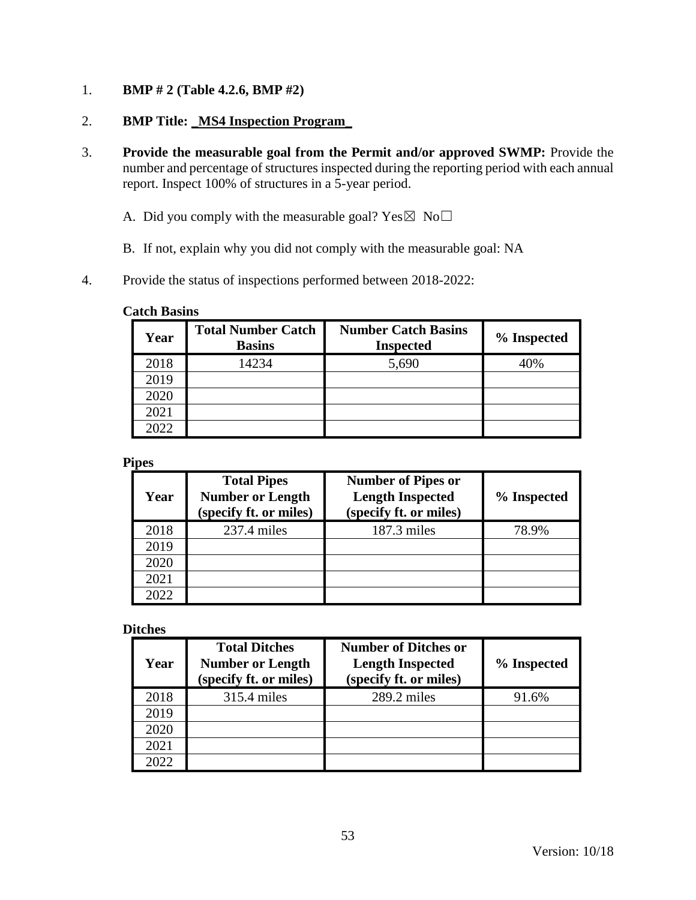1. **BMP # 2 (Table 4.2.6, BMP #2)**

2. **BMP Title: _MS4 Inspection Program_**

3. **Provide the measurable goal from the Permit and/or approved SWMP:** Provide the number and percentage of structures inspected during the reporting period with each annual report. Inspect 100% of structures in a 5-year period.

   A. Did you comply with the measurable goal? Yes☒ No☐

   B. If not, explain why you did not comply with the measurable goal: NA

4. Provide the status of inspections performed between 2018-2022:

**Catch Basins**

| Year | Total Number Catch Basins | Number Catch Basins Inspected | % Inspected |
|---|---|---|---|
| 2018 | 14234 | 5,690 | 40% |
| 2019 | | | |
| 2020 | | | |
| 2021 | | | |
| 2022 | | | |

**Pipes**

| Year | Total Pipes Number or Length (specify ft. or miles) | Number of Pipes or Length Inspected (specify ft. or miles) | % Inspected |
|---|---|---|---|
| 2018 | 237.4 miles | 187.3 miles | 78.9% |
| 2019 | | | |
| 2020 | | | |
| 2021 | | | |
| 2022 | | | |

**Ditches**

| Year | Total Ditches Number or Length (specify ft. or miles) | Number of Ditches or Length Inspected (specify ft. or miles) | % Inspected |
|---|---|---|---|
| 2018 | 315.4 miles | 289.2 miles | 91.6% |
| 2019 | | | |
| 2020 | | | |
| 2021 | | | |
| 2022 | | | |

Version: 10/18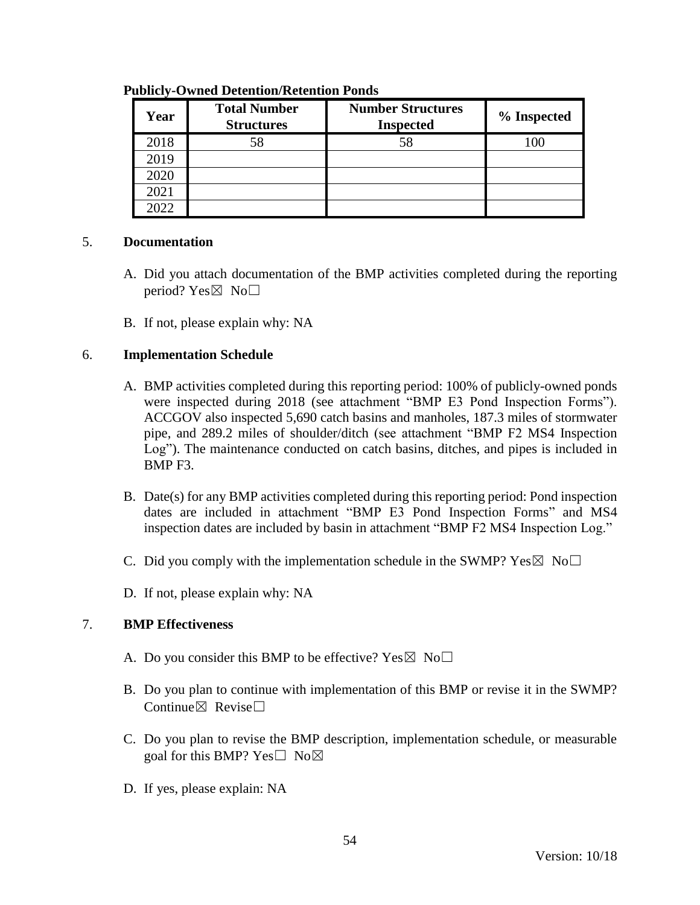**Publicly-Owned Detention/Retention Ponds**

| Year | Total Number Structures | Number Structures Inspected | % Inspected |
|---|---|---|---|
| 2018 | 58 | 58 | 100 |
| 2019 | | | |
| 2020 | | | |
| 2021 | | | |
| 2022 | | | |

5. **Documentation**

   A. Did you attach documentation of the BMP activities completed during the reporting period? Yes☒ No☐

   B. If not, please explain why: NA

6. **Implementation Schedule**

   A. BMP activities completed during this reporting period: 100% of publicly-owned ponds were inspected during 2018 (see attachment "BMP E3 Pond Inspection Forms"). ACCGOV also inspected 5,690 catch basins and manholes, 187.3 miles of stormwater pipe, and 289.2 miles of shoulder/ditch (see attachment "BMP F2 MS4 Inspection Log"). The maintenance conducted on catch basins, ditches, and pipes is included in BMP F3.

   B. Date(s) for any BMP activities completed during this reporting period: Pond inspection dates are included in attachment "BMP E3 Pond Inspection Forms" and MS4 inspection dates are included by basin in attachment "BMP F2 MS4 Inspection Log."

   C. Did you comply with the implementation schedule in the SWMP? Yes☒ No☐

   D. If not, please explain why: NA

7. **BMP Effectiveness**

   A. Do you consider this BMP to be effective? Yes☒ No☐

   B. Do you plan to continue with implementation of this BMP or revise it in the SWMP? Continue☒ Revise☐

   C. Do you plan to revise the BMP description, implementation schedule, or measurable goal for this BMP? Yes☐ No☒

   D. If yes, please explain: NA

Version: 10/18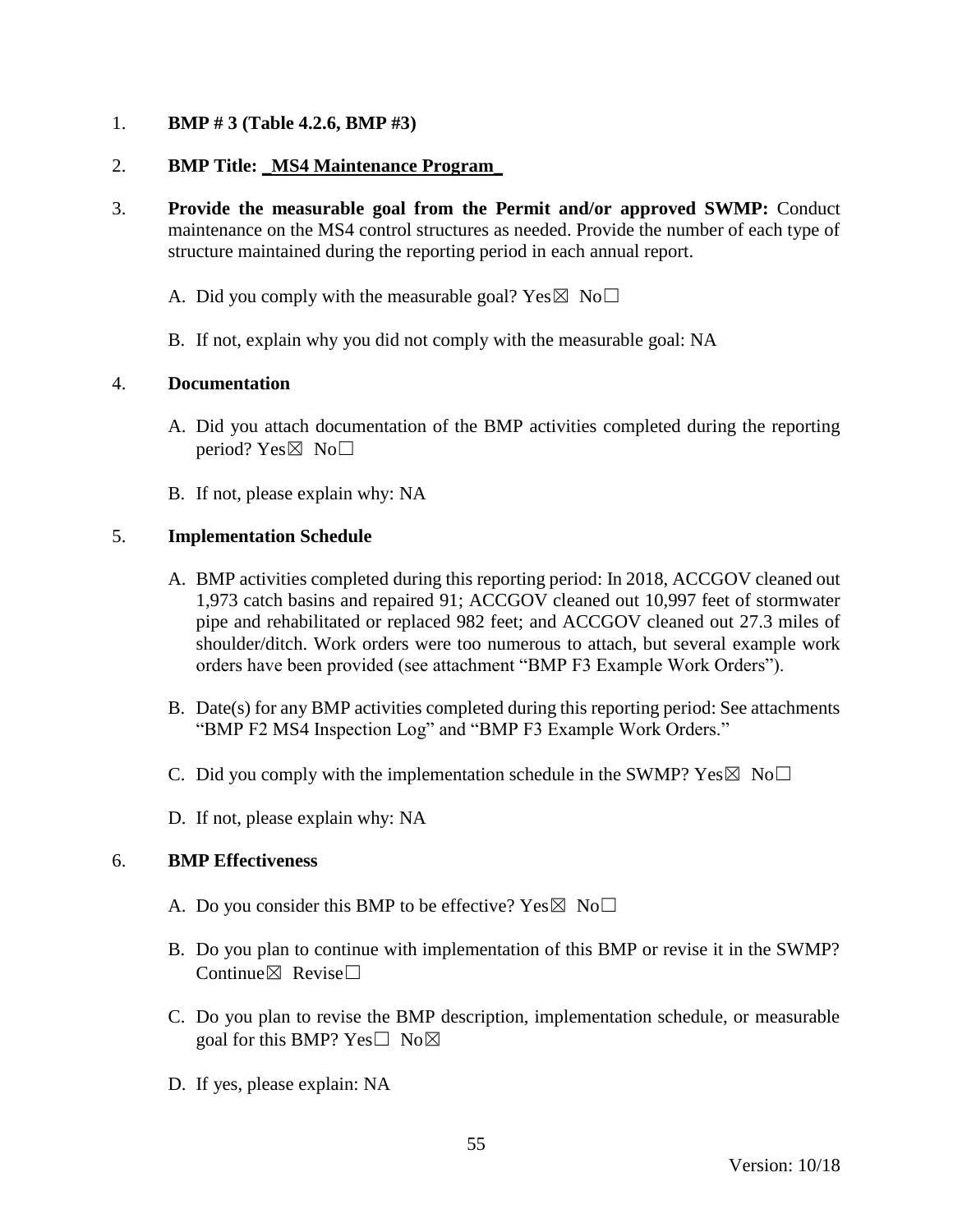1. **BMP # 3 (Table 4.2.6, BMP #3)**

2. **BMP Title: _MS4 Maintenance Program_**

3. **Provide the measurable goal from the Permit and/or approved SWMP:** Conduct maintenance on the MS4 control structures as needed. Provide the number of each type of structure maintained during the reporting period in each annual report.

   A. Did you comply with the measurable goal? Yes☒ No☐

   B. If not, explain why you did not comply with the measurable goal: NA

4. **Documentation**

   A. Did you attach documentation of the BMP activities completed during the reporting period? Yes☒ No☐

   B. If not, please explain why: NA

5. **Implementation Schedule**

   A. BMP activities completed during this reporting period: In 2018, ACCGOV cleaned out 1,973 catch basins and repaired 91; ACCGOV cleaned out 10,997 feet of stormwater pipe and rehabilitated or replaced 982 feet; and ACCGOV cleaned out 27.3 miles of shoulder/ditch. Work orders were too numerous to attach, but several example work orders have been provided (see attachment "BMP F3 Example Work Orders").

   B. Date(s) for any BMP activities completed during this reporting period: See attachments "BMP F2 MS4 Inspection Log" and "BMP F3 Example Work Orders."

   C. Did you comply with the implementation schedule in the SWMP? Yes☒ No☐

   D. If not, please explain why: NA

6. **BMP Effectiveness**

   A. Do you consider this BMP to be effective? Yes☒ No☐

   B. Do you plan to continue with implementation of this BMP or revise it in the SWMP? Continue☒ Revise☐

   C. Do you plan to revise the BMP description, implementation schedule, or measurable goal for this BMP? Yes☐ No☒

   D. If yes, please explain: NA

Version: 10/18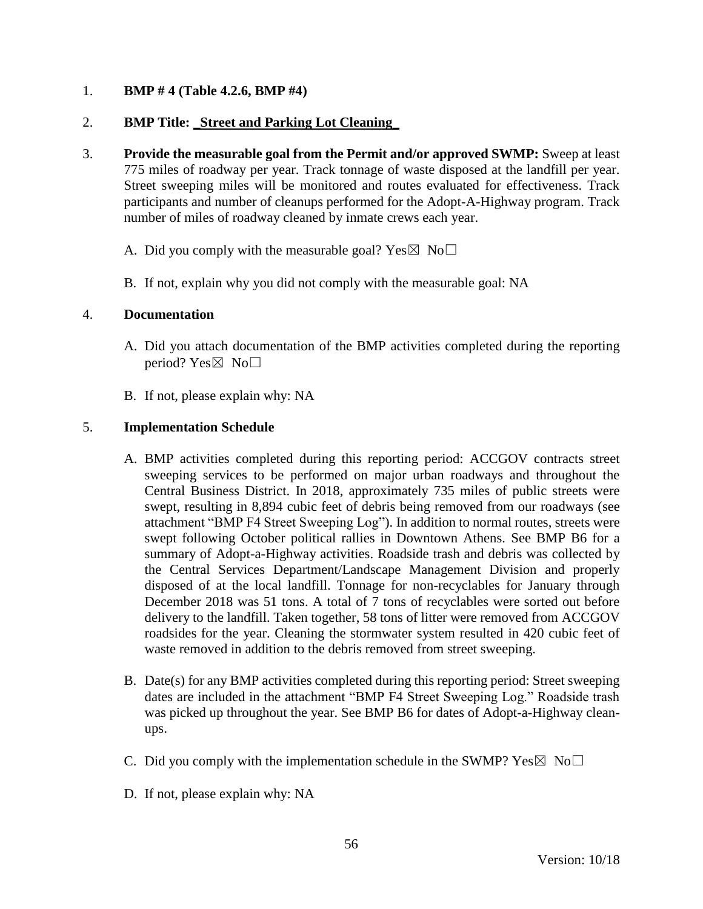1. **BMP # 4 (Table 4.2.6, BMP #4)**

2. **BMP Title: _Street and Parking Lot Cleaning_**

3. **Provide the measurable goal from the Permit and/or approved SWMP:** Sweep at least 775 miles of roadway per year. Track tonnage of waste disposed at the landfill per year. Street sweeping miles will be monitored and routes evaluated for effectiveness. Track participants and number of cleanups performed for the Adopt-A-Highway program. Track number of miles of roadway cleaned by inmate crews each year.

   A. Did you comply with the measurable goal? Yes☒ No☐

   B. If not, explain why you did not comply with the measurable goal: NA

4. **Documentation**

   A. Did you attach documentation of the BMP activities completed during the reporting period? Yes☒ No☐

   B. If not, please explain why: NA

5. **Implementation Schedule**

   A. BMP activities completed during this reporting period: ACCGOV contracts street sweeping services to be performed on major urban roadways and throughout the Central Business District. In 2018, approximately 735 miles of public streets were swept, resulting in 8,894 cubic feet of debris being removed from our roadways (see attachment "BMP F4 Street Sweeping Log"). In addition to normal routes, streets were swept following October political rallies in Downtown Athens. See BMP B6 for a summary of Adopt-a-Highway activities. Roadside trash and debris was collected by the Central Services Department/Landscape Management Division and properly disposed of at the local landfill. Tonnage for non-recyclables for January through December 2018 was 51 tons. A total of 7 tons of recyclables were sorted out before delivery to the landfill. Taken together, 58 tons of litter were removed from ACCGOV roadsides for the year. Cleaning the stormwater system resulted in 420 cubic feet of waste removed in addition to the debris removed from street sweeping.

   B. Date(s) for any BMP activities completed during this reporting period: Street sweeping dates are included in the attachment "BMP F4 Street Sweeping Log." Roadside trash was picked up throughout the year. See BMP B6 for dates of Adopt-a-Highway clean-ups.

   C. Did you comply with the implementation schedule in the SWMP? Yes☒ No☐

   D. If not, please explain why: NA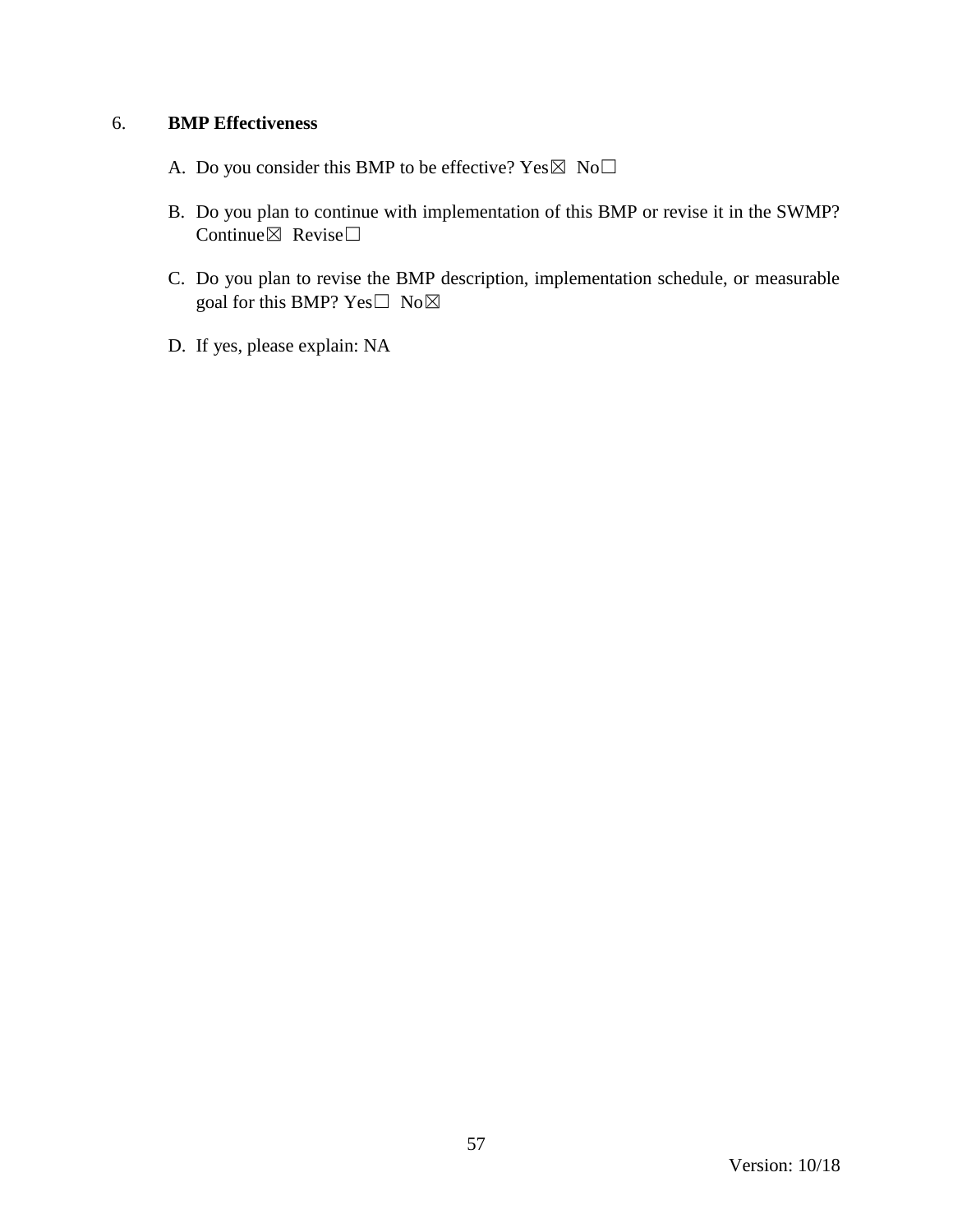6. **BMP Effectiveness**

A. Do you consider this BMP to be effective? Yes☒ No☐

B. Do you plan to continue with implementation of this BMP or revise it in the SWMP? Continue☒ Revise☐

C. Do you plan to revise the BMP description, implementation schedule, or measurable goal for this BMP? Yes☐ No☒

D. If yes, please explain: NA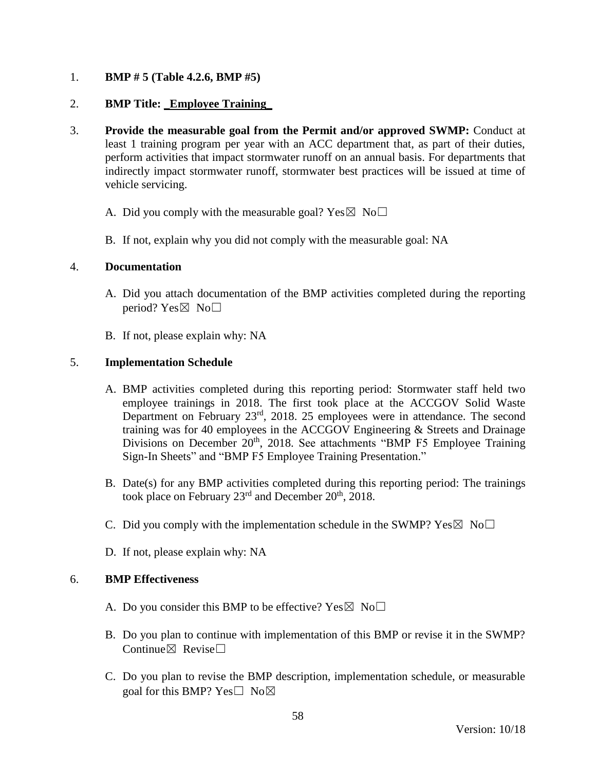1. **BMP # 5 (Table 4.2.6, BMP #5)**

2. **BMP Title: _Employee Training_**

3. **Provide the measurable goal from the Permit and/or approved SWMP:** Conduct at least 1 training program per year with an ACC department that, as part of their duties, perform activities that impact stormwater runoff on an annual basis. For departments that indirectly impact stormwater runoff, stormwater best practices will be issued at time of vehicle servicing.

   A. Did you comply with the measurable goal? Yes☒ No☐

   B. If not, explain why you did not comply with the measurable goal: NA

4. **Documentation**

   A. Did you attach documentation of the BMP activities completed during the reporting period? Yes☒ No☐

   B. If not, please explain why: NA

5. **Implementation Schedule**

   A. BMP activities completed during this reporting period: Stormwater staff held two employee trainings in 2018. The first took place at the ACCGOV Solid Waste Department on February 23rd, 2018. 25 employees were in attendance. The second training was for 40 employees in the ACCGOV Engineering & Streets and Drainage Divisions on December 20th, 2018. See attachments "BMP F5 Employee Training Sign-In Sheets" and "BMP F5 Employee Training Presentation."

   B. Date(s) for any BMP activities completed during this reporting period: The trainings took place on February 23rd and December 20th, 2018.

   C. Did you comply with the implementation schedule in the SWMP? Yes☒ No☐

   D. If not, please explain why: NA

6. **BMP Effectiveness**

   A. Do you consider this BMP to be effective? Yes☒ No☐

   B. Do you plan to continue with implementation of this BMP or revise it in the SWMP? Continue☒ Revise☐

   C. Do you plan to revise the BMP description, implementation schedule, or measurable goal for this BMP? Yes☐ No☒

Version: 10/18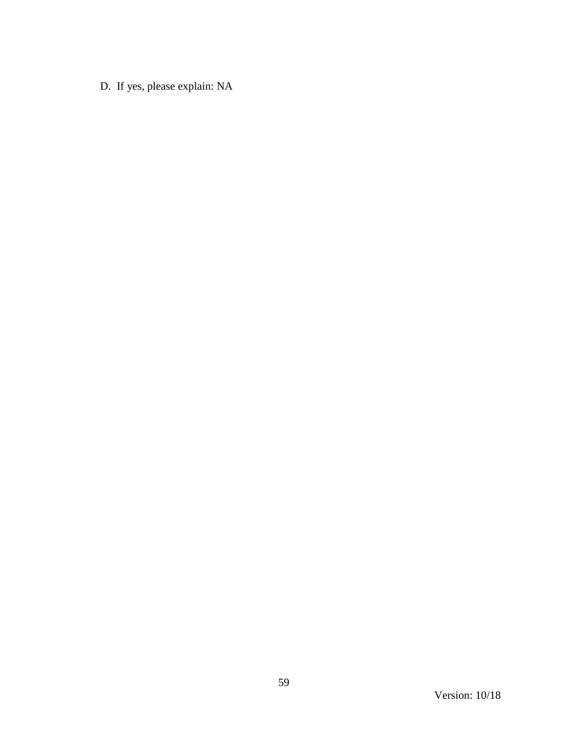D. If yes, please explain: NA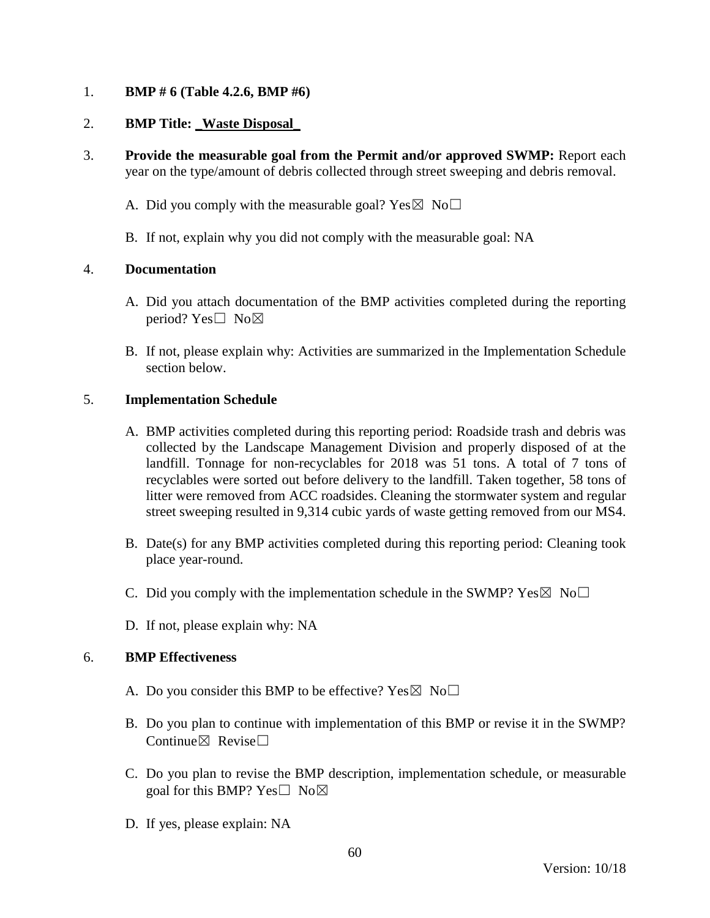1. **BMP # 6 (Table 4.2.6, BMP #6)**

2. **BMP Title: _Waste Disposal_**

3. **Provide the measurable goal from the Permit and/or approved SWMP:** Report each year on the type/amount of debris collected through street sweeping and debris removal.

   A. Did you comply with the measurable goal? Yes☒ No☐

   B. If not, explain why you did not comply with the measurable goal: NA

4. **Documentation**

   A. Did you attach documentation of the BMP activities completed during the reporting period? Yes☐ No☒

   B. If not, please explain why: Activities are summarized in the Implementation Schedule section below.

5. **Implementation Schedule**

   A. BMP activities completed during this reporting period: Roadside trash and debris was collected by the Landscape Management Division and properly disposed of at the landfill. Tonnage for non-recyclables for 2018 was 51 tons. A total of 7 tons of recyclables were sorted out before delivery to the landfill. Taken together, 58 tons of litter were removed from ACC roadsides. Cleaning the stormwater system and regular street sweeping resulted in 9,314 cubic yards of waste getting removed from our MS4.

   B. Date(s) for any BMP activities completed during this reporting period: Cleaning took place year-round.

   C. Did you comply with the implementation schedule in the SWMP? Yes☒ No☐

   D. If not, please explain why: NA

6. **BMP Effectiveness**

   A. Do you consider this BMP to be effective? Yes☒ No☐

   B. Do you plan to continue with implementation of this BMP or revise it in the SWMP? Continue☒ Revise☐

   C. Do you plan to revise the BMP description, implementation schedule, or measurable goal for this BMP? Yes☐ No☒

   D. If yes, please explain: NA

Version: 10/18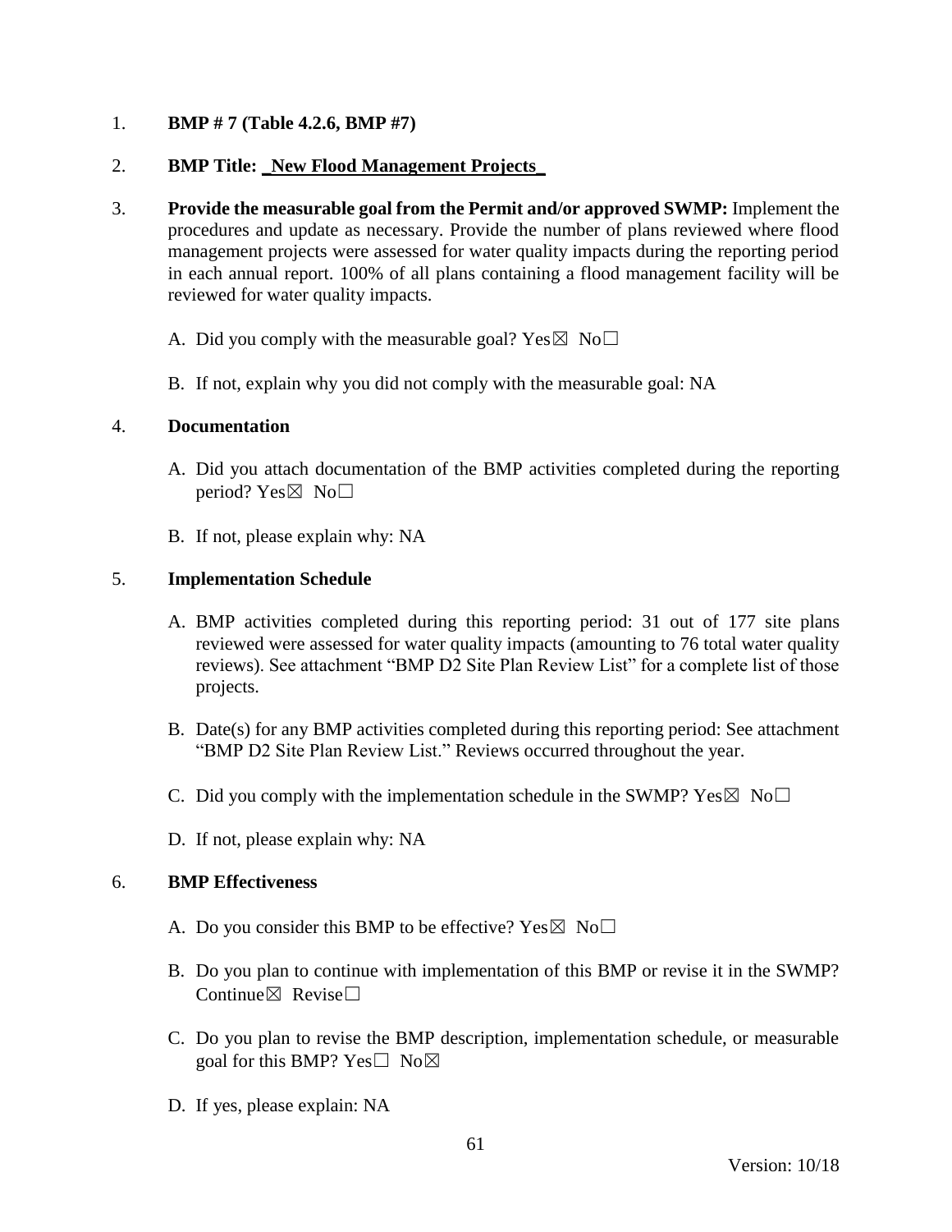1. **BMP # 7 (Table 4.2.6, BMP #7)**

2. **BMP Title: _New Flood Management Projects_**

3. **Provide the measurable goal from the Permit and/or approved SWMP:** Implement the procedures and update as necessary. Provide the number of plans reviewed where flood management projects were assessed for water quality impacts during the reporting period in each annual report. 100% of all plans containing a flood management facility will be reviewed for water quality impacts.

   A. Did you comply with the measurable goal? Yes☒ No☐

   B. If not, explain why you did not comply with the measurable goal: NA

4. **Documentation**

   A. Did you attach documentation of the BMP activities completed during the reporting period? Yes☒ No☐

   B. If not, please explain why: NA

5. **Implementation Schedule**

   A. BMP activities completed during this reporting period: 31 out of 177 site plans reviewed were assessed for water quality impacts (amounting to 76 total water quality reviews). See attachment "BMP D2 Site Plan Review List" for a complete list of those projects.

   B. Date(s) for any BMP activities completed during this reporting period: See attachment "BMP D2 Site Plan Review List." Reviews occurred throughout the year.

   C. Did you comply with the implementation schedule in the SWMP? Yes☒ No☐

   D. If not, please explain why: NA

6. **BMP Effectiveness**

   A. Do you consider this BMP to be effective? Yes☒ No☐

   B. Do you plan to continue with implementation of this BMP or revise it in the SWMP? Continue☒ Revise☐

   C. Do you plan to revise the BMP description, implementation schedule, or measurable goal for this BMP? Yes☐ No☒

   D. If yes, please explain: NA

Version: 10/18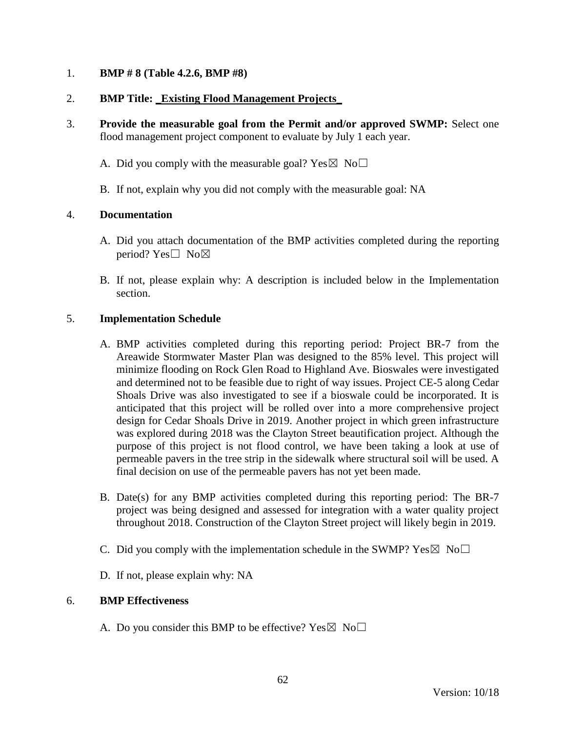1. **BMP # 8 (Table 4.2.6, BMP #8)**

2. **BMP Title: _Existing Flood Management Projects_**

3. **Provide the measurable goal from the Permit and/or approved SWMP:** Select one flood management project component to evaluate by July 1 each year.

   A. Did you comply with the measurable goal? Yes☒ No☐

   B. If not, explain why you did not comply with the measurable goal: NA

4. **Documentation**

   A. Did you attach documentation of the BMP activities completed during the reporting period? Yes☐ No☒

   B. If not, please explain why: A description is included below in the Implementation section.

5. **Implementation Schedule**

   A. BMP activities completed during this reporting period: Project BR-7 from the Areawide Stormwater Master Plan was designed to the 85% level. This project will minimize flooding on Rock Glen Road to Highland Ave. Bioswales were investigated and determined not to be feasible due to right of way issues. Project CE-5 along Cedar Shoals Drive was also investigated to see if a bioswale could be incorporated. It is anticipated that this project will be rolled over into a more comprehensive project design for Cedar Shoals Drive in 2019. Another project in which green infrastructure was explored during 2018 was the Clayton Street beautification project. Although the purpose of this project is not flood control, we have been taking a look at use of permeable pavers in the tree strip in the sidewalk where structural soil will be used. A final decision on use of the permeable pavers has not yet been made.

   B. Date(s) for any BMP activities completed during this reporting period: The BR-7 project was being designed and assessed for integration with a water quality project throughout 2018. Construction of the Clayton Street project will likely begin in 2019.

   C. Did you comply with the implementation schedule in the SWMP? Yes☒ No☐

   D. If not, please explain why: NA

6. **BMP Effectiveness**

   A. Do you consider this BMP to be effective? Yes☒ No☐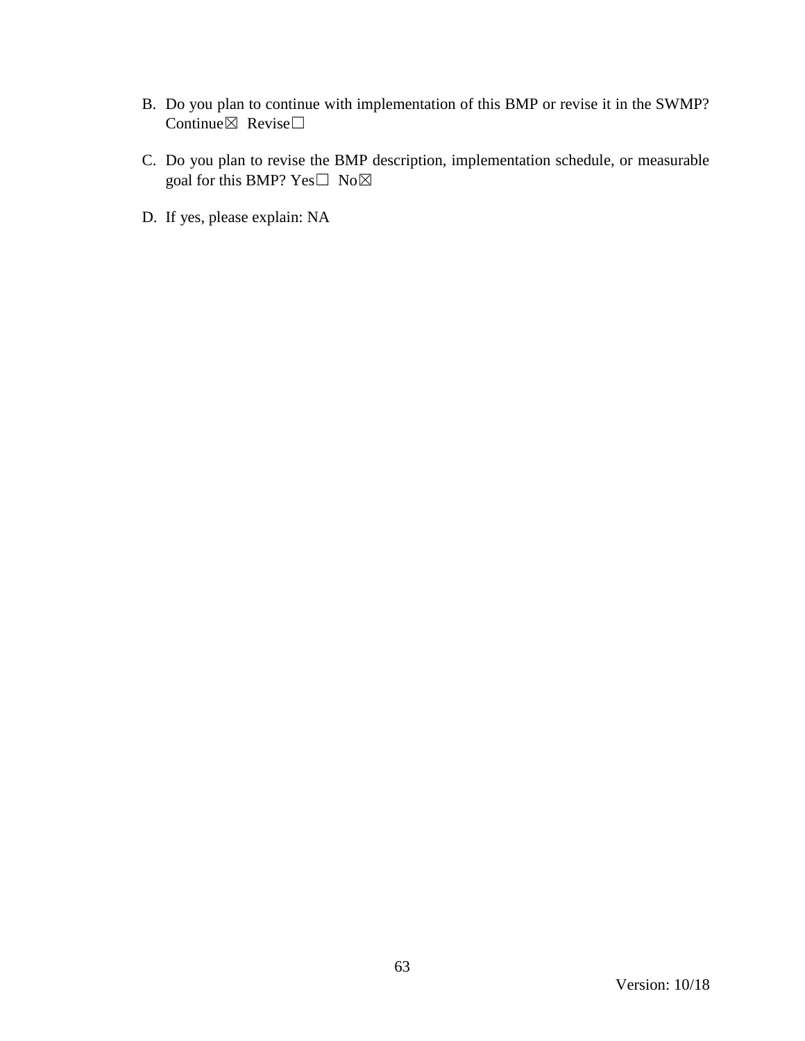B. Do you plan to continue with implementation of this BMP or revise it in the SWMP? Continue☒ Revise☐

C. Do you plan to revise the BMP description, implementation schedule, or measurable goal for this BMP? Yes☐ No☒

D. If yes, please explain: NA

Version: 10/18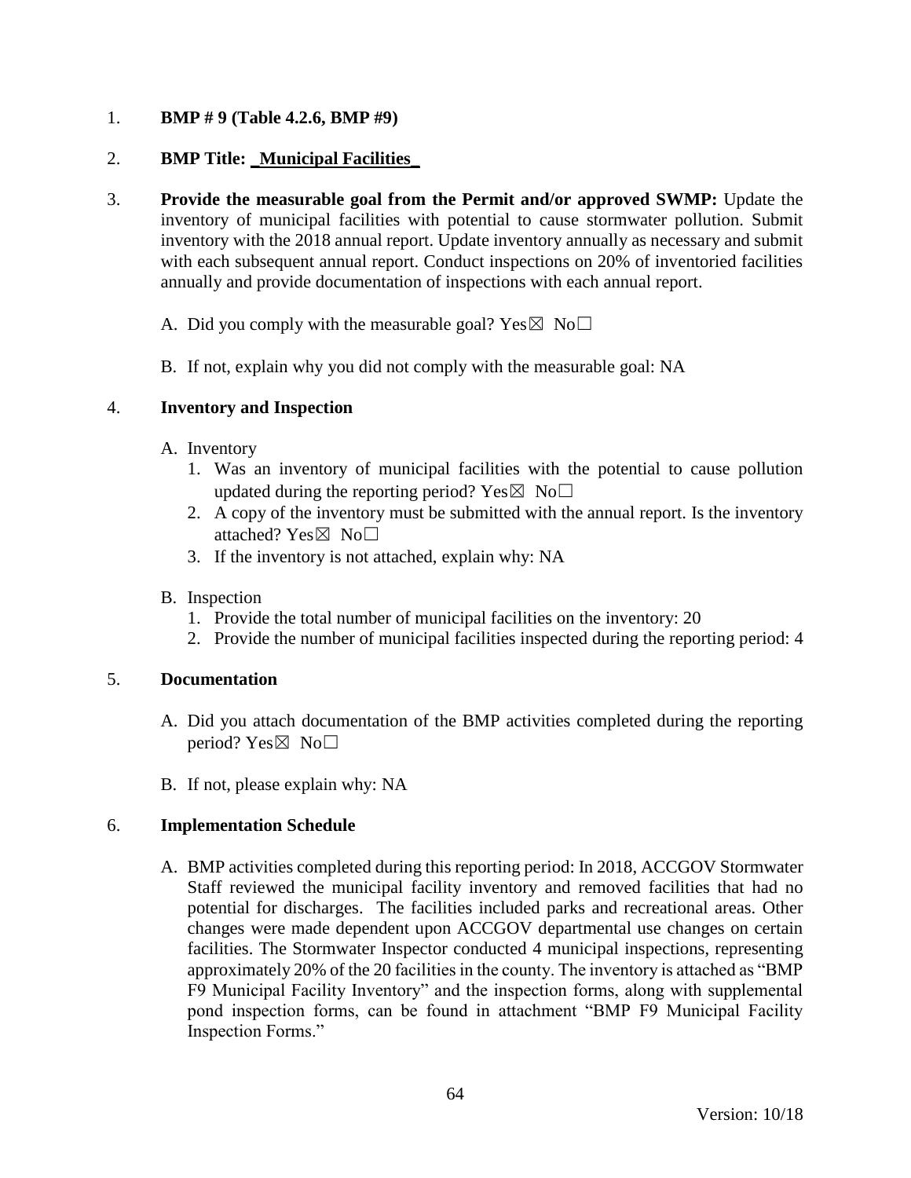1. **BMP # 9 (Table 4.2.6, BMP #9)**

2. **BMP Title: _Municipal Facilities_**

3. **Provide the measurable goal from the Permit and/or approved SWMP:** Update the inventory of municipal facilities with potential to cause stormwater pollution. Submit inventory with the 2018 annual report. Update inventory annually as necessary and submit with each subsequent annual report. Conduct inspections on 20% of inventoried facilities annually and provide documentation of inspections with each annual report.

   A. Did you comply with the measurable goal? Yes☒ No☐

   B. If not, explain why you did not comply with the measurable goal: NA

4. **Inventory and Inspection**

   A. Inventory
      1. Was an inventory of municipal facilities with the potential to cause pollution updated during the reporting period? Yes☒ No☐
      2. A copy of the inventory must be submitted with the annual report. Is the inventory attached? Yes☒ No☐
      3. If the inventory is not attached, explain why: NA

   B. Inspection
      1. Provide the total number of municipal facilities on the inventory: 20
      2. Provide the number of municipal facilities inspected during the reporting period: 4

5. **Documentation**

   A. Did you attach documentation of the BMP activities completed during the reporting period? Yes☒ No☐

   B. If not, please explain why: NA

6. **Implementation Schedule**

   A. BMP activities completed during this reporting period: In 2018, ACCGOV Stormwater Staff reviewed the municipal facility inventory and removed facilities that had no potential for discharges. The facilities included parks and recreational areas. Other changes were made dependent upon ACCGOV departmental use changes on certain facilities. The Stormwater Inspector conducted 4 municipal inspections, representing approximately 20% of the 20 facilities in the county. The inventory is attached as "BMP F9 Municipal Facility Inventory" and the inspection forms, along with supplemental pond inspection forms, can be found in attachment "BMP F9 Municipal Facility Inspection Forms."

Version: 10/18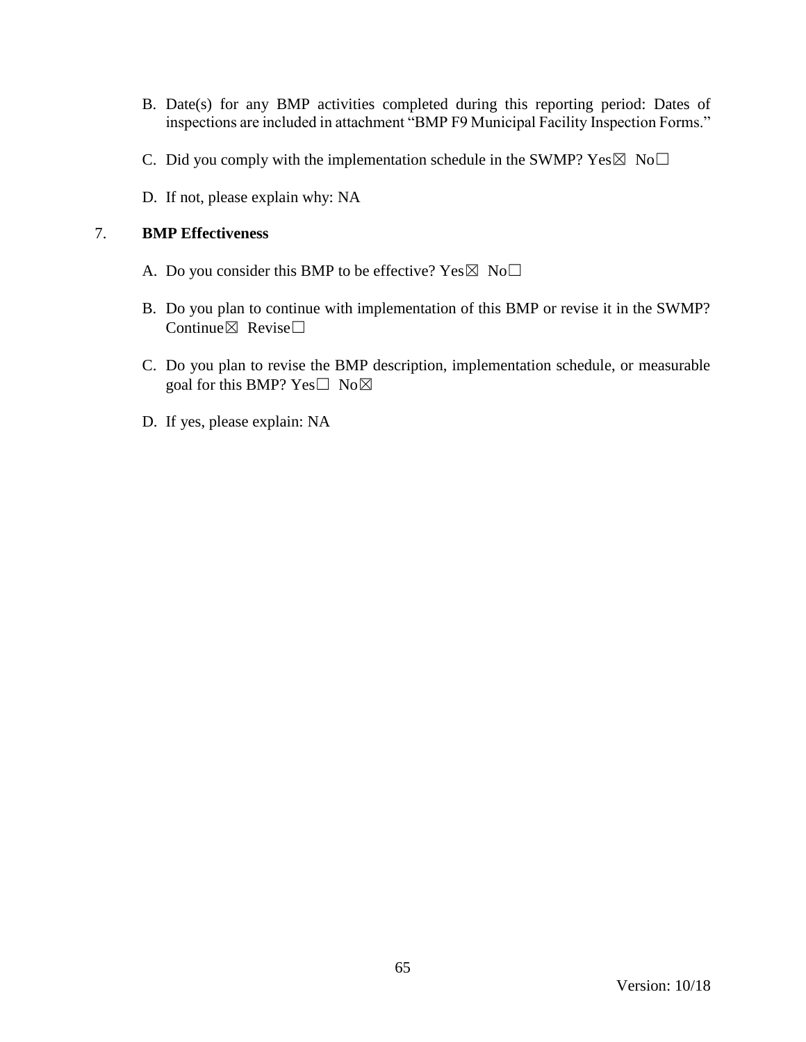B. Date(s) for any BMP activities completed during this reporting period: Dates of inspections are included in attachment "BMP F9 Municipal Facility Inspection Forms."

C. Did you comply with the implementation schedule in the SWMP? Yes☒ No☐

D. If not, please explain why: NA

7. **BMP Effectiveness**

A. Do you consider this BMP to be effective? Yes☒ No☐

B. Do you plan to continue with implementation of this BMP or revise it in the SWMP? Continue☒ Revise☐

C. Do you plan to revise the BMP description, implementation schedule, or measurable goal for this BMP? Yes☐ No☒

D. If yes, please explain: NA

Version: 10/18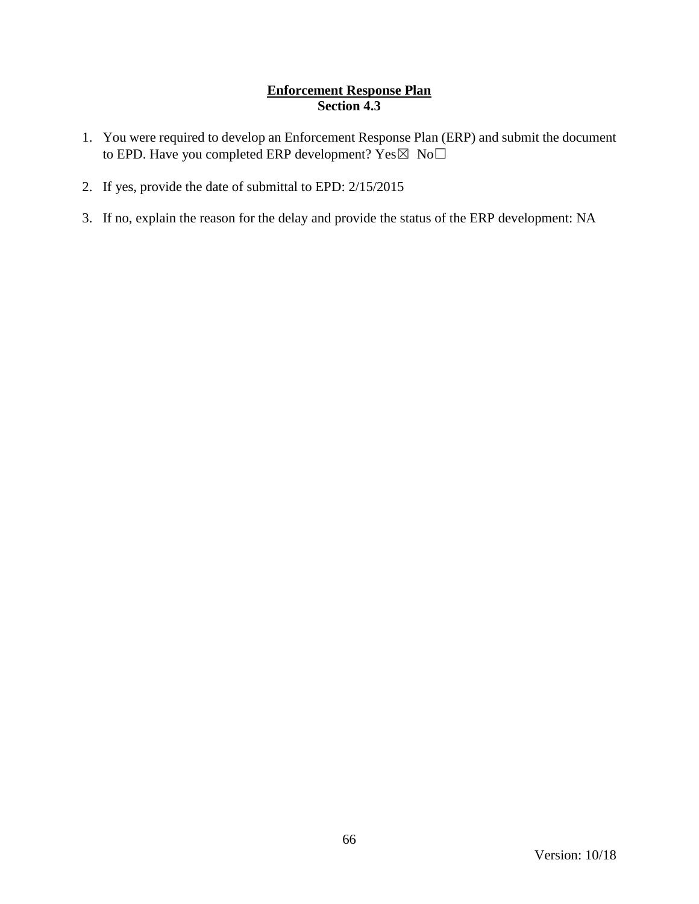# Enforcement Response Plan
## Section 4.3

1. You were required to develop an Enforcement Response Plan (ERP) and submit the document to EPD. Have you completed ERP development? Yes☒ No☐

2. If yes, provide the date of submittal to EPD: 2/15/2015

3. If no, explain the reason for the delay and provide the status of the ERP development: NA

Version: 10/18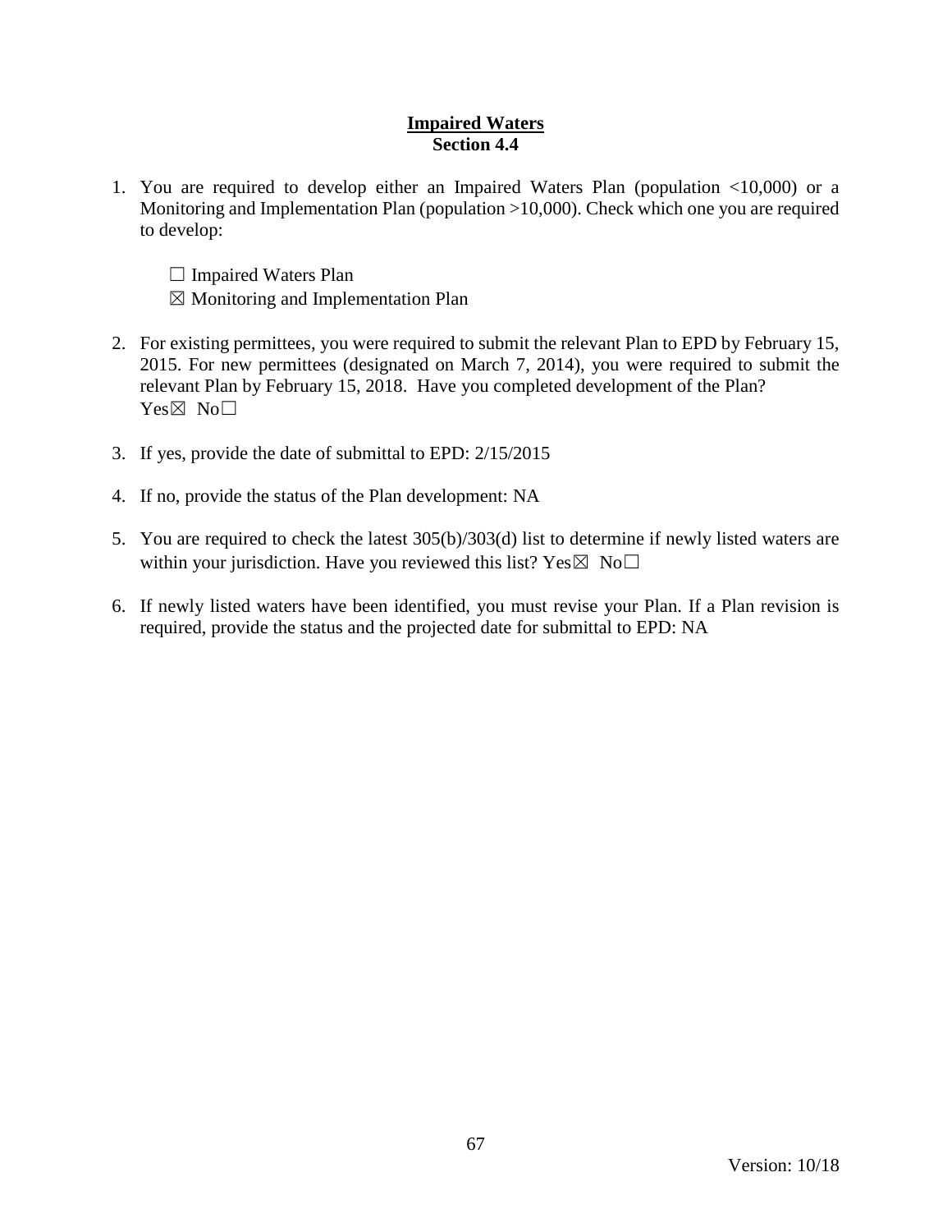## Impaired Waters
### Section 4.4

1. You are required to develop either an Impaired Waters Plan (population <10,000) or a Monitoring and Implementation Plan (population >10,000). Check which one you are required to develop:

   ☐ Impaired Waters Plan
   ☒ Monitoring and Implementation Plan

2. For existing permittees, you were required to submit the relevant Plan to EPD by February 15, 2015. For new permittees (designated on March 7, 2014), you were required to submit the relevant Plan by February 15, 2018. Have you completed development of the Plan?
   Yes☒ No☐

3. If yes, provide the date of submittal to EPD: 2/15/2015

4. If no, provide the status of the Plan development: NA

5. You are required to check the latest 305(b)/303(d) list to determine if newly listed waters are within your jurisdiction. Have you reviewed this list? Yes☒ No☐

6. If newly listed waters have been identified, you must revise your Plan. If a Plan revision is required, provide the status and the projected date for submittal to EPD: NA

Version: 10/18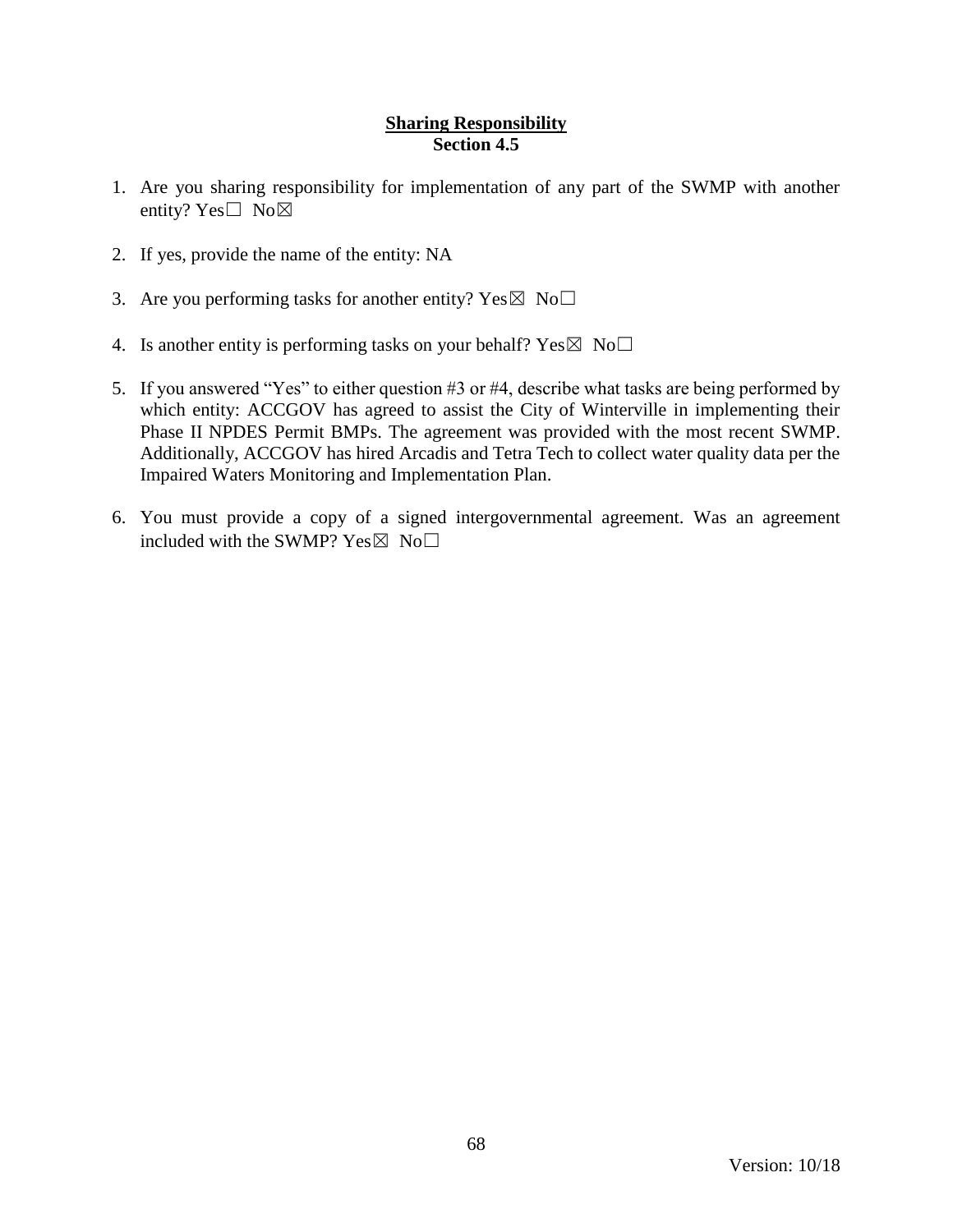## Sharing Responsibility
### Section 4.5

1. Are you sharing responsibility for implementation of any part of the SWMP with another entity? Yes☐ No☒

2. If yes, provide the name of the entity: NA

3. Are you performing tasks for another entity? Yes☒ No☐

4. Is another entity is performing tasks on your behalf? Yes☒ No☐

5. If you answered "Yes" to either question #3 or #4, describe what tasks are being performed by which entity: ACCGOV has agreed to assist the City of Winterville in implementing their Phase II NPDES Permit BMPs. The agreement was provided with the most recent SWMP. Additionally, ACCGOV has hired Arcadis and Tetra Tech to collect water quality data per the Impaired Waters Monitoring and Implementation Plan.

6. You must provide a copy of a signed intergovernmental agreement. Was an agreement included with the SWMP? Yes☒ No☐

Version: 10/18